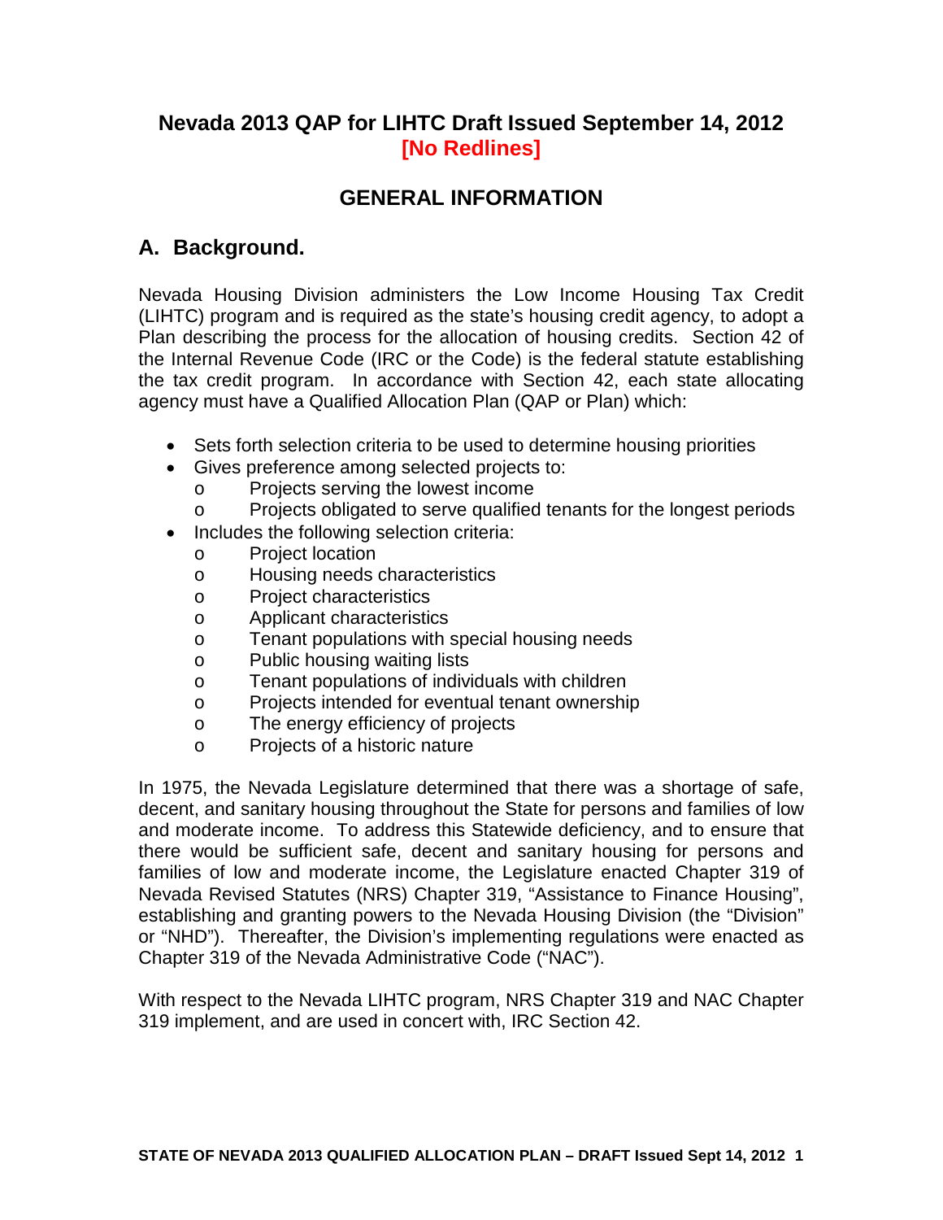# Nevada 2013 QAP for LIHTC Draft Issued September 14, 2012
**[No Redlines]**

## GENERAL INFORMATION

### A. Background.

Nevada Housing Division administers the Low Income Housing Tax Credit (LIHTC) program and is required as the state's housing credit agency, to adopt a Plan describing the process for the allocation of housing credits. Section 42 of the Internal Revenue Code (IRC or the Code) is the federal statute establishing the tax credit program. In accordance with Section 42, each state allocating agency must have a Qualified Allocation Plan (QAP or Plan) which:

- Sets forth selection criteria to be used to determine housing priorities
- Gives preference among selected projects to:
    - Projects serving the lowest income
    - Projects obligated to serve qualified tenants for the longest periods
- Includes the following selection criteria:
    - Project location
    - Housing needs characteristics
    - Project characteristics
    - Applicant characteristics
    - Tenant populations with special housing needs
    - Public housing waiting lists
    - Tenant populations of individuals with children
    - Projects intended for eventual tenant ownership
    - The energy efficiency of projects
    - Projects of a historic nature

In 1975, the Nevada Legislature determined that there was a shortage of safe, decent, and sanitary housing throughout the State for persons and families of low and moderate income. To address this Statewide deficiency, and to ensure that there would be sufficient safe, decent and sanitary housing for persons and families of low and moderate income, the Legislature enacted Chapter 319 of Nevada Revised Statutes (NRS) Chapter 319, "Assistance to Finance Housing", establishing and granting powers to the Nevada Housing Division (the "Division" or "NHD"). Thereafter, the Division's implementing regulations were enacted as Chapter 319 of the Nevada Administrative Code ("NAC").

With respect to the Nevada LIHTC program, NRS Chapter 319 and NAC Chapter 319 implement, and are used in concert with, IRC Section 42.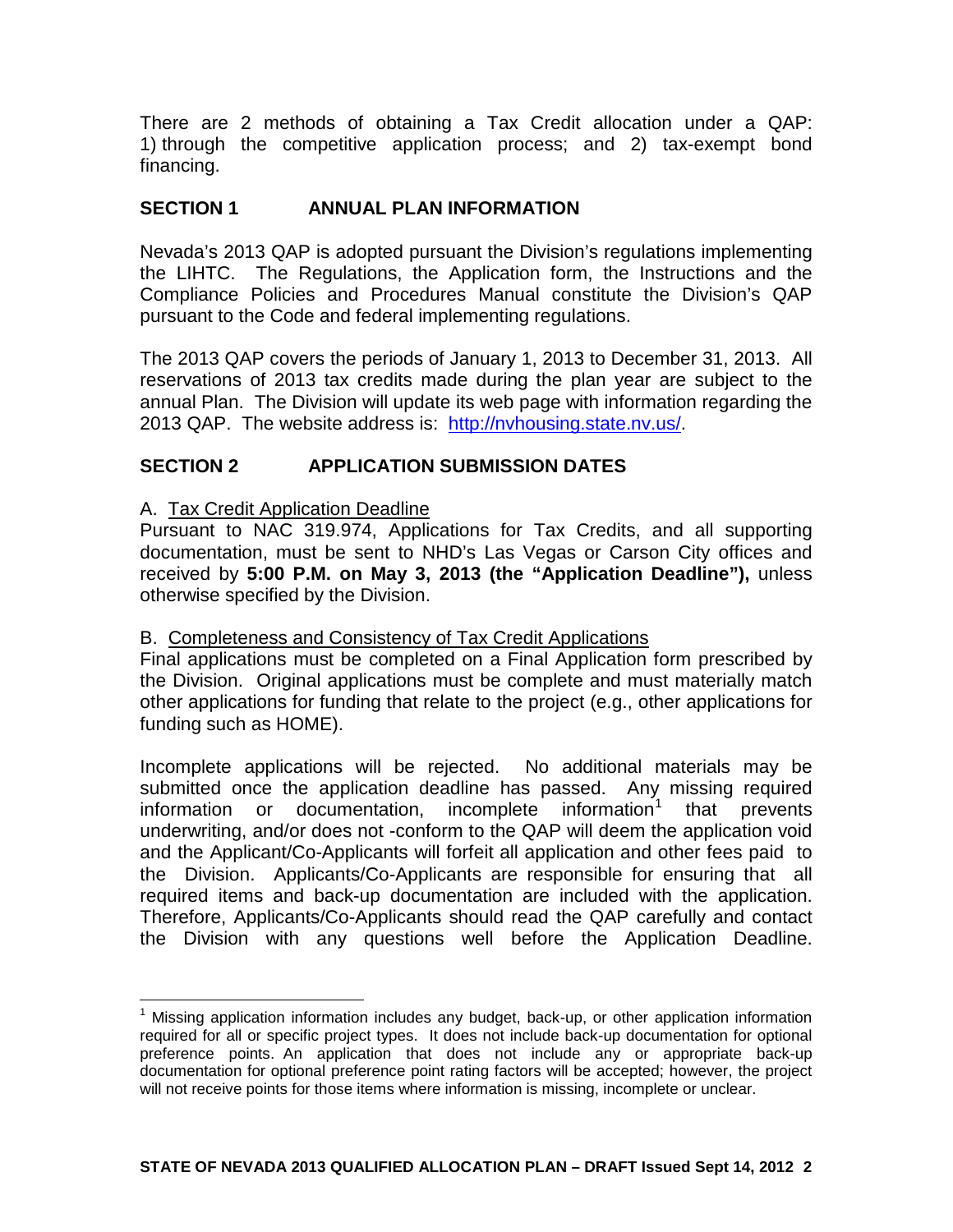There are 2 methods of obtaining a Tax Credit allocation under a QAP: 1) through the competitive application process; and 2) tax-exempt bond financing.

## SECTION 1 ANNUAL PLAN INFORMATION

Nevada's 2013 QAP is adopted pursuant the Division's regulations implementing the LIHTC. The Regulations, the Application form, the Instructions and the Compliance Policies and Procedures Manual constitute the Division's QAP pursuant to the Code and federal implementing regulations.

The 2013 QAP covers the periods of January 1, 2013 to December 31, 2013. All reservations of 2013 tax credits made during the plan year are subject to the annual Plan. The Division will update its web page with information regarding the 2013 QAP. The website address is: [http://nvhousing.state.nv.us/](http://nvhousing.state.nv.us/).

## SECTION 2 APPLICATION SUBMISSION DATES

A. Tax Credit Application Deadline

Pursuant to NAC 319.974, Applications for Tax Credits, and all supporting documentation, must be sent to NHD's Las Vegas or Carson City offices and received by **5:00 P.M. on May 3, 2013 (the "Application Deadline"),** unless otherwise specified by the Division.

B. Completeness and Consistency of Tax Credit Applications

Final applications must be completed on a Final Application form prescribed by the Division. Original applications must be complete and must materially match other applications for funding that relate to the project (e.g., other applications for funding such as HOME).

Incomplete applications will be rejected. No additional materials may be submitted once the application deadline has passed. Any missing required information or documentation, incomplete information[1] that prevents underwriting, and/or does not -conform to the QAP will deem the application void and the Applicant/Co-Applicants will forfeit all application and other fees paid to the Division. Applicants/Co-Applicants are responsible for ensuring that all required items and back-up documentation are included with the application. Therefore, Applicants/Co-Applicants should read the QAP carefully and contact the Division with any questions well before the Application Deadline.

[1] Missing application information includes any budget, back-up, or other application information required for all or specific project types. It does not include back-up documentation for optional preference points. An application that does not include any or appropriate back-up documentation for optional preference point rating factors will be accepted; however, the project will not receive points for those items where information is missing, incomplete or unclear.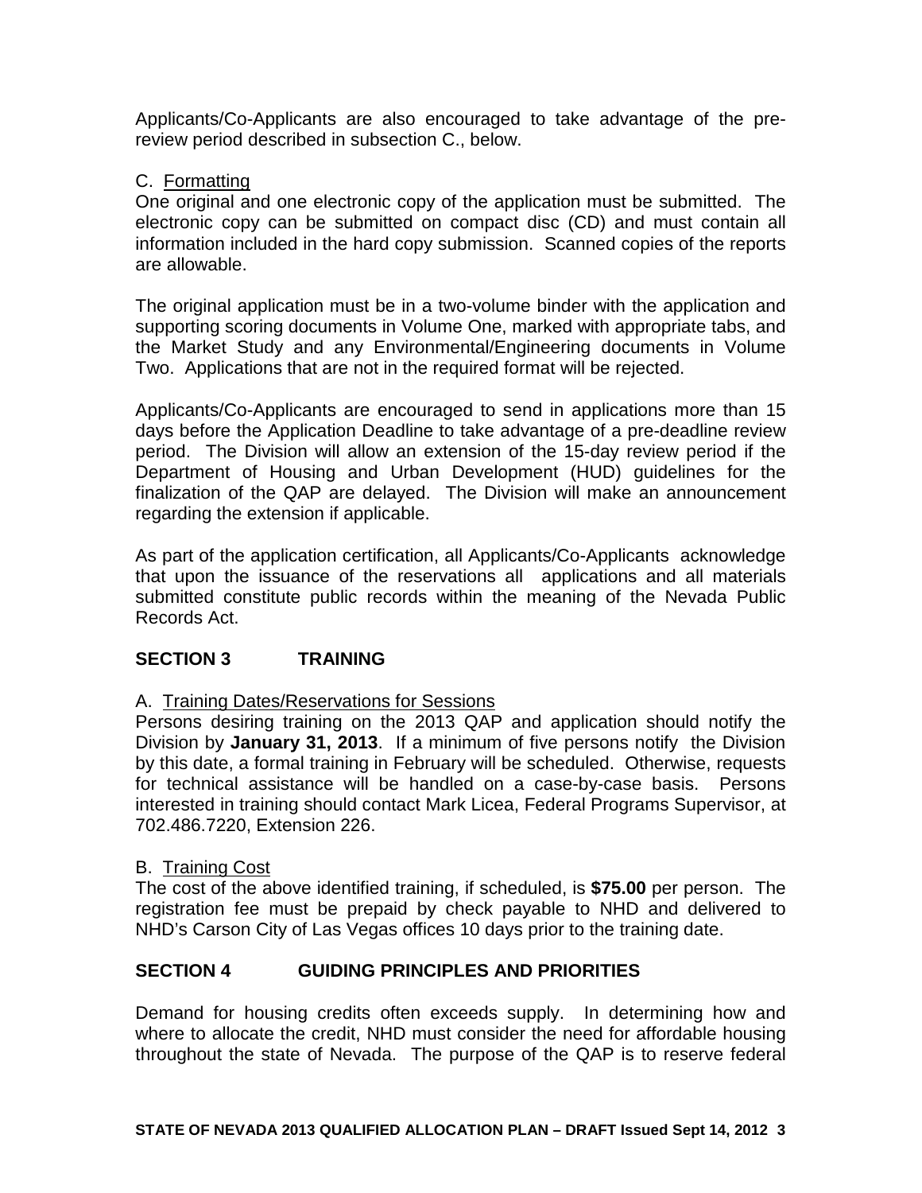Applicants/Co-Applicants are also encouraged to take advantage of the pre-review period described in subsection C., below.

C. Formatting

One original and one electronic copy of the application must be submitted. The electronic copy can be submitted on compact disc (CD) and must contain all information included in the hard copy submission. Scanned copies of the reports are allowable.

The original application must be in a two-volume binder with the application and supporting scoring documents in Volume One, marked with appropriate tabs, and the Market Study and any Environmental/Engineering documents in Volume Two. Applications that are not in the required format will be rejected.

Applicants/Co-Applicants are encouraged to send in applications more than 15 days before the Application Deadline to take advantage of a pre-deadline review period. The Division will allow an extension of the 15-day review period if the Department of Housing and Urban Development (HUD) guidelines for the finalization of the QAP are delayed. The Division will make an announcement regarding the extension if applicable.

As part of the application certification, all Applicants/Co-Applicants acknowledge that upon the issuance of the reservations all applications and all materials submitted constitute public records within the meaning of the Nevada Public Records Act.

## SECTION 3 TRAINING

A. Training Dates/Reservations for Sessions

Persons desiring training on the 2013 QAP and application should notify the Division by **January 31, 2013**. If a minimum of five persons notify the Division by this date, a formal training in February will be scheduled. Otherwise, requests for technical assistance will be handled on a case-by-case basis. Persons interested in training should contact Mark Licea, Federal Programs Supervisor, at 702.486.7220, Extension 226.

B. Training Cost

The cost of the above identified training, if scheduled, is **$75.00** per person. The registration fee must be prepaid by check payable to NHD and delivered to NHD's Carson City of Las Vegas offices 10 days prior to the training date.

## SECTION 4 GUIDING PRINCIPLES AND PRIORITIES

Demand for housing credits often exceeds supply. In determining how and where to allocate the credit, NHD must consider the need for affordable housing throughout the state of Nevada. The purpose of the QAP is to reserve federal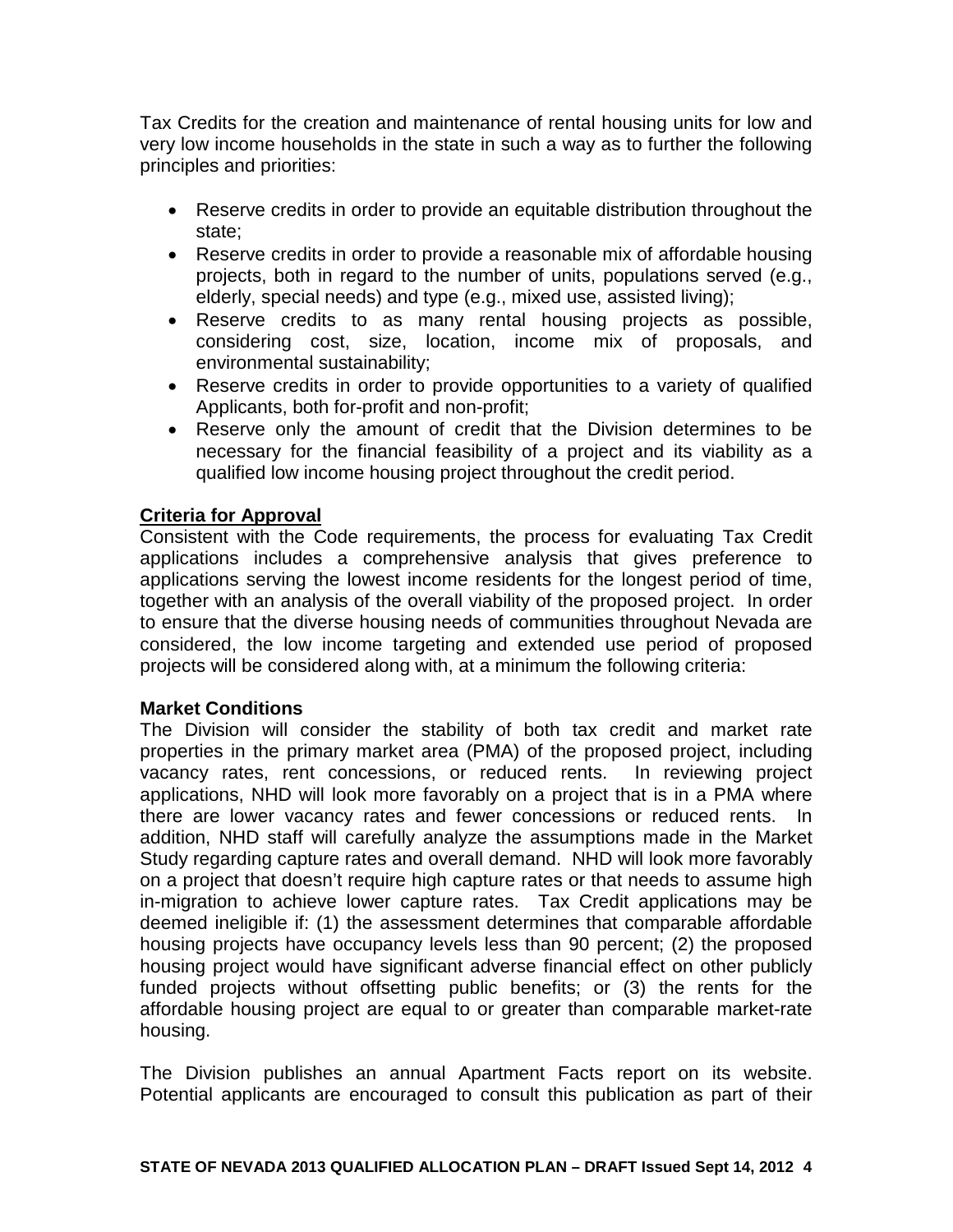Tax Credits for the creation and maintenance of rental housing units for low and very low income households in the state in such a way as to further the following principles and priorities:

- Reserve credits in order to provide an equitable distribution throughout the state;
- Reserve credits in order to provide a reasonable mix of affordable housing projects, both in regard to the number of units, populations served (e.g., elderly, special needs) and type (e.g., mixed use, assisted living);
- Reserve credits to as many rental housing projects as possible, considering cost, size, location, income mix of proposals, and environmental sustainability;
- Reserve credits in order to provide opportunities to a variety of qualified Applicants, both for-profit and non-profit;
- Reserve only the amount of credit that the Division determines to be necessary for the financial feasibility of a project and its viability as a qualified low income housing project throughout the credit period.

**Criteria for Approval**

Consistent with the Code requirements, the process for evaluating Tax Credit applications includes a comprehensive analysis that gives preference to applications serving the lowest income residents for the longest period of time, together with an analysis of the overall viability of the proposed project. In order to ensure that the diverse housing needs of communities throughout Nevada are considered, the low income targeting and extended use period of proposed projects will be considered along with, at a minimum the following criteria:

**Market Conditions**

The Division will consider the stability of both tax credit and market rate properties in the primary market area (PMA) of the proposed project, including vacancy rates, rent concessions, or reduced rents. In reviewing project applications, NHD will look more favorably on a project that is in a PMA where there are lower vacancy rates and fewer concessions or reduced rents. In addition, NHD staff will carefully analyze the assumptions made in the Market Study regarding capture rates and overall demand. NHD will look more favorably on a project that doesn't require high capture rates or that needs to assume high in-migration to achieve lower capture rates. Tax Credit applications may be deemed ineligible if: (1) the assessment determines that comparable affordable housing projects have occupancy levels less than 90 percent; (2) the proposed housing project would have significant adverse financial effect on other publicly funded projects without offsetting public benefits; or (3) the rents for the affordable housing project are equal to or greater than comparable market-rate housing.

The Division publishes an annual Apartment Facts report on its website. Potential applicants are encouraged to consult this publication as part of their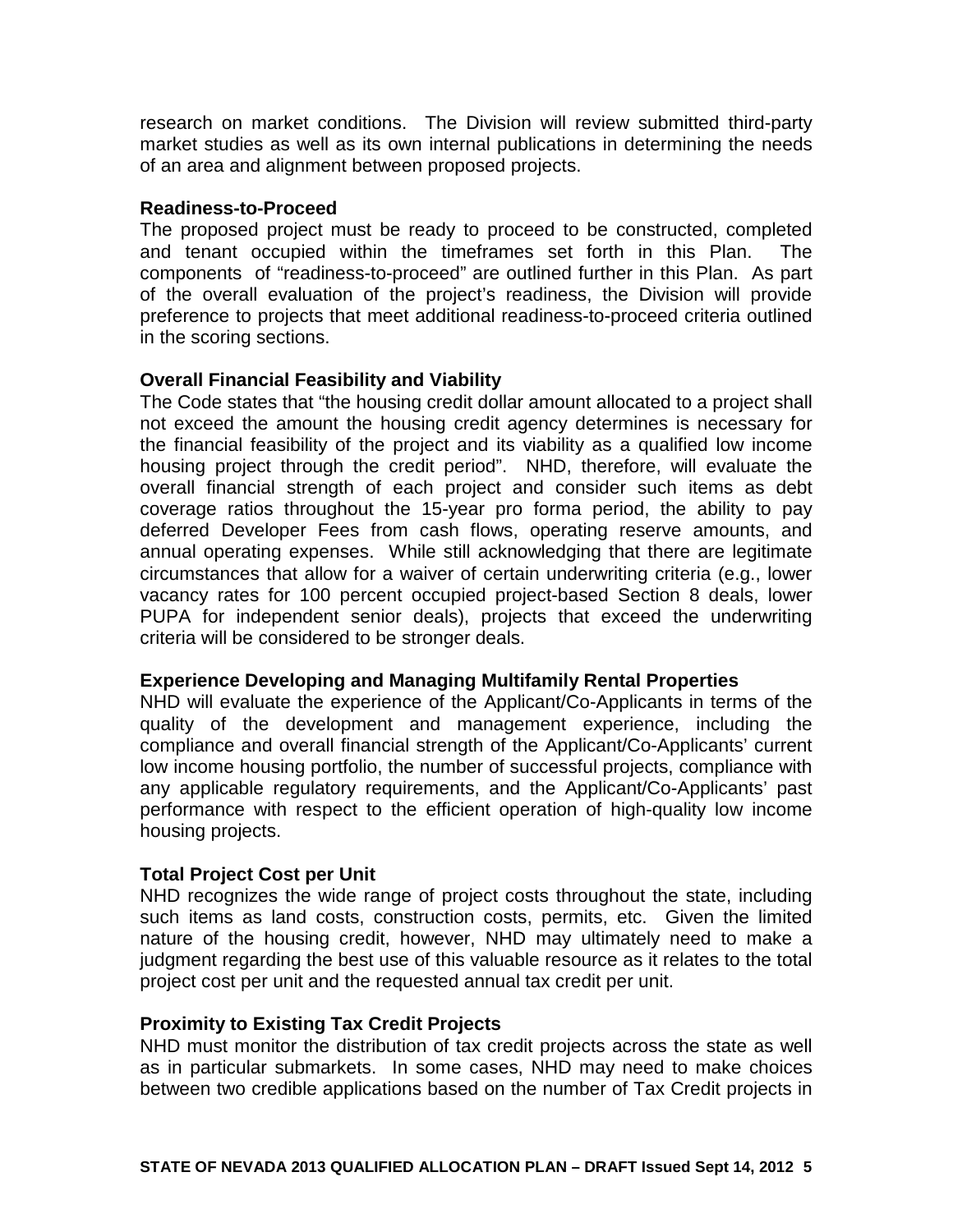research on market conditions. The Division will review submitted third-party market studies as well as its own internal publications in determining the needs of an area and alignment between proposed projects.

**Readiness-to-Proceed**

The proposed project must be ready to proceed to be constructed, completed and tenant occupied within the timeframes set forth in this Plan. The components of "readiness-to-proceed" are outlined further in this Plan. As part of the overall evaluation of the project's readiness, the Division will provide preference to projects that meet additional readiness-to-proceed criteria outlined in the scoring sections.

**Overall Financial Feasibility and Viability**

The Code states that "the housing credit dollar amount allocated to a project shall not exceed the amount the housing credit agency determines is necessary for the financial feasibility of the project and its viability as a qualified low income housing project through the credit period". NHD, therefore, will evaluate the overall financial strength of each project and consider such items as debt coverage ratios throughout the 15-year pro forma period, the ability to pay deferred Developer Fees from cash flows, operating reserve amounts, and annual operating expenses. While still acknowledging that there are legitimate circumstances that allow for a waiver of certain underwriting criteria (e.g., lower vacancy rates for 100 percent occupied project-based Section 8 deals, lower PUPA for independent senior deals), projects that exceed the underwriting criteria will be considered to be stronger deals.

**Experience Developing and Managing Multifamily Rental Properties**

NHD will evaluate the experience of the Applicant/Co-Applicants in terms of the quality of the development and management experience, including the compliance and overall financial strength of the Applicant/Co-Applicants' current low income housing portfolio, the number of successful projects, compliance with any applicable regulatory requirements, and the Applicant/Co-Applicants' past performance with respect to the efficient operation of high-quality low income housing projects.

**Total Project Cost per Unit**

NHD recognizes the wide range of project costs throughout the state, including such items as land costs, construction costs, permits, etc. Given the limited nature of the housing credit, however, NHD may ultimately need to make a judgment regarding the best use of this valuable resource as it relates to the total project cost per unit and the requested annual tax credit per unit.

**Proximity to Existing Tax Credit Projects**

NHD must monitor the distribution of tax credit projects across the state as well as in particular submarkets. In some cases, NHD may need to make choices between two credible applications based on the number of Tax Credit projects in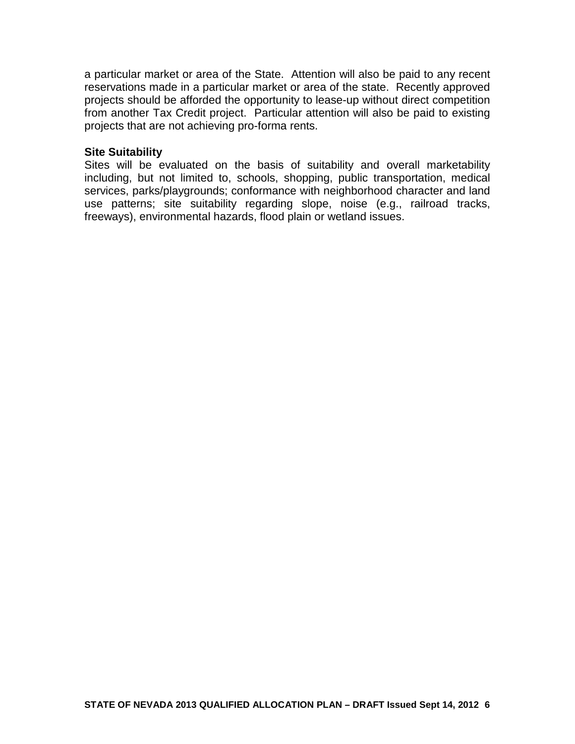a particular market or area of the State. Attention will also be paid to any recent reservations made in a particular market or area of the state. Recently approved projects should be afforded the opportunity to lease-up without direct competition from another Tax Credit project. Particular attention will also be paid to existing projects that are not achieving pro-forma rents.

**Site Suitability**

Sites will be evaluated on the basis of suitability and overall marketability including, but not limited to, schools, shopping, public transportation, medical services, parks/playgrounds; conformance with neighborhood character and land use patterns; site suitability regarding slope, noise (e.g., railroad tracks, freeways), environmental hazards, flood plain or wetland issues.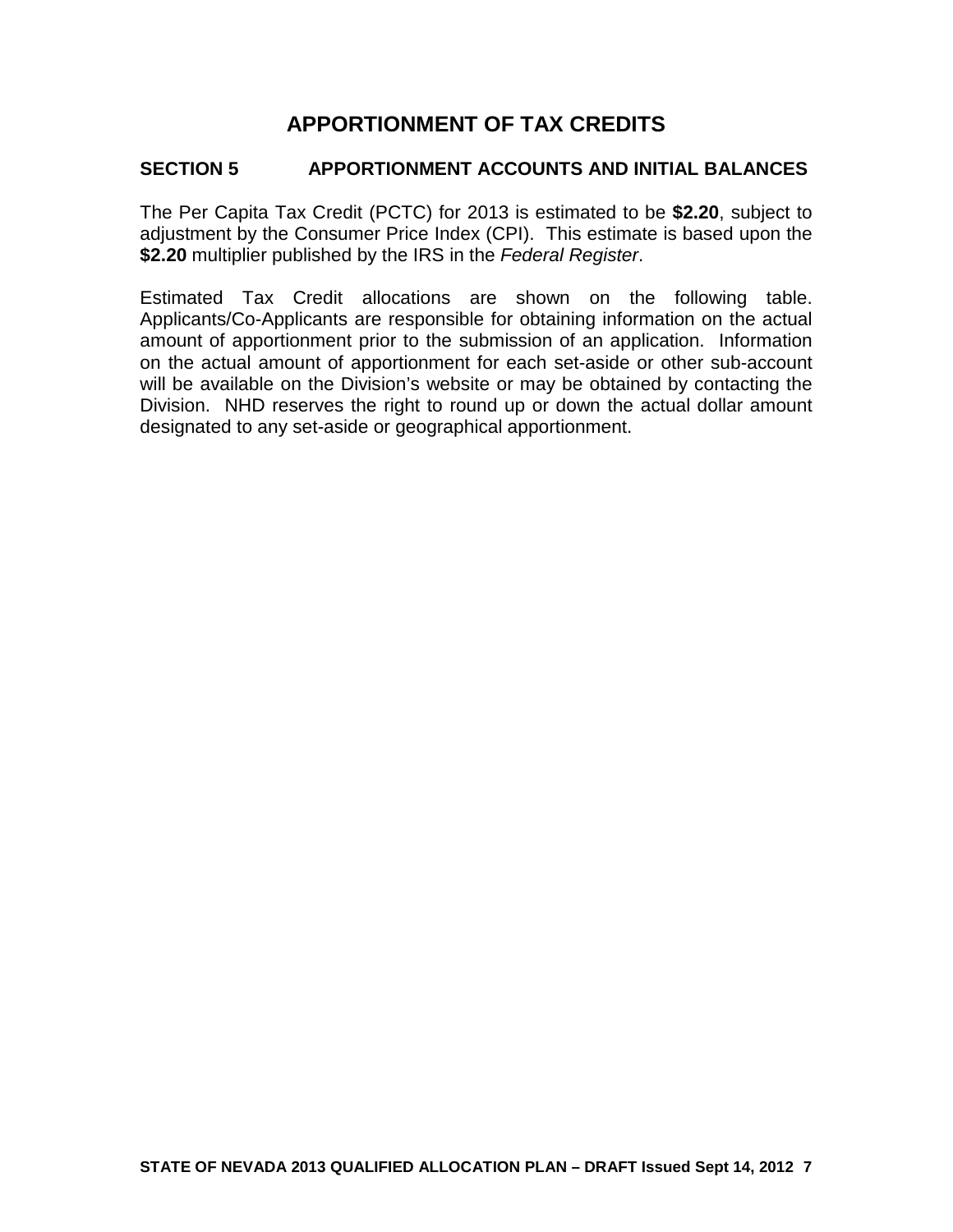# APPORTIONMENT OF TAX CREDITS

## SECTION 5 APPORTIONMENT ACCOUNTS AND INITIAL BALANCES

The Per Capita Tax Credit (PCTC) for 2013 is estimated to be **$2.20**, subject to adjustment by the Consumer Price Index (CPI). This estimate is based upon the **$2.20** multiplier published by the IRS in the *Federal Register*.

Estimated Tax Credit allocations are shown on the following table. Applicants/Co-Applicants are responsible for obtaining information on the actual amount of apportionment prior to the submission of an application. Information on the actual amount of apportionment for each set-aside or other sub-account will be available on the Division's website or may be obtained by contacting the Division. NHD reserves the right to round up or down the actual dollar amount designated to any set-aside or geographical apportionment.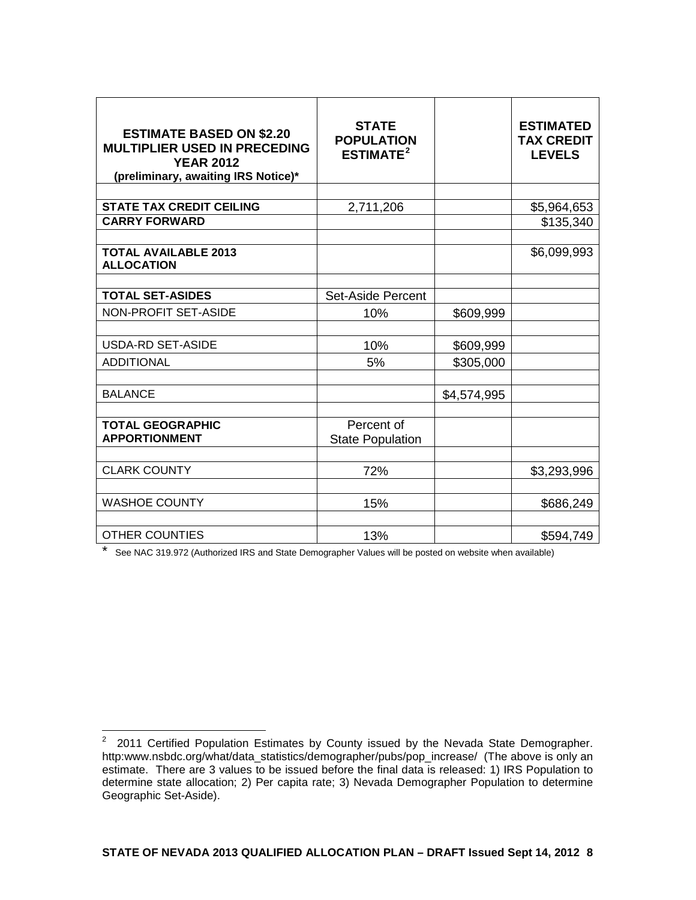| **ESTIMATE BASED ON $2.20 MULTIPLIER USED IN PRECEDING YEAR 2012 (preliminary, awaiting IRS Notice)*** | **STATE POPULATION ESTIMATE**[2] | | **ESTIMATED TAX CREDIT LEVELS** |
|---|---|---|---|
| | | | |
| **STATE TAX CREDIT CEILING** | 2,711,206 | | $5,964,653 |
| **CARRY FORWARD** | | | $135,340 |
| | | | |
| **TOTAL AVAILABLE 2013 ALLOCATION** | | | $6,099,993 |
| | | | |
| **TOTAL SET-ASIDES** | Set-Aside Percent | | |
| NON-PROFIT SET-ASIDE | 10% | $609,999 | |
| | | | |
| USDA-RD SET-ASIDE | 10% | $609,999 | |
| ADDITIONAL | 5% | $305,000 | |
| | | | |
| BALANCE | | $4,574,995 | |
| | | | |
| **TOTAL GEOGRAPHIC APPORTIONMENT** | Percent of State Population | | |
| | | | |
| CLARK COUNTY | 72% | | $3,293,996 |
| | | | |
| WASHOE COUNTY | 15% | | $686,249 |
| | | | |
| OTHER COUNTIES | 13% | | $594,749 |

* See NAC 319.972 (Authorized IRS and State Demographer Values will be posted on website when available)

[2] 2011 Certified Population Estimates by County issued by the Nevada State Demographer. http:www.nsbdc.org/what/data_statistics/demographer/pubs/pop_increase/ (The above is only an estimate. There are 3 values to be issued before the final data is released: 1) IRS Population to determine state allocation; 2) Per capita rate; 3) Nevada Demographer Population to determine Geographic Set-Aside).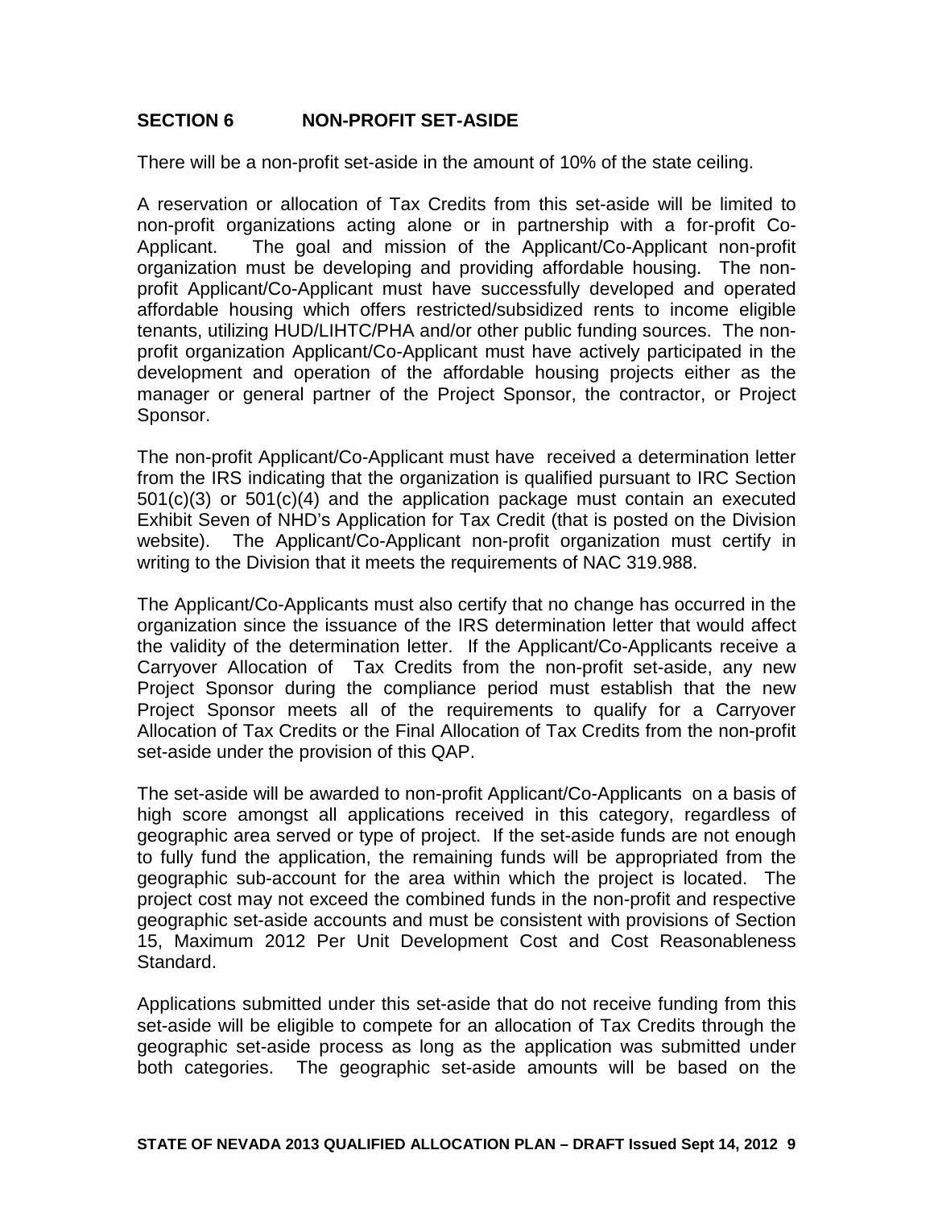## SECTION 6 NON-PROFIT SET-ASIDE

There will be a non-profit set-aside in the amount of 10% of the state ceiling.

A reservation or allocation of Tax Credits from this set-aside will be limited to non-profit organizations acting alone or in partnership with a for-profit Co-Applicant. The goal and mission of the Applicant/Co-Applicant non-profit organization must be developing and providing affordable housing. The non-profit Applicant/Co-Applicant must have successfully developed and operated affordable housing which offers restricted/subsidized rents to income eligible tenants, utilizing HUD/LIHTC/PHA and/or other public funding sources. The non-profit organization Applicant/Co-Applicant must have actively participated in the development and operation of the affordable housing projects either as the manager or general partner of the Project Sponsor, the contractor, or Project Sponsor.

The non-profit Applicant/Co-Applicant must have received a determination letter from the IRS indicating that the organization is qualified pursuant to IRC Section 501(c)(3) or 501(c)(4) and the application package must contain an executed Exhibit Seven of NHD's Application for Tax Credit (that is posted on the Division website). The Applicant/Co-Applicant non-profit organization must certify in writing to the Division that it meets the requirements of NAC 319.988.

The Applicant/Co-Applicants must also certify that no change has occurred in the organization since the issuance of the IRS determination letter that would affect the validity of the determination letter. If the Applicant/Co-Applicants receive a Carryover Allocation of Tax Credits from the non-profit set-aside, any new Project Sponsor during the compliance period must establish that the new Project Sponsor meets all of the requirements to qualify for a Carryover Allocation of Tax Credits or the Final Allocation of Tax Credits from the non-profit set-aside under the provision of this QAP.

The set-aside will be awarded to non-profit Applicant/Co-Applicants on a basis of high score amongst all applications received in this category, regardless of geographic area served or type of project. If the set-aside funds are not enough to fully fund the application, the remaining funds will be appropriated from the geographic sub-account for the area within which the project is located. The project cost may not exceed the combined funds in the non-profit and respective geographic set-aside accounts and must be consistent with provisions of Section 15, Maximum 2012 Per Unit Development Cost and Cost Reasonableness Standard.

Applications submitted under this set-aside that do not receive funding from this set-aside will be eligible to compete for an allocation of Tax Credits through the geographic set-aside process as long as the application was submitted under both categories. The geographic set-aside amounts will be based on the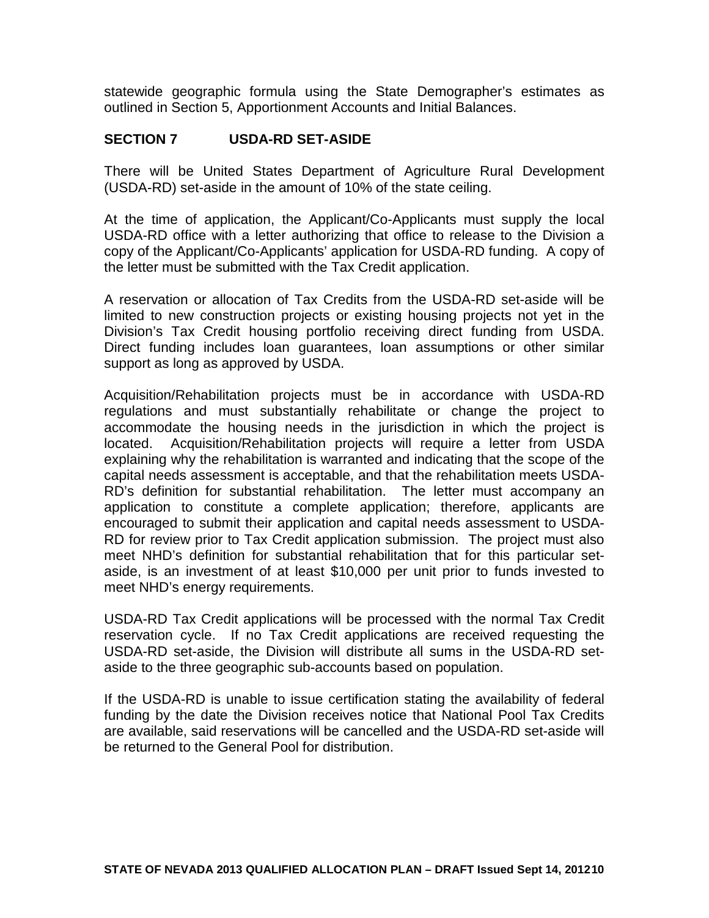statewide geographic formula using the State Demographer's estimates as outlined in Section 5, Apportionment Accounts and Initial Balances.

## SECTION 7 USDA-RD SET-ASIDE

There will be United States Department of Agriculture Rural Development (USDA-RD) set-aside in the amount of 10% of the state ceiling.

At the time of application, the Applicant/Co-Applicants must supply the local USDA-RD office with a letter authorizing that office to release to the Division a copy of the Applicant/Co-Applicants' application for USDA-RD funding. A copy of the letter must be submitted with the Tax Credit application.

A reservation or allocation of Tax Credits from the USDA-RD set-aside will be limited to new construction projects or existing housing projects not yet in the Division's Tax Credit housing portfolio receiving direct funding from USDA. Direct funding includes loan guarantees, loan assumptions or other similar support as long as approved by USDA.

Acquisition/Rehabilitation projects must be in accordance with USDA-RD regulations and must substantially rehabilitate or change the project to accommodate the housing needs in the jurisdiction in which the project is located. Acquisition/Rehabilitation projects will require a letter from USDA explaining why the rehabilitation is warranted and indicating that the scope of the capital needs assessment is acceptable, and that the rehabilitation meets USDA-RD's definition for substantial rehabilitation. The letter must accompany an application to constitute a complete application; therefore, applicants are encouraged to submit their application and capital needs assessment to USDA-RD for review prior to Tax Credit application submission. The project must also meet NHD's definition for substantial rehabilitation that for this particular set-aside, is an investment of at least $10,000 per unit prior to funds invested to meet NHD's energy requirements.

USDA-RD Tax Credit applications will be processed with the normal Tax Credit reservation cycle. If no Tax Credit applications are received requesting the USDA-RD set-aside, the Division will distribute all sums in the USDA-RD set-aside to the three geographic sub-accounts based on population.

If the USDA-RD is unable to issue certification stating the availability of federal funding by the date the Division receives notice that National Pool Tax Credits are available, said reservations will be cancelled and the USDA-RD set-aside will be returned to the General Pool for distribution.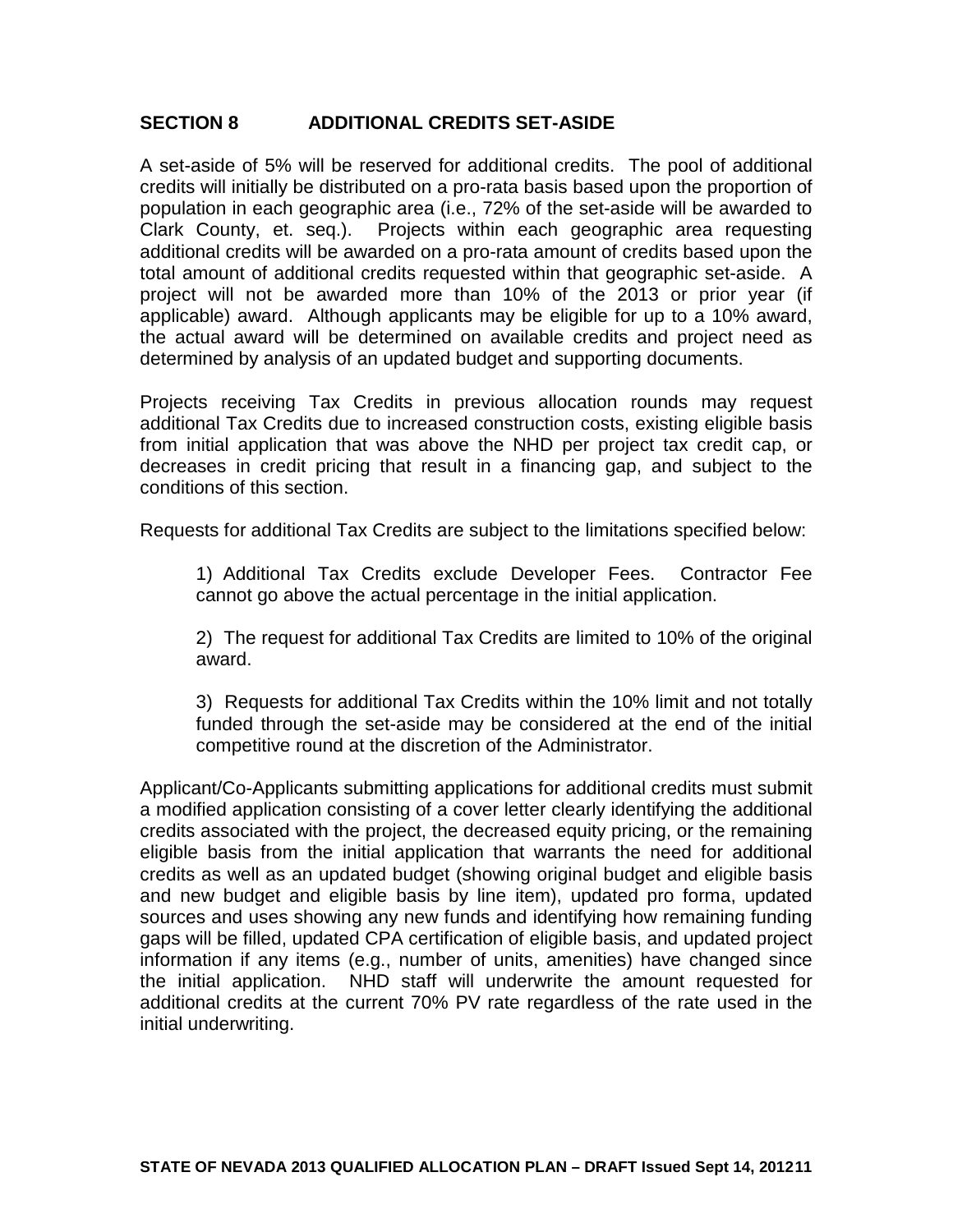## SECTION 8 ADDITIONAL CREDITS SET-ASIDE

A set-aside of 5% will be reserved for additional credits. The pool of additional credits will initially be distributed on a pro-rata basis based upon the proportion of population in each geographic area (i.e., 72% of the set-aside will be awarded to Clark County, et. seq.). Projects within each geographic area requesting additional credits will be awarded on a pro-rata amount of credits based upon the total amount of additional credits requested within that geographic set-aside. A project will not be awarded more than 10% of the 2013 or prior year (if applicable) award. Although applicants may be eligible for up to a 10% award, the actual award will be determined on available credits and project need as determined by analysis of an updated budget and supporting documents.

Projects receiving Tax Credits in previous allocation rounds may request additional Tax Credits due to increased construction costs, existing eligible basis from initial application that was above the NHD per project tax credit cap, or decreases in credit pricing that result in a financing gap, and subject to the conditions of this section.

Requests for additional Tax Credits are subject to the limitations specified below:

1) Additional Tax Credits exclude Developer Fees. Contractor Fee cannot go above the actual percentage in the initial application.

2) The request for additional Tax Credits are limited to 10% of the original award.

3) Requests for additional Tax Credits within the 10% limit and not totally funded through the set-aside may be considered at the end of the initial competitive round at the discretion of the Administrator.

Applicant/Co-Applicants submitting applications for additional credits must submit a modified application consisting of a cover letter clearly identifying the additional credits associated with the project, the decreased equity pricing, or the remaining eligible basis from the initial application that warrants the need for additional credits as well as an updated budget (showing original budget and eligible basis and new budget and eligible basis by line item), updated pro forma, updated sources and uses showing any new funds and identifying how remaining funding gaps will be filled, updated CPA certification of eligible basis, and updated project information if any items (e.g., number of units, amenities) have changed since the initial application. NHD staff will underwrite the amount requested for additional credits at the current 70% PV rate regardless of the rate used in the initial underwriting.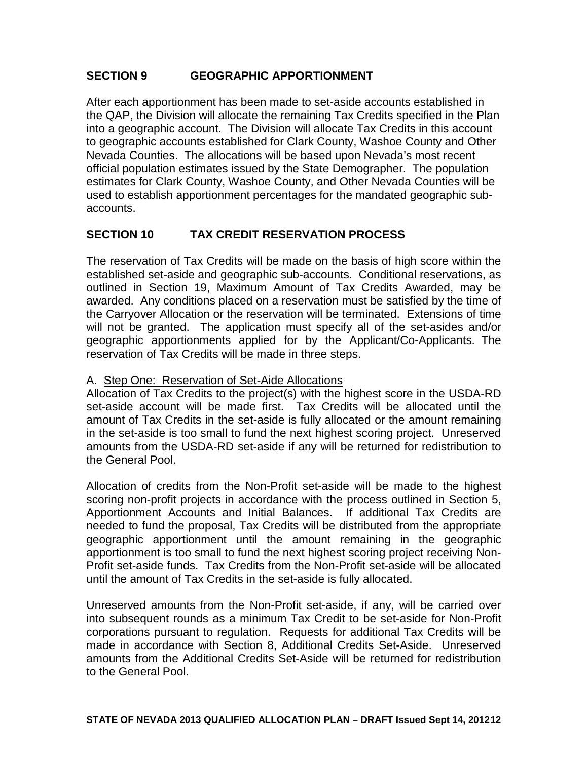## SECTION 9 GEOGRAPHIC APPORTIONMENT

After each apportionment has been made to set-aside accounts established in the QAP, the Division will allocate the remaining Tax Credits specified in the Plan into a geographic account. The Division will allocate Tax Credits in this account to geographic accounts established for Clark County, Washoe County and Other Nevada Counties. The allocations will be based upon Nevada's most recent official population estimates issued by the State Demographer. The population estimates for Clark County, Washoe County, and Other Nevada Counties will be used to establish apportionment percentages for the mandated geographic sub-accounts.

## SECTION 10 TAX CREDIT RESERVATION PROCESS

The reservation of Tax Credits will be made on the basis of high score within the established set-aside and geographic sub-accounts. Conditional reservations, as outlined in Section 19, Maximum Amount of Tax Credits Awarded, may be awarded. Any conditions placed on a reservation must be satisfied by the time of the Carryover Allocation or the reservation will be terminated. Extensions of time will not be granted. The application must specify all of the set-asides and/or geographic apportionments applied for by the Applicant/Co-Applicants. The reservation of Tax Credits will be made in three steps.

A. Step One: Reservation of Set-Aide Allocations

Allocation of Tax Credits to the project(s) with the highest score in the USDA-RD set-aside account will be made first. Tax Credits will be allocated until the amount of Tax Credits in the set-aside is fully allocated or the amount remaining in the set-aside is too small to fund the next highest scoring project. Unreserved amounts from the USDA-RD set-aside if any will be returned for redistribution to the General Pool.

Allocation of credits from the Non-Profit set-aside will be made to the highest scoring non-profit projects in accordance with the process outlined in Section 5, Apportionment Accounts and Initial Balances. If additional Tax Credits are needed to fund the proposal, Tax Credits will be distributed from the appropriate geographic apportionment until the amount remaining in the geographic apportionment is too small to fund the next highest scoring project receiving Non-Profit set-aside funds. Tax Credits from the Non-Profit set-aside will be allocated until the amount of Tax Credits in the set-aside is fully allocated.

Unreserved amounts from the Non-Profit set-aside, if any, will be carried over into subsequent rounds as a minimum Tax Credit to be set-aside for Non-Profit corporations pursuant to regulation. Requests for additional Tax Credits will be made in accordance with Section 8, Additional Credits Set-Aside. Unreserved amounts from the Additional Credits Set-Aside will be returned for redistribution to the General Pool.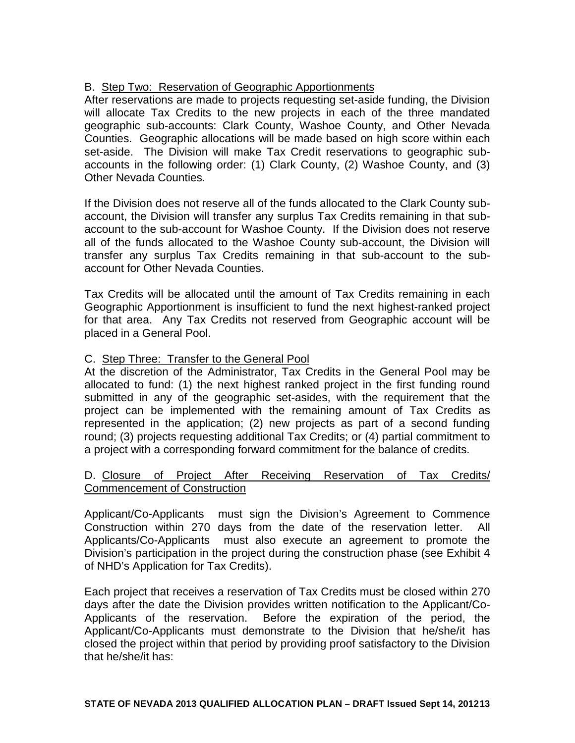### B. Step Two: Reservation of Geographic Apportionments

After reservations are made to projects requesting set-aside funding, the Division will allocate Tax Credits to the new projects in each of the three mandated geographic sub-accounts: Clark County, Washoe County, and Other Nevada Counties. Geographic allocations will be made based on high score within each set-aside. The Division will make Tax Credit reservations to geographic sub-accounts in the following order: (1) Clark County, (2) Washoe County, and (3) Other Nevada Counties.

If the Division does not reserve all of the funds allocated to the Clark County sub-account, the Division will transfer any surplus Tax Credits remaining in that sub-account to the sub-account for Washoe County. If the Division does not reserve all of the funds allocated to the Washoe County sub-account, the Division will transfer any surplus Tax Credits remaining in that sub-account to the sub-account for Other Nevada Counties.

Tax Credits will be allocated until the amount of Tax Credits remaining in each Geographic Apportionment is insufficient to fund the next highest-ranked project for that area. Any Tax Credits not reserved from Geographic account will be placed in a General Pool.

### C. Step Three: Transfer to the General Pool

At the discretion of the Administrator, Tax Credits in the General Pool may be allocated to fund: (1) the next highest ranked project in the first funding round submitted in any of the geographic set-asides, with the requirement that the project can be implemented with the remaining amount of Tax Credits as represented in the application; (2) new projects as part of a second funding round; (3) projects requesting additional Tax Credits; or (4) partial commitment to a project with a corresponding forward commitment for the balance of credits.

### D. Closure of Project After Receiving Reservation of Tax Credits/ Commencement of Construction

Applicant/Co-Applicants must sign the Division's Agreement to Commence Construction within 270 days from the date of the reservation letter. All Applicants/Co-Applicants must also execute an agreement to promote the Division's participation in the project during the construction phase (see Exhibit 4 of NHD's Application for Tax Credits).

Each project that receives a reservation of Tax Credits must be closed within 270 days after the date the Division provides written notification to the Applicant/Co-Applicants of the reservation. Before the expiration of the period, the Applicant/Co-Applicants must demonstrate to the Division that he/she/it has closed the project within that period by providing proof satisfactory to the Division that he/she/it has: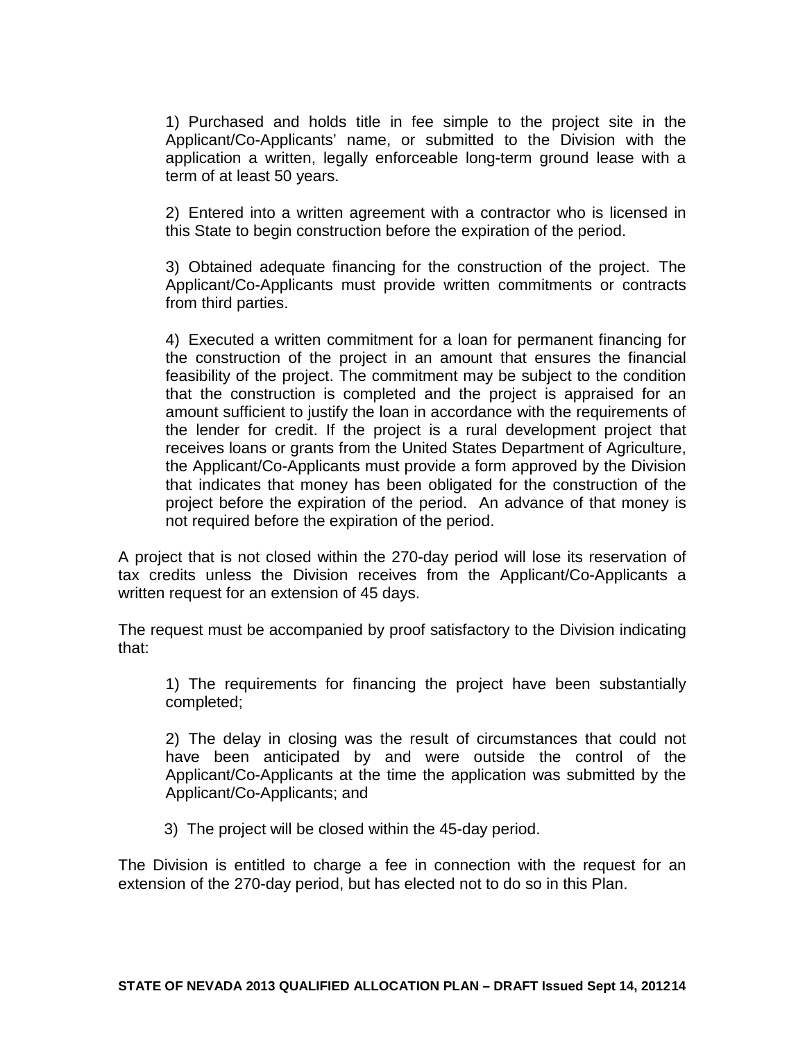1) Purchased and holds title in fee simple to the project site in the Applicant/Co-Applicants' name, or submitted to the Division with the application a written, legally enforceable long-term ground lease with a term of at least 50 years.

2) Entered into a written agreement with a contractor who is licensed in this State to begin construction before the expiration of the period.

3) Obtained adequate financing for the construction of the project. The Applicant/Co-Applicants must provide written commitments or contracts from third parties.

4) Executed a written commitment for a loan for permanent financing for the construction of the project in an amount that ensures the financial feasibility of the project. The commitment may be subject to the condition that the construction is completed and the project is appraised for an amount sufficient to justify the loan in accordance with the requirements of the lender for credit. If the project is a rural development project that receives loans or grants from the United States Department of Agriculture, the Applicant/Co-Applicants must provide a form approved by the Division that indicates that money has been obligated for the construction of the project before the expiration of the period. An advance of that money is not required before the expiration of the period.

A project that is not closed within the 270-day period will lose its reservation of tax credits unless the Division receives from the Applicant/Co-Applicants a written request for an extension of 45 days.

The request must be accompanied by proof satisfactory to the Division indicating that:

1) The requirements for financing the project have been substantially completed;

2) The delay in closing was the result of circumstances that could not have been anticipated by and were outside the control of the Applicant/Co-Applicants at the time the application was submitted by the Applicant/Co-Applicants; and

3) The project will be closed within the 45-day period.

The Division is entitled to charge a fee in connection with the request for an extension of the 270-day period, but has elected not to do so in this Plan.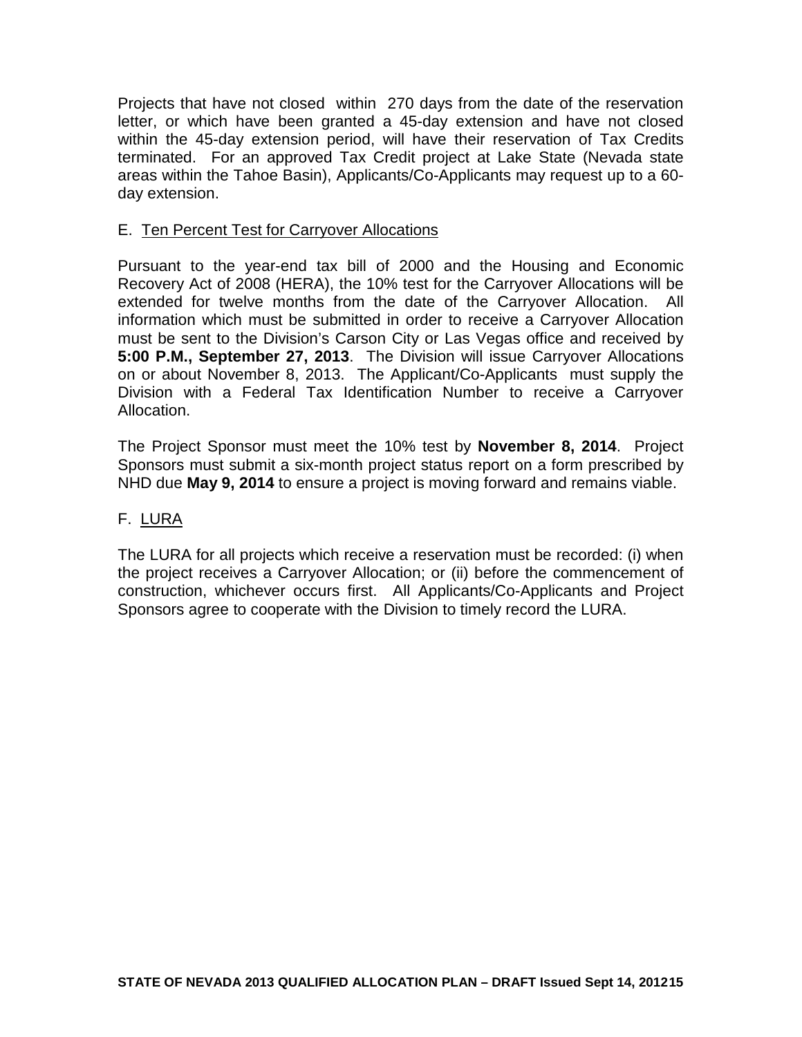Projects that have not closed within 270 days from the date of the reservation letter, or which have been granted a 45-day extension and have not closed within the 45-day extension period, will have their reservation of Tax Credits terminated. For an approved Tax Credit project at Lake State (Nevada state areas within the Tahoe Basin), Applicants/Co-Applicants may request up to a 60-day extension.

E. Ten Percent Test for Carryover Allocations

Pursuant to the year-end tax bill of 2000 and the Housing and Economic Recovery Act of 2008 (HERA), the 10% test for the Carryover Allocations will be extended for twelve months from the date of the Carryover Allocation. All information which must be submitted in order to receive a Carryover Allocation must be sent to the Division's Carson City or Las Vegas office and received by **5:00 P.M., September 27, 2013**. The Division will issue Carryover Allocations on or about November 8, 2013. The Applicant/Co-Applicants must supply the Division with a Federal Tax Identification Number to receive a Carryover Allocation.

The Project Sponsor must meet the 10% test by **November 8, 2014**. Project Sponsors must submit a six-month project status report on a form prescribed by NHD due **May 9, 2014** to ensure a project is moving forward and remains viable.

F. LURA

The LURA for all projects which receive a reservation must be recorded: (i) when the project receives a Carryover Allocation; or (ii) before the commencement of construction, whichever occurs first. All Applicants/Co-Applicants and Project Sponsors agree to cooperate with the Division to timely record the LURA.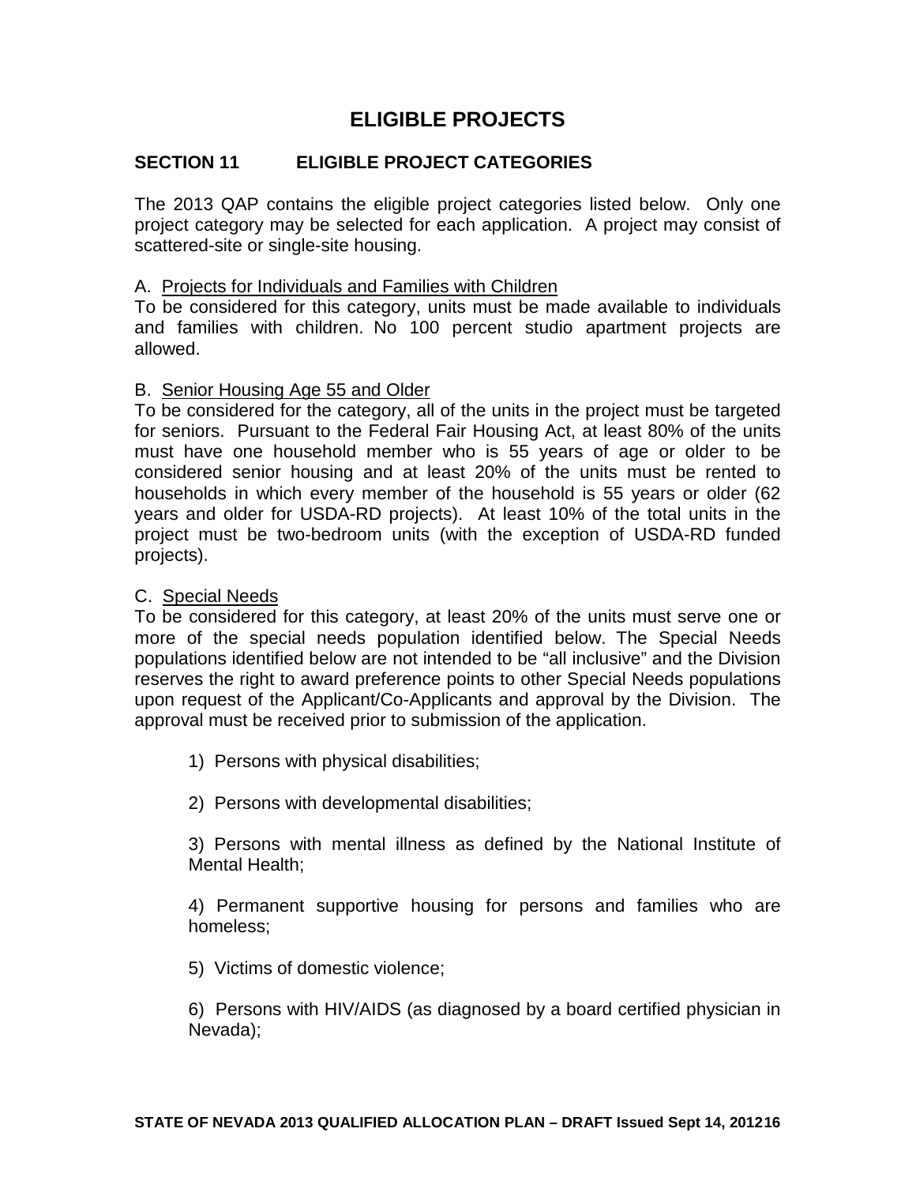# ELIGIBLE PROJECTS

## SECTION 11 ELIGIBLE PROJECT CATEGORIES

The 2013 QAP contains the eligible project categories listed below. Only one project category may be selected for each application. A project may consist of scattered-site or single-site housing.

A. Projects for Individuals and Families with Children

To be considered for this category, units must be made available to individuals and families with children. No 100 percent studio apartment projects are allowed.

B. Senior Housing Age 55 and Older

To be considered for the category, all of the units in the project must be targeted for seniors. Pursuant to the Federal Fair Housing Act, at least 80% of the units must have one household member who is 55 years of age or older to be considered senior housing and at least 20% of the units must be rented to households in which every member of the household is 55 years or older (62 years and older for USDA-RD projects). At least 10% of the total units in the project must be two-bedroom units (with the exception of USDA-RD funded projects).

C. Special Needs

To be considered for this category, at least 20% of the units must serve one or more of the special needs population identified below. The Special Needs populations identified below are not intended to be "all inclusive" and the Division reserves the right to award preference points to other Special Needs populations upon request of the Applicant/Co-Applicants and approval by the Division. The approval must be received prior to submission of the application.

1) Persons with physical disabilities;

2) Persons with developmental disabilities;

3) Persons with mental illness as defined by the National Institute of Mental Health;

4) Permanent supportive housing for persons and families who are homeless;

5) Victims of domestic violence;

6) Persons with HIV/AIDS (as diagnosed by a board certified physician in Nevada);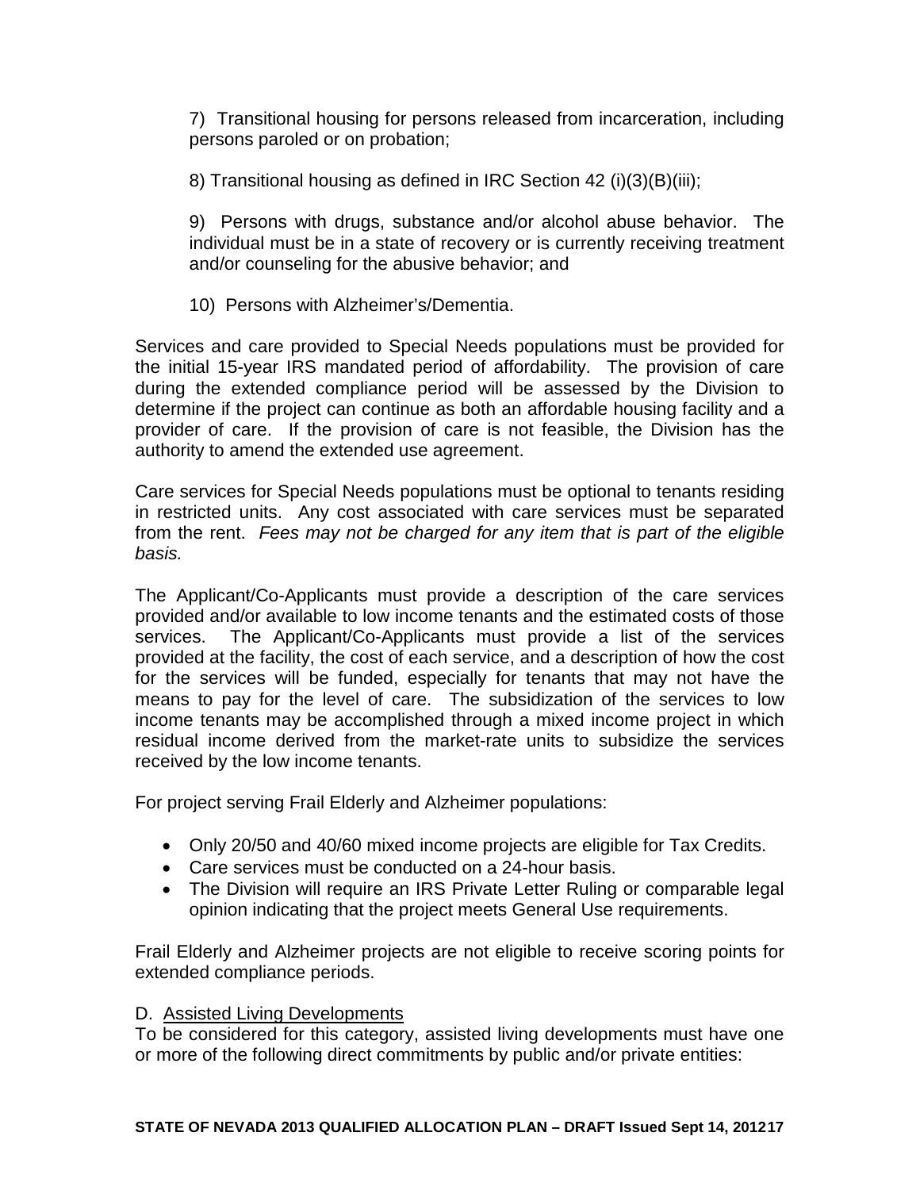7) Transitional housing for persons released from incarceration, including persons paroled or on probation;

8) Transitional housing as defined in IRC Section 42 (i)(3)(B)(iii);

9) Persons with drugs, substance and/or alcohol abuse behavior. The individual must be in a state of recovery or is currently receiving treatment and/or counseling for the abusive behavior; and

10) Persons with Alzheimer's/Dementia.

Services and care provided to Special Needs populations must be provided for the initial 15-year IRS mandated period of affordability. The provision of care during the extended compliance period will be assessed by the Division to determine if the project can continue as both an affordable housing facility and a provider of care. If the provision of care is not feasible, the Division has the authority to amend the extended use agreement.

Care services for Special Needs populations must be optional to tenants residing in restricted units. Any cost associated with care services must be separated from the rent. *Fees may not be charged for any item that is part of the eligible basis.*

The Applicant/Co-Applicants must provide a description of the care services provided and/or available to low income tenants and the estimated costs of those services. The Applicant/Co-Applicants must provide a list of the services provided at the facility, the cost of each service, and a description of how the cost for the services will be funded, especially for tenants that may not have the means to pay for the level of care. The subsidization of the services to low income tenants may be accomplished through a mixed income project in which residual income derived from the market-rate units to subsidize the services received by the low income tenants.

For project serving Frail Elderly and Alzheimer populations:

- Only 20/50 and 40/60 mixed income projects are eligible for Tax Credits.
- Care services must be conducted on a 24-hour basis.
- The Division will require an IRS Private Letter Ruling or comparable legal opinion indicating that the project meets General Use requirements.

Frail Elderly and Alzheimer projects are not eligible to receive scoring points for extended compliance periods.

D. Assisted Living Developments

To be considered for this category, assisted living developments must have one or more of the following direct commitments by public and/or private entities: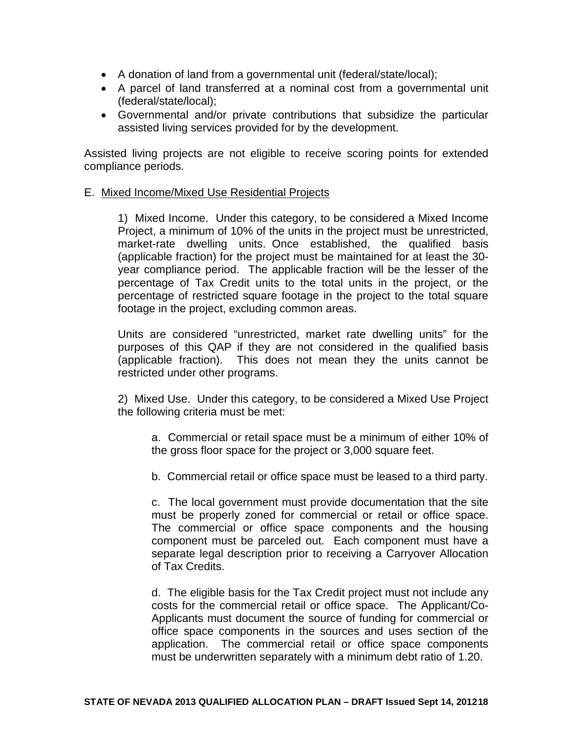- A donation of land from a governmental unit (federal/state/local);
- A parcel of land transferred at a nominal cost from a governmental unit (federal/state/local);
- Governmental and/or private contributions that subsidize the particular assisted living services provided for by the development.

Assisted living projects are not eligible to receive scoring points for extended compliance periods.

E. Mixed Income/Mixed Use Residential Projects

1) Mixed Income. Under this category, to be considered a Mixed Income Project, a minimum of 10% of the units in the project must be unrestricted, market-rate dwelling units. Once established, the qualified basis (applicable fraction) for the project must be maintained for at least the 30-year compliance period. The applicable fraction will be the lesser of the percentage of Tax Credit units to the total units in the project, or the percentage of restricted square footage in the project to the total square footage in the project, excluding common areas.

Units are considered "unrestricted, market rate dwelling units" for the purposes of this QAP if they are not considered in the qualified basis (applicable fraction). This does not mean they the units cannot be restricted under other programs.

2) Mixed Use. Under this category, to be considered a Mixed Use Project the following criteria must be met:

a. Commercial or retail space must be a minimum of either 10% of the gross floor space for the project or 3,000 square feet.

b. Commercial retail or office space must be leased to a third party.

c. The local government must provide documentation that the site must be properly zoned for commercial or retail or office space. The commercial or office space components and the housing component must be parceled out. Each component must have a separate legal description prior to receiving a Carryover Allocation of Tax Credits.

d. The eligible basis for the Tax Credit project must not include any costs for the commercial retail or office space. The Applicant/Co-Applicants must document the source of funding for commercial or office space components in the sources and uses section of the application. The commercial retail or office space components must be underwritten separately with a minimum debt ratio of 1.20.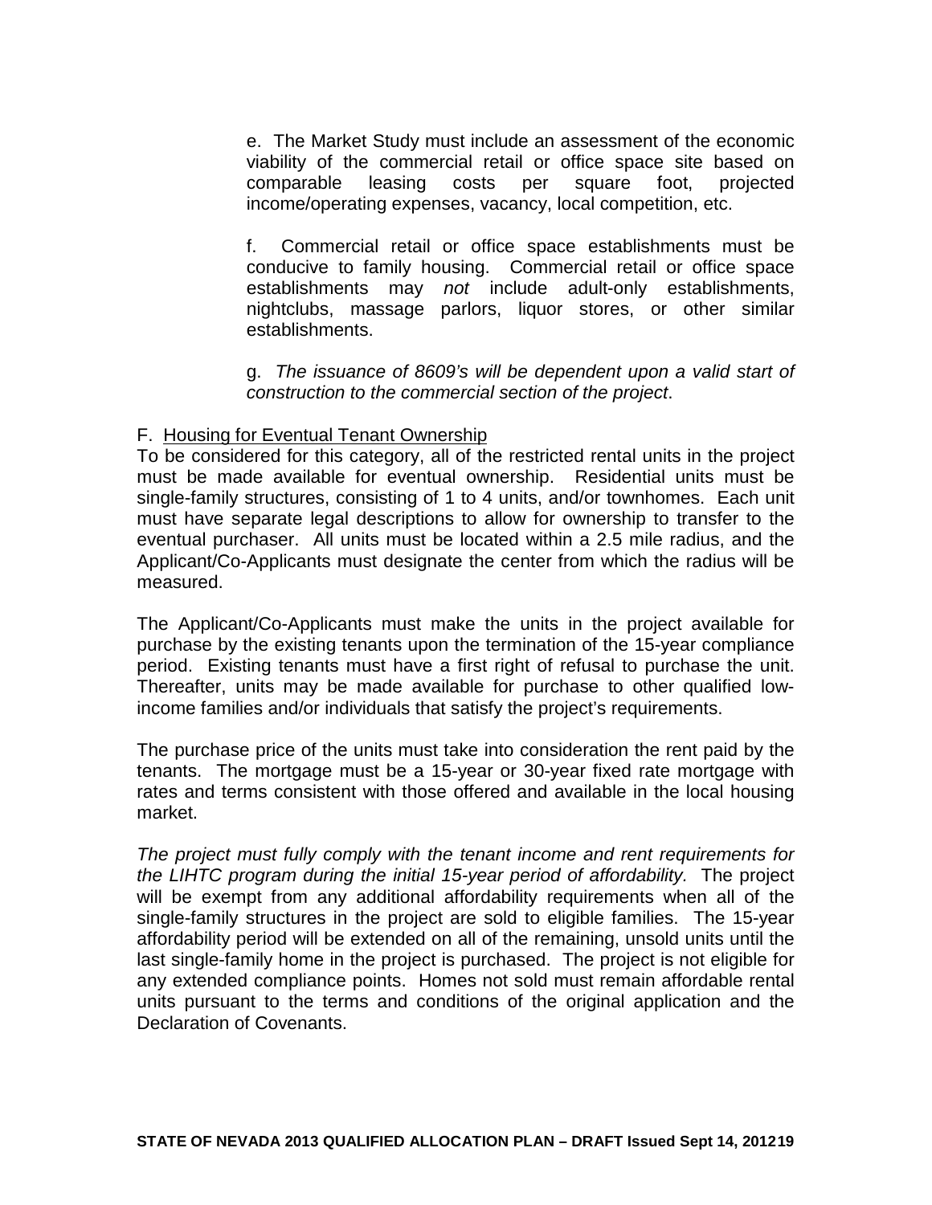e. The Market Study must include an assessment of the economic viability of the commercial retail or office space site based on comparable leasing costs per square foot, projected income/operating expenses, vacancy, local competition, etc.

f. Commercial retail or office space establishments must be conducive to family housing. Commercial retail or office space establishments may *not* include adult-only establishments, nightclubs, massage parlors, liquor stores, or other similar establishments.

g. *The issuance of 8609's will be dependent upon a valid start of construction to the commercial section of the project*.

F. <u>Housing for Eventual Tenant Ownership</u>

To be considered for this category, all of the restricted rental units in the project must be made available for eventual ownership. Residential units must be single-family structures, consisting of 1 to 4 units, and/or townhomes. Each unit must have separate legal descriptions to allow for ownership to transfer to the eventual purchaser. All units must be located within a 2.5 mile radius, and the Applicant/Co-Applicants must designate the center from which the radius will be measured.

The Applicant/Co-Applicants must make the units in the project available for purchase by the existing tenants upon the termination of the 15-year compliance period. Existing tenants must have a first right of refusal to purchase the unit. Thereafter, units may be made available for purchase to other qualified low-income families and/or individuals that satisfy the project's requirements.

The purchase price of the units must take into consideration the rent paid by the tenants. The mortgage must be a 15-year or 30-year fixed rate mortgage with rates and terms consistent with those offered and available in the local housing market.

*The project must fully comply with the tenant income and rent requirements for the LIHTC program during the initial 15-year period of affordability.* The project will be exempt from any additional affordability requirements when all of the single-family structures in the project are sold to eligible families. The 15-year affordability period will be extended on all of the remaining, unsold units until the last single-family home in the project is purchased. The project is not eligible for any extended compliance points. Homes not sold must remain affordable rental units pursuant to the terms and conditions of the original application and the Declaration of Covenants.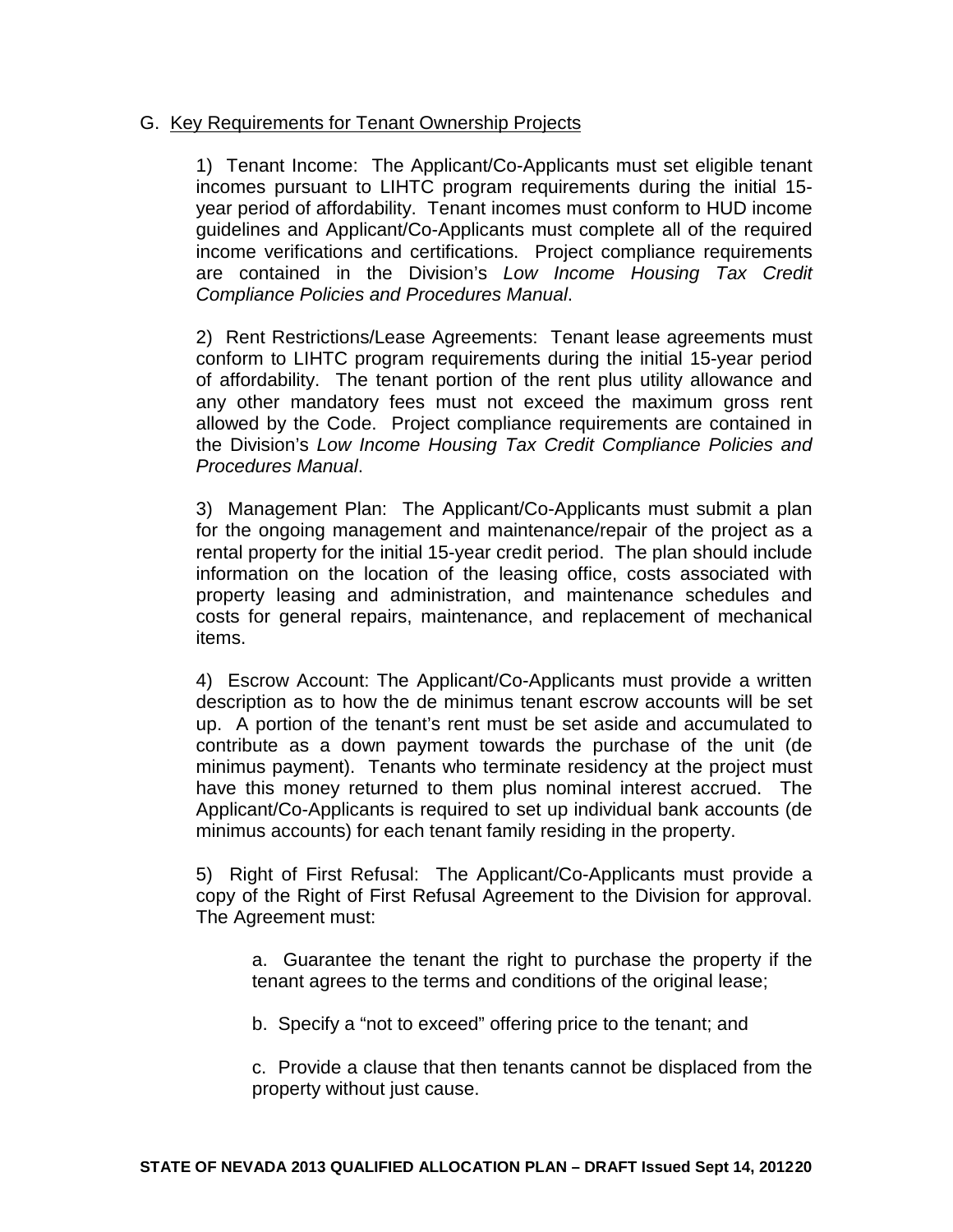## G. Key Requirements for Tenant Ownership Projects

1) Tenant Income: The Applicant/Co-Applicants must set eligible tenant incomes pursuant to LIHTC program requirements during the initial 15-year period of affordability. Tenant incomes must conform to HUD income guidelines and Applicant/Co-Applicants must complete all of the required income verifications and certifications. Project compliance requirements are contained in the Division's *Low Income Housing Tax Credit Compliance Policies and Procedures Manual*.

2) Rent Restrictions/Lease Agreements: Tenant lease agreements must conform to LIHTC program requirements during the initial 15-year period of affordability. The tenant portion of the rent plus utility allowance and any other mandatory fees must not exceed the maximum gross rent allowed by the Code. Project compliance requirements are contained in the Division's *Low Income Housing Tax Credit Compliance Policies and Procedures Manual*.

3) Management Plan: The Applicant/Co-Applicants must submit a plan for the ongoing management and maintenance/repair of the project as a rental property for the initial 15-year credit period. The plan should include information on the location of the leasing office, costs associated with property leasing and administration, and maintenance schedules and costs for general repairs, maintenance, and replacement of mechanical items.

4) Escrow Account: The Applicant/Co-Applicants must provide a written description as to how the de minimus tenant escrow accounts will be set up. A portion of the tenant's rent must be set aside and accumulated to contribute as a down payment towards the purchase of the unit (de minimus payment). Tenants who terminate residency at the project must have this money returned to them plus nominal interest accrued. The Applicant/Co-Applicants is required to set up individual bank accounts (de minimus accounts) for each tenant family residing in the property.

5) Right of First Refusal: The Applicant/Co-Applicants must provide a copy of the Right of First Refusal Agreement to the Division for approval. The Agreement must:

a. Guarantee the tenant the right to purchase the property if the tenant agrees to the terms and conditions of the original lease;

b. Specify a "not to exceed" offering price to the tenant; and

c. Provide a clause that then tenants cannot be displaced from the property without just cause.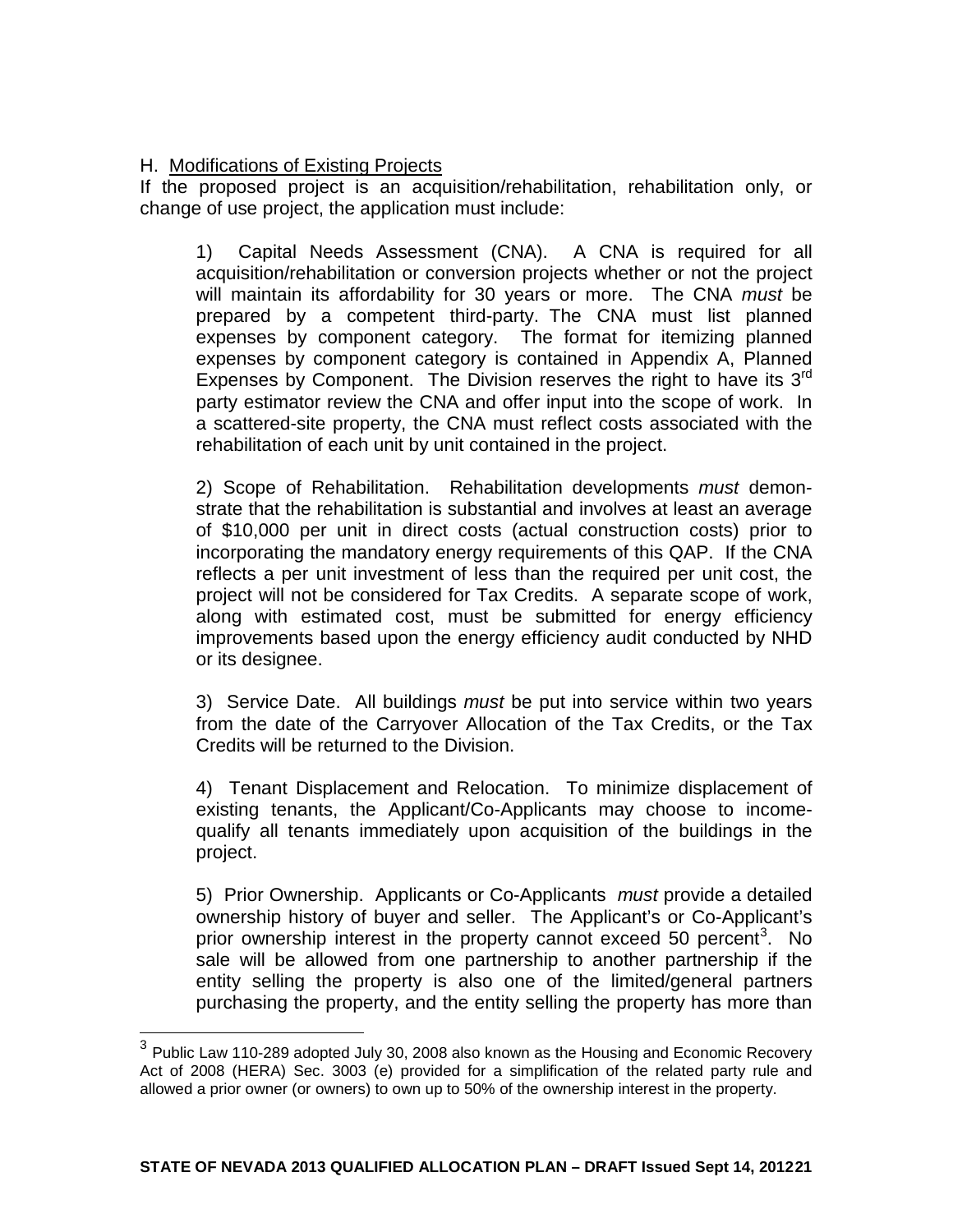H. Modifications of Existing Projects

If the proposed project is an acquisition/rehabilitation, rehabilitation only, or change of use project, the application must include:

1) Capital Needs Assessment (CNA). A CNA is required for all acquisition/rehabilitation or conversion projects whether or not the project will maintain its affordability for 30 years or more. The CNA *must* be prepared by a competent third-party. The CNA must list planned expenses by component category. The format for itemizing planned expenses by component category is contained in Appendix A, Planned Expenses by Component. The Division reserves the right to have its 3rd party estimator review the CNA and offer input into the scope of work. In a scattered-site property, the CNA must reflect costs associated with the rehabilitation of each unit by unit contained in the project.

2) Scope of Rehabilitation. Rehabilitation developments *must* demonstrate that the rehabilitation is substantial and involves at least an average of $10,000 per unit in direct costs (actual construction costs) prior to incorporating the mandatory energy requirements of this QAP. If the CNA reflects a per unit investment of less than the required per unit cost, the project will not be considered for Tax Credits. A separate scope of work, along with estimated cost, must be submitted for energy efficiency improvements based upon the energy efficiency audit conducted by NHD or its designee.

3) Service Date. All buildings *must* be put into service within two years from the date of the Carryover Allocation of the Tax Credits, or the Tax Credits will be returned to the Division.

4) Tenant Displacement and Relocation. To minimize displacement of existing tenants, the Applicant/Co-Applicants may choose to income-qualify all tenants immediately upon acquisition of the buildings in the project.

5) Prior Ownership. Applicants or Co-Applicants *must* provide a detailed ownership history of buyer and seller. The Applicant's or Co-Applicant's prior ownership interest in the property cannot exceed 50 percent[3]. No sale will be allowed from one partnership to another partnership if the entity selling the property is also one of the limited/general partners purchasing the property, and the entity selling the property has more than

[3] Public Law 110-289 adopted July 30, 2008 also known as the Housing and Economic Recovery Act of 2008 (HERA) Sec. 3003 (e) provided for a simplification of the related party rule and allowed a prior owner (or owners) to own up to 50% of the ownership interest in the property.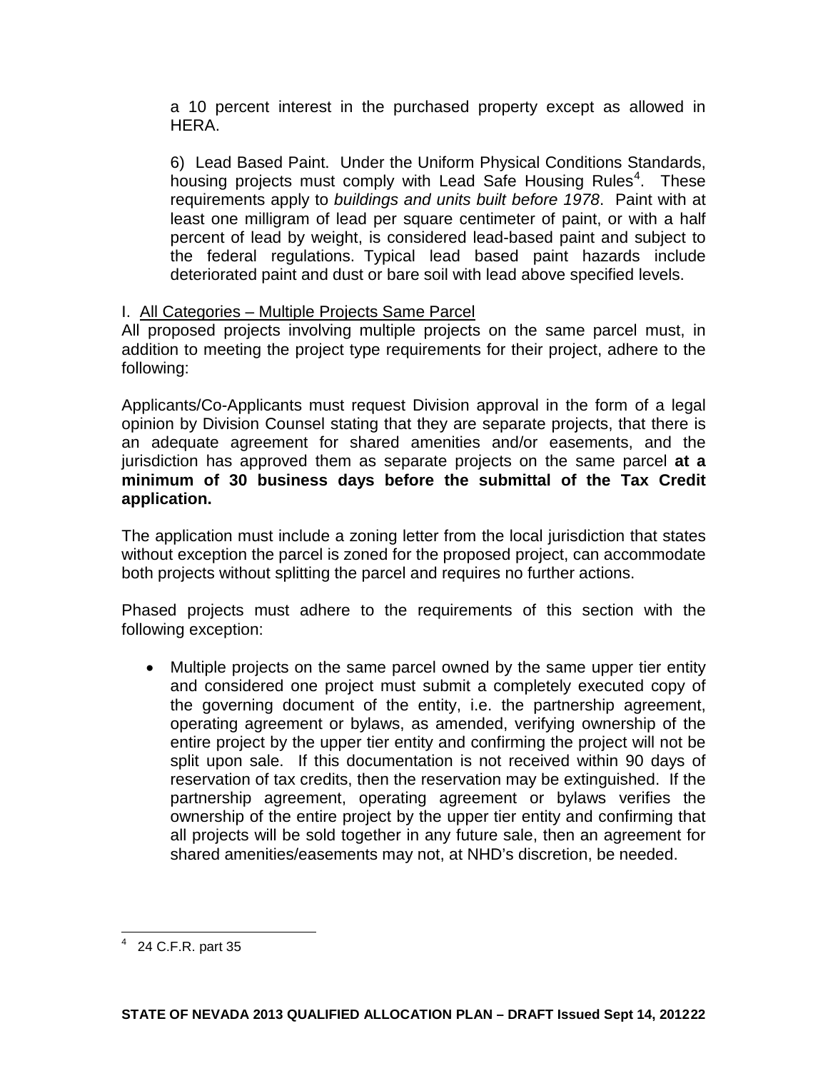a 10 percent interest in the purchased property except as allowed in HERA.

6) Lead Based Paint. Under the Uniform Physical Conditions Standards, housing projects must comply with Lead Safe Housing Rules[4]. These requirements apply to *buildings and units built before 1978*. Paint with at least one milligram of lead per square centimeter of paint, or with a half percent of lead by weight, is considered lead-based paint and subject to the federal regulations. Typical lead based paint hazards include deteriorated paint and dust or bare soil with lead above specified levels.

I. All Categories – Multiple Projects Same Parcel

All proposed projects involving multiple projects on the same parcel must, in addition to meeting the project type requirements for their project, adhere to the following:

Applicants/Co-Applicants must request Division approval in the form of a legal opinion by Division Counsel stating that they are separate projects, that there is an adequate agreement for shared amenities and/or easements, and the jurisdiction has approved them as separate projects on the same parcel **at a minimum of 30 business days before the submittal of the Tax Credit application.**

The application must include a zoning letter from the local jurisdiction that states without exception the parcel is zoned for the proposed project, can accommodate both projects without splitting the parcel and requires no further actions.

Phased projects must adhere to the requirements of this section with the following exception:

- Multiple projects on the same parcel owned by the same upper tier entity and considered one project must submit a completely executed copy of the governing document of the entity, i.e. the partnership agreement, operating agreement or bylaws, as amended, verifying ownership of the entire project by the upper tier entity and confirming the project will not be split upon sale. If this documentation is not received within 90 days of reservation of tax credits, then the reservation may be extinguished. If the partnership agreement, operating agreement or bylaws verifies the ownership of the entire project by the upper tier entity and confirming that all projects will be sold together in any future sale, then an agreement for shared amenities/easements may not, at NHD's discretion, be needed.

---

[4] 24 C.F.R. part 35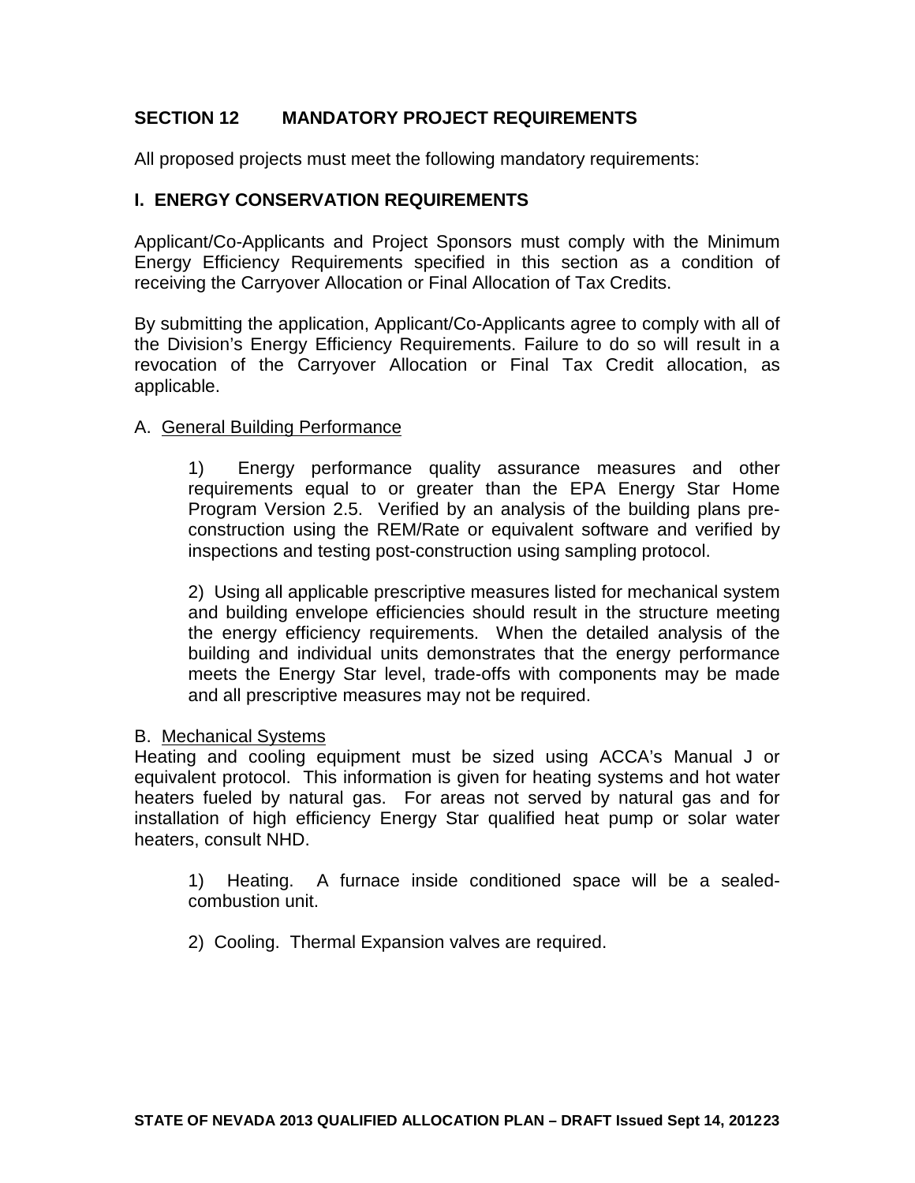## SECTION 12 MANDATORY PROJECT REQUIREMENTS

All proposed projects must meet the following mandatory requirements:

### I. ENERGY CONSERVATION REQUIREMENTS

Applicant/Co-Applicants and Project Sponsors must comply with the Minimum Energy Efficiency Requirements specified in this section as a condition of receiving the Carryover Allocation or Final Allocation of Tax Credits.

By submitting the application, Applicant/Co-Applicants agree to comply with all of the Division's Energy Efficiency Requirements. Failure to do so will result in a revocation of the Carryover Allocation or Final Tax Credit allocation, as applicable.

A. General Building Performance

1) Energy performance quality assurance measures and other requirements equal to or greater than the EPA Energy Star Home Program Version 2.5. Verified by an analysis of the building plans pre-construction using the REM/Rate or equivalent software and verified by inspections and testing post-construction using sampling protocol.

2) Using all applicable prescriptive measures listed for mechanical system and building envelope efficiencies should result in the structure meeting the energy efficiency requirements. When the detailed analysis of the building and individual units demonstrates that the energy performance meets the Energy Star level, trade-offs with components may be made and all prescriptive measures may not be required.

B. Mechanical Systems

Heating and cooling equipment must be sized using ACCA's Manual J or equivalent protocol. This information is given for heating systems and hot water heaters fueled by natural gas. For areas not served by natural gas and for installation of high efficiency Energy Star qualified heat pump or solar water heaters, consult NHD.

1) Heating. A furnace inside conditioned space will be a sealed-combustion unit.

2) Cooling. Thermal Expansion valves are required.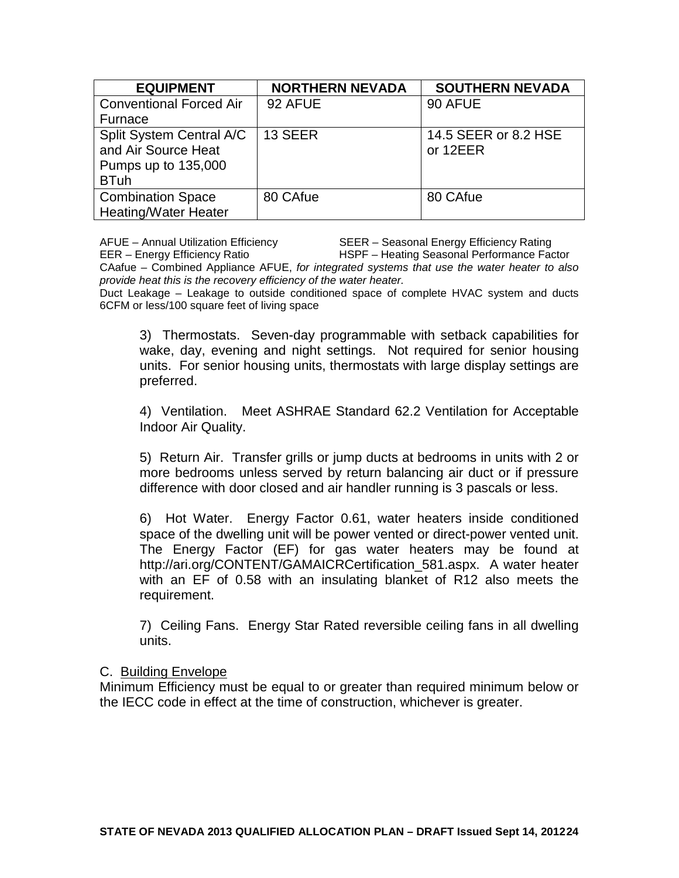| EQUIPMENT | NORTHERN NEVADA | SOUTHERN NEVADA |
| --- | --- | --- |
| Conventional Forced Air Furnace | 92 AFUE | 90 AFUE |
| Split System Central A/C and Air Source Heat Pumps up to 135,000 BTuh | 13 SEER | 14.5 SEER or 8.2 HSE or 12EER |
| Combination Space Heating/Water Heater | 80 CAfue | 80 CAfue |

AFUE – Annual Utilization Efficiency SEER – Seasonal Energy Efficiency Rating
EER – Energy Efficiency Ratio HSPF – Heating Seasonal Performance Factor
CAafue – Combined Appliance AFUE, *for integrated systems that use the water heater to also provide heat this is the recovery efficiency of the water heater.*
Duct Leakage – Leakage to outside conditioned space of complete HVAC system and ducts 6CFM or less/100 square feet of living space

3) Thermostats. Seven-day programmable with setback capabilities for wake, day, evening and night settings. Not required for senior housing units. For senior housing units, thermostats with large display settings are preferred.

4) Ventilation. Meet ASHRAE Standard 62.2 Ventilation for Acceptable Indoor Air Quality.

5) Return Air. Transfer grills or jump ducts at bedrooms in units with 2 or more bedrooms unless served by return balancing air duct or if pressure difference with door closed and air handler running is 3 pascals or less.

6) Hot Water. Energy Factor 0.61, water heaters inside conditioned space of the dwelling unit will be power vented or direct-power vented unit. The Energy Factor (EF) for gas water heaters may be found at http://ari.org/CONTENT/GAMAICRCertification_581.aspx. A water heater with an EF of 0.58 with an insulating blanket of R12 also meets the requirement.

7) Ceiling Fans. Energy Star Rated reversible ceiling fans in all dwelling units.

C. Building Envelope

Minimum Efficiency must be equal to or greater than required minimum below or the IECC code in effect at the time of construction, whichever is greater.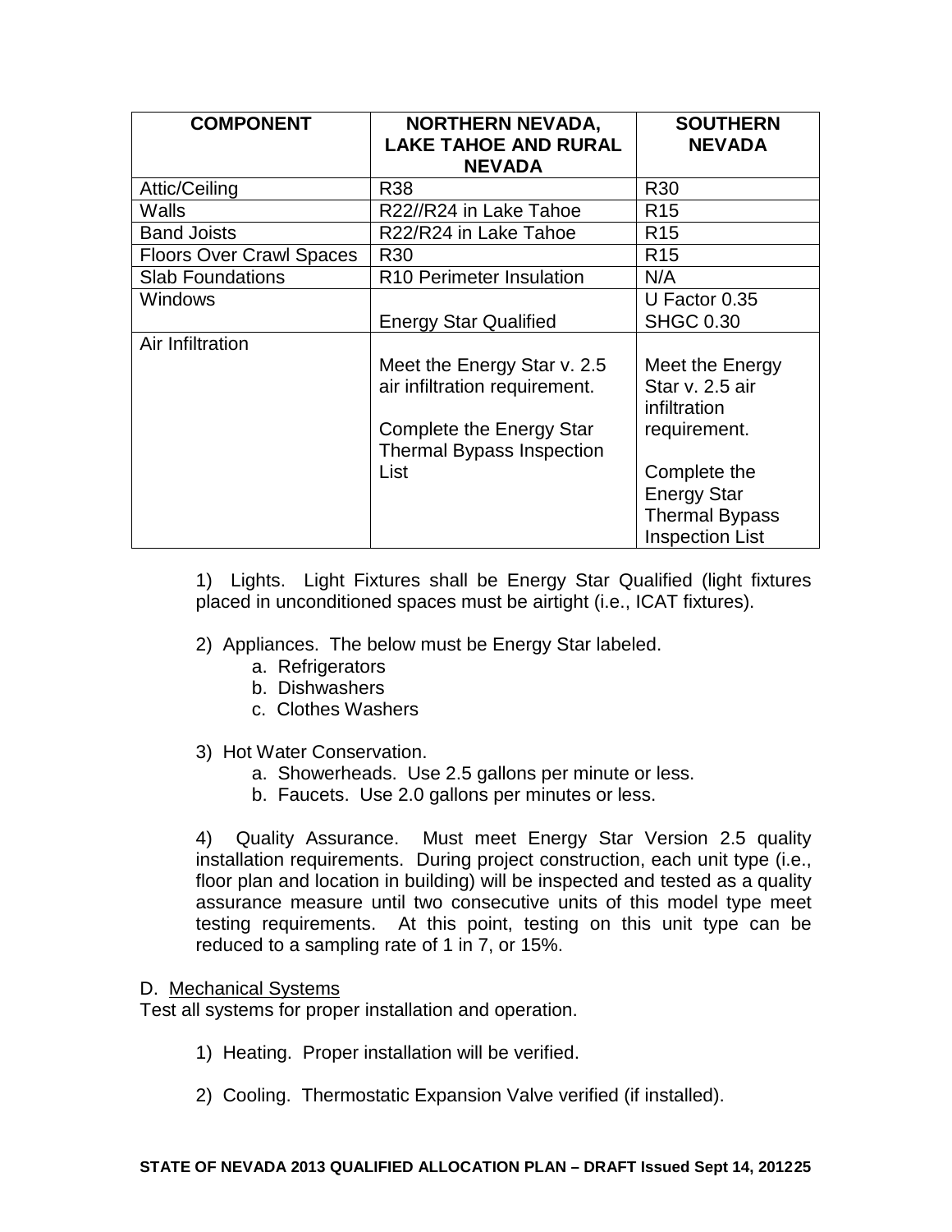| COMPONENT | NORTHERN NEVADA, LAKE TAHOE AND RURAL NEVADA | SOUTHERN NEVADA |
|---|---|---|
| Attic/Ceiling | R38 | R30 |
| Walls | R22//R24 in Lake Tahoe | R15 |
| Band Joists | R22/R24 in Lake Tahoe | R15 |
| Floors Over Crawl Spaces | R30 | R15 |
| Slab Foundations | R10 Perimeter Insulation | N/A |
| Windows | Energy Star Qualified | U Factor 0.35<br>SHGC 0.30 |
| Air Infiltration | Meet the Energy Star v. 2.5 air infiltration requirement.<br><br>Complete the Energy Star Thermal Bypass Inspection List | Meet the Energy Star v. 2.5 air infiltration requirement.<br><br>Complete the Energy Star Thermal Bypass Inspection List |

1) Lights. Light Fixtures shall be Energy Star Qualified (light fixtures placed in unconditioned spaces must be airtight (i.e., ICAT fixtures).

2) Appliances. The below must be Energy Star labeled.
   a. Refrigerators
   b. Dishwashers
   c. Clothes Washers

3) Hot Water Conservation.
   a. Showerheads. Use 2.5 gallons per minute or less.
   b. Faucets. Use 2.0 gallons per minutes or less.

4) Quality Assurance. Must meet Energy Star Version 2.5 quality installation requirements. During project construction, each unit type (i.e., floor plan and location in building) will be inspected and tested as a quality assurance measure until two consecutive units of this model type meet testing requirements. At this point, testing on this unit type can be reduced to a sampling rate of 1 in 7, or 15%.

D. <u>Mechanical Systems</u>

Test all systems for proper installation and operation.

1) Heating. Proper installation will be verified.

2) Cooling. Thermostatic Expansion Valve verified (if installed).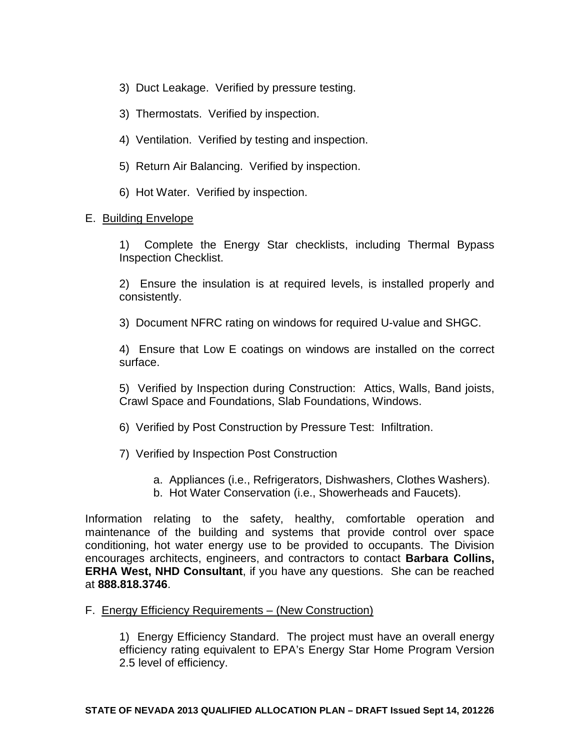3) Duct Leakage. Verified by pressure testing.

3) Thermostats. Verified by inspection.

4) Ventilation. Verified by testing and inspection.

5) Return Air Balancing. Verified by inspection.

6) Hot Water. Verified by inspection.

E. Building Envelope

1) Complete the Energy Star checklists, including Thermal Bypass Inspection Checklist.

2) Ensure the insulation is at required levels, is installed properly and consistently.

3) Document NFRC rating on windows for required U-value and SHGC.

4) Ensure that Low E coatings on windows are installed on the correct surface.

5) Verified by Inspection during Construction: Attics, Walls, Band joists, Crawl Space and Foundations, Slab Foundations, Windows.

6) Verified by Post Construction by Pressure Test: Infiltration.

7) Verified by Inspection Post Construction

a. Appliances (i.e., Refrigerators, Dishwashers, Clothes Washers).
b. Hot Water Conservation (i.e., Showerheads and Faucets).

Information relating to the safety, healthy, comfortable operation and maintenance of the building and systems that provide control over space conditioning, hot water energy use to be provided to occupants. The Division encourages architects, engineers, and contractors to contact **Barbara Collins, ERHA West, NHD Consultant**, if you have any questions. She can be reached at **888.818.3746**.

F. Energy Efficiency Requirements – (New Construction)

1) Energy Efficiency Standard. The project must have an overall energy efficiency rating equivalent to EPA's Energy Star Home Program Version 2.5 level of efficiency.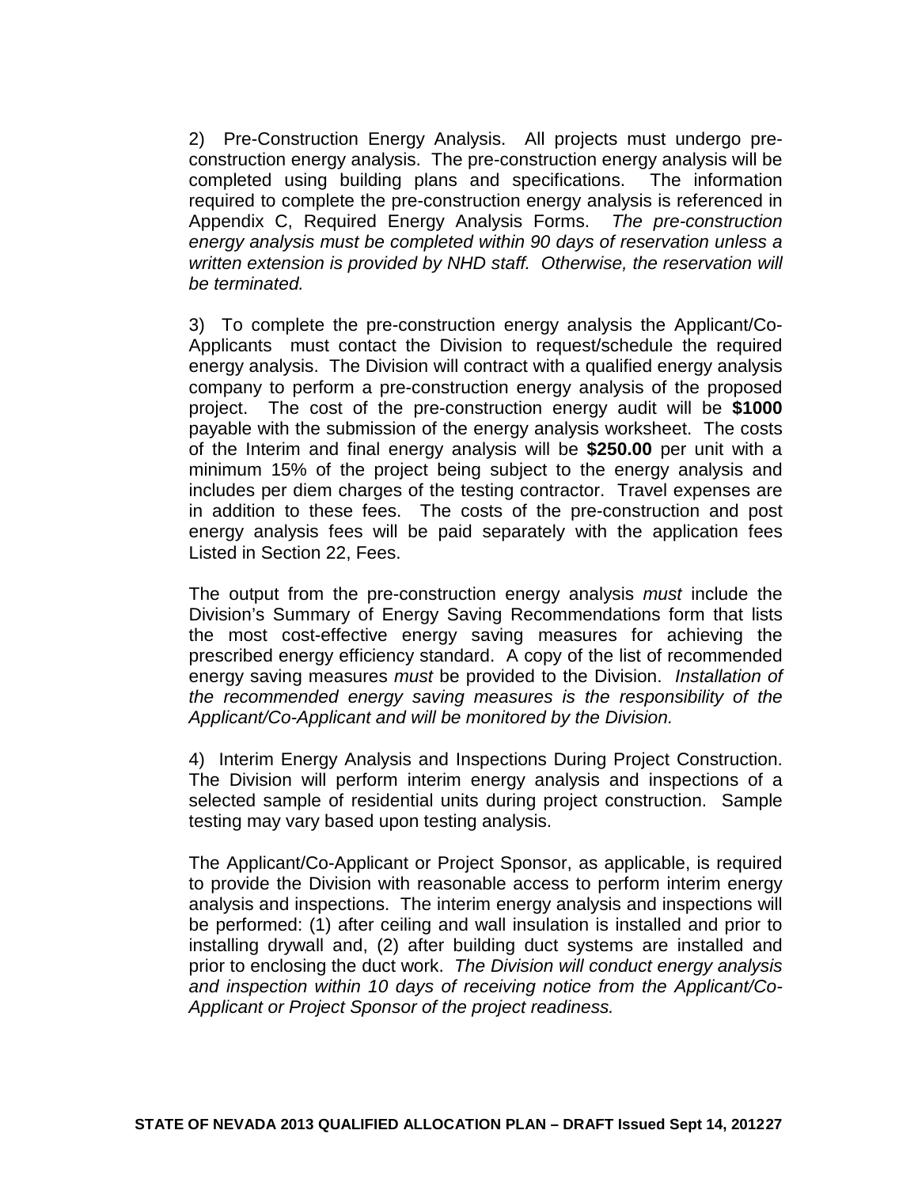2) Pre-Construction Energy Analysis. All projects must undergo pre-construction energy analysis. The pre-construction energy analysis will be completed using building plans and specifications. The information required to complete the pre-construction energy analysis is referenced in Appendix C, Required Energy Analysis Forms. *The pre-construction energy analysis must be completed within 90 days of reservation unless a written extension is provided by NHD staff. Otherwise, the reservation will be terminated.*

3) To complete the pre-construction energy analysis the Applicant/Co-Applicants must contact the Division to request/schedule the required energy analysis. The Division will contract with a qualified energy analysis company to perform a pre-construction energy analysis of the proposed project. The cost of the pre-construction energy audit will be **$1000** payable with the submission of the energy analysis worksheet. The costs of the Interim and final energy analysis will be **$250.00** per unit with a minimum 15% of the project being subject to the energy analysis and includes per diem charges of the testing contractor. Travel expenses are in addition to these fees. The costs of the pre-construction and post energy analysis fees will be paid separately with the application fees Listed in Section 22, Fees.

The output from the pre-construction energy analysis *must* include the Division's Summary of Energy Saving Recommendations form that lists the most cost-effective energy saving measures for achieving the prescribed energy efficiency standard. A copy of the list of recommended energy saving measures *must* be provided to the Division. *Installation of the recommended energy saving measures is the responsibility of the Applicant/Co-Applicant and will be monitored by the Division.*

4) Interim Energy Analysis and Inspections During Project Construction. The Division will perform interim energy analysis and inspections of a selected sample of residential units during project construction. Sample testing may vary based upon testing analysis.

The Applicant/Co-Applicant or Project Sponsor, as applicable, is required to provide the Division with reasonable access to perform interim energy analysis and inspections. The interim energy analysis and inspections will be performed: (1) after ceiling and wall insulation is installed and prior to installing drywall and, (2) after building duct systems are installed and prior to enclosing the duct work. *The Division will conduct energy analysis and inspection within 10 days of receiving notice from the Applicant/Co-Applicant or Project Sponsor of the project readiness.*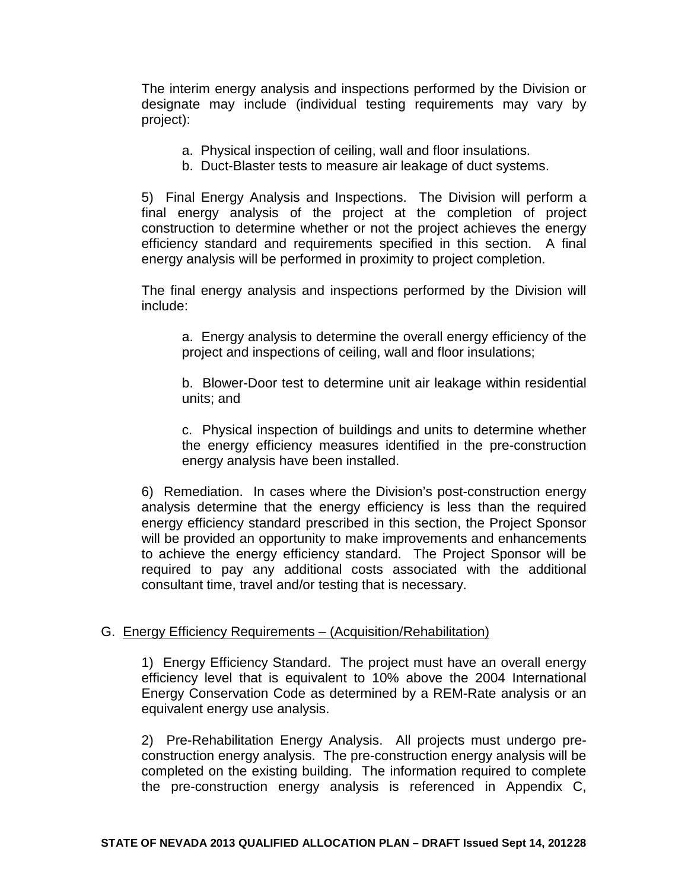The interim energy analysis and inspections performed by the Division or designate may include (individual testing requirements may vary by project):

a. Physical inspection of ceiling, wall and floor insulations.
b. Duct-Blaster tests to measure air leakage of duct systems.

5) Final Energy Analysis and Inspections. The Division will perform a final energy analysis of the project at the completion of project construction to determine whether or not the project achieves the energy efficiency standard and requirements specified in this section. A final energy analysis will be performed in proximity to project completion.

The final energy analysis and inspections performed by the Division will include:

a. Energy analysis to determine the overall energy efficiency of the project and inspections of ceiling, wall and floor insulations;

b. Blower-Door test to determine unit air leakage within residential units; and

c. Physical inspection of buildings and units to determine whether the energy efficiency measures identified in the pre-construction energy analysis have been installed.

6) Remediation. In cases where the Division's post-construction energy analysis determine that the energy efficiency is less than the required energy efficiency standard prescribed in this section, the Project Sponsor will be provided an opportunity to make improvements and enhancements to achieve the energy efficiency standard. The Project Sponsor will be required to pay any additional costs associated with the additional consultant time, travel and/or testing that is necessary.

G. <u>Energy Efficiency Requirements – (Acquisition/Rehabilitation)</u>

1) Energy Efficiency Standard. The project must have an overall energy efficiency level that is equivalent to 10% above the 2004 International Energy Conservation Code as determined by a REM-Rate analysis or an equivalent energy use analysis.

2) Pre-Rehabilitation Energy Analysis. All projects must undergo pre-construction energy analysis. The pre-construction energy analysis will be completed on the existing building. The information required to complete the pre-construction energy analysis is referenced in Appendix C,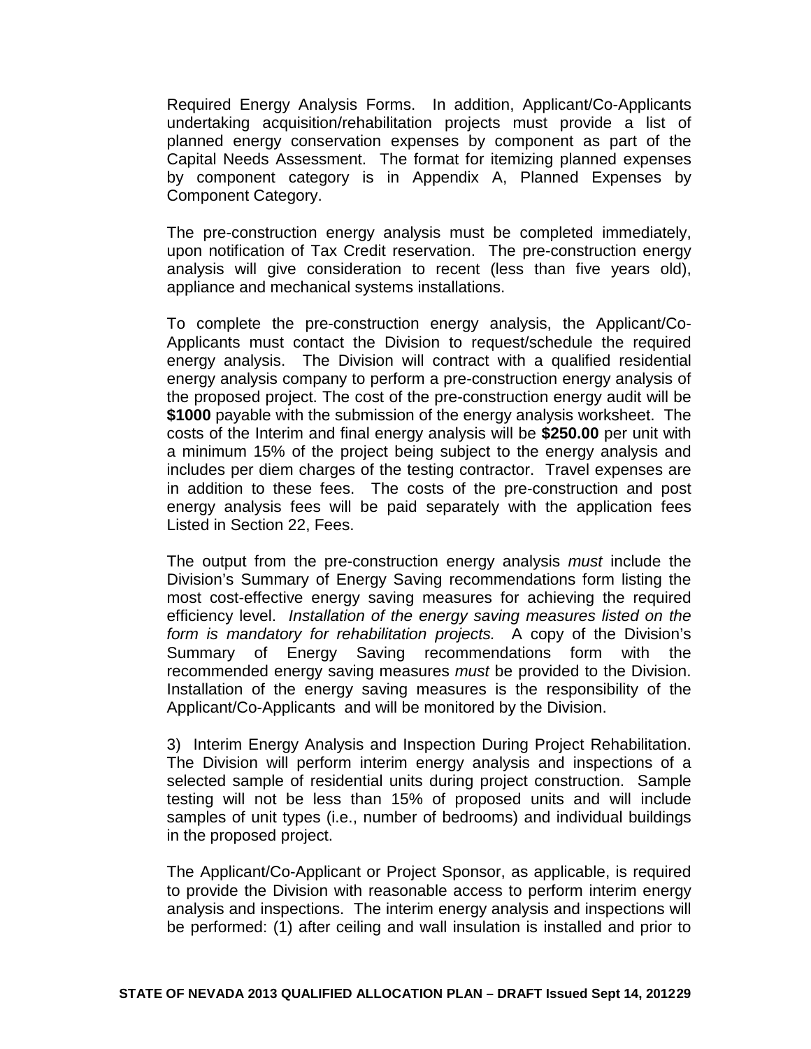Required Energy Analysis Forms. In addition, Applicant/Co-Applicants undertaking acquisition/rehabilitation projects must provide a list of planned energy conservation expenses by component as part of the Capital Needs Assessment. The format for itemizing planned expenses by component category is in Appendix A, Planned Expenses by Component Category.

The pre-construction energy analysis must be completed immediately, upon notification of Tax Credit reservation. The pre-construction energy analysis will give consideration to recent (less than five years old), appliance and mechanical systems installations.

To complete the pre-construction energy analysis, the Applicant/Co-Applicants must contact the Division to request/schedule the required energy analysis. The Division will contract with a qualified residential energy analysis company to perform a pre-construction energy analysis of the proposed project. The cost of the pre-construction energy audit will be **$1000** payable with the submission of the energy analysis worksheet. The costs of the Interim and final energy analysis will be **$250.00** per unit with a minimum 15% of the project being subject to the energy analysis and includes per diem charges of the testing contractor. Travel expenses are in addition to these fees. The costs of the pre-construction and post energy analysis fees will be paid separately with the application fees Listed in Section 22, Fees.

The output from the pre-construction energy analysis *must* include the Division's Summary of Energy Saving recommendations form listing the most cost-effective energy saving measures for achieving the required efficiency level. *Installation of the energy saving measures listed on the form is mandatory for rehabilitation projects.* A copy of the Division's Summary of Energy Saving recommendations form with the recommended energy saving measures *must* be provided to the Division. Installation of the energy saving measures is the responsibility of the Applicant/Co-Applicants and will be monitored by the Division.

3) Interim Energy Analysis and Inspection During Project Rehabilitation. The Division will perform interim energy analysis and inspections of a selected sample of residential units during project construction. Sample testing will not be less than 15% of proposed units and will include samples of unit types (i.e., number of bedrooms) and individual buildings in the proposed project.

The Applicant/Co-Applicant or Project Sponsor, as applicable, is required to provide the Division with reasonable access to perform interim energy analysis and inspections. The interim energy analysis and inspections will be performed: (1) after ceiling and wall insulation is installed and prior to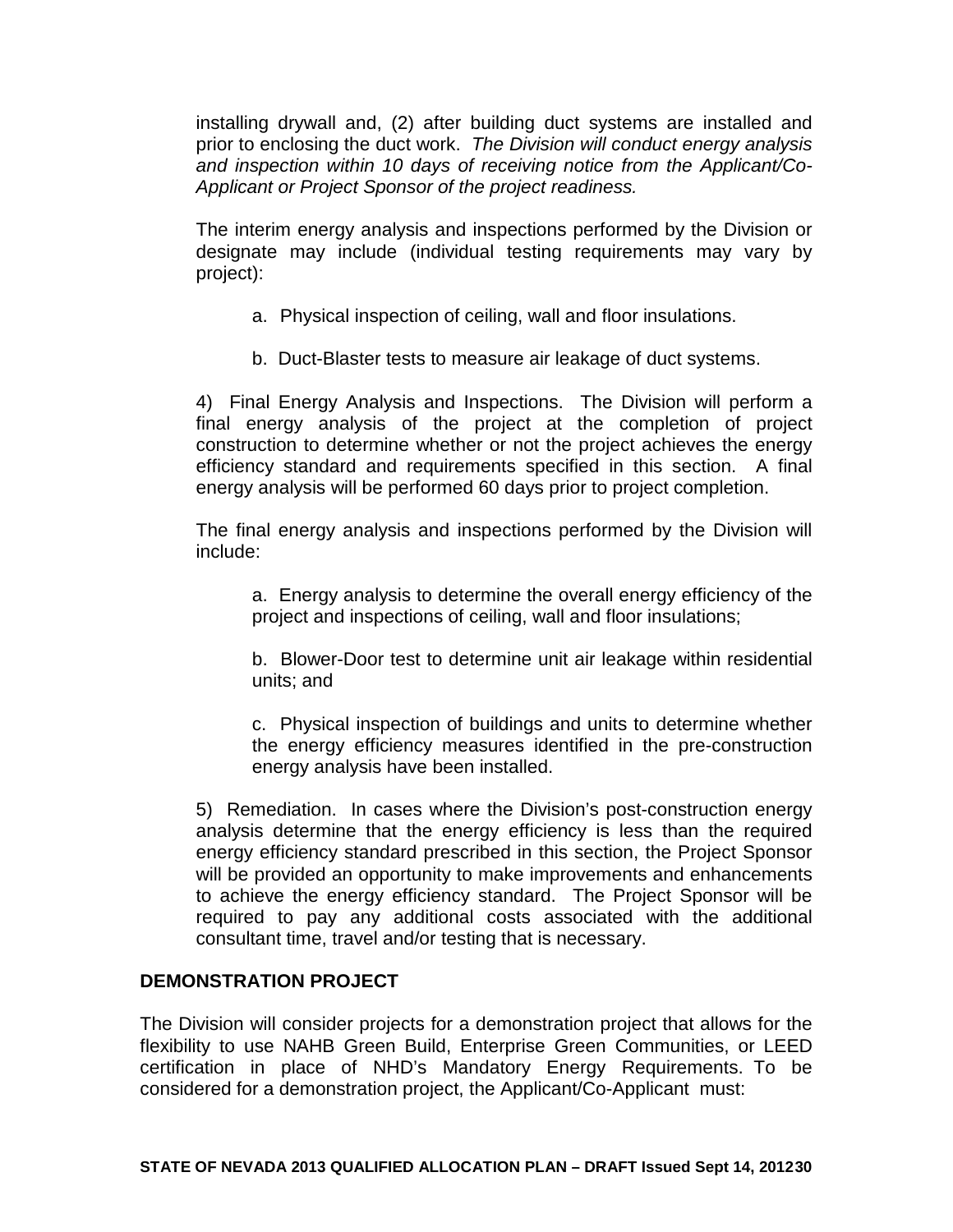installing drywall and, (2) after building duct systems are installed and prior to enclosing the duct work. *The Division will conduct energy analysis and inspection within 10 days of receiving notice from the Applicant/Co-Applicant or Project Sponsor of the project readiness.*

The interim energy analysis and inspections performed by the Division or designate may include (individual testing requirements may vary by project):

a. Physical inspection of ceiling, wall and floor insulations.

b. Duct-Blaster tests to measure air leakage of duct systems.

4) Final Energy Analysis and Inspections. The Division will perform a final energy analysis of the project at the completion of project construction to determine whether or not the project achieves the energy efficiency standard and requirements specified in this section. A final energy analysis will be performed 60 days prior to project completion.

The final energy analysis and inspections performed by the Division will include:

a. Energy analysis to determine the overall energy efficiency of the project and inspections of ceiling, wall and floor insulations;

b. Blower-Door test to determine unit air leakage within residential units; and

c. Physical inspection of buildings and units to determine whether the energy efficiency measures identified in the pre-construction energy analysis have been installed.

5) Remediation. In cases where the Division's post-construction energy analysis determine that the energy efficiency is less than the required energy efficiency standard prescribed in this section, the Project Sponsor will be provided an opportunity to make improvements and enhancements to achieve the energy efficiency standard. The Project Sponsor will be required to pay any additional costs associated with the additional consultant time, travel and/or testing that is necessary.

**DEMONSTRATION PROJECT**

The Division will consider projects for a demonstration project that allows for the flexibility to use NAHB Green Build, Enterprise Green Communities, or LEED certification in place of NHD's Mandatory Energy Requirements. To be considered for a demonstration project, the Applicant/Co-Applicant must: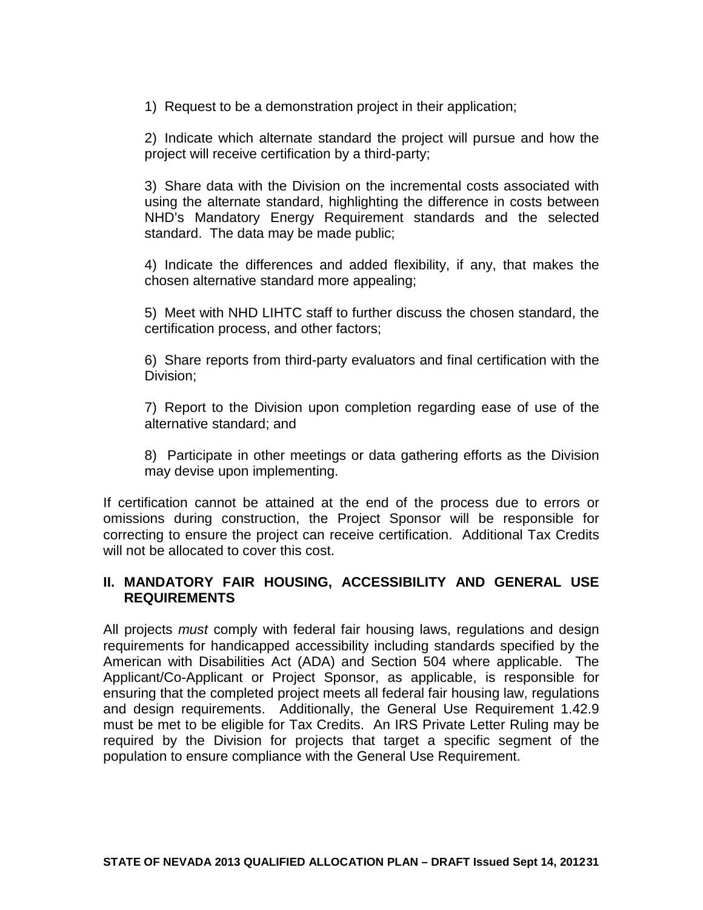1) Request to be a demonstration project in their application;

2) Indicate which alternate standard the project will pursue and how the project will receive certification by a third-party;

3) Share data with the Division on the incremental costs associated with using the alternate standard, highlighting the difference in costs between NHD's Mandatory Energy Requirement standards and the selected standard. The data may be made public;

4) Indicate the differences and added flexibility, if any, that makes the chosen alternative standard more appealing;

5) Meet with NHD LIHTC staff to further discuss the chosen standard, the certification process, and other factors;

6) Share reports from third-party evaluators and final certification with the Division;

7) Report to the Division upon completion regarding ease of use of the alternative standard; and

8) Participate in other meetings or data gathering efforts as the Division may devise upon implementing.

If certification cannot be attained at the end of the process due to errors or omissions during construction, the Project Sponsor will be responsible for correcting to ensure the project can receive certification. Additional Tax Credits will not be allocated to cover this cost.

## II. MANDATORY FAIR HOUSING, ACCESSIBILITY AND GENERAL USE REQUIREMENTS

All projects *must* comply with federal fair housing laws, regulations and design requirements for handicapped accessibility including standards specified by the American with Disabilities Act (ADA) and Section 504 where applicable. The Applicant/Co-Applicant or Project Sponsor, as applicable, is responsible for ensuring that the completed project meets all federal fair housing law, regulations and design requirements. Additionally, the General Use Requirement 1.42.9 must be met to be eligible for Tax Credits. An IRS Private Letter Ruling may be required by the Division for projects that target a specific segment of the population to ensure compliance with the General Use Requirement.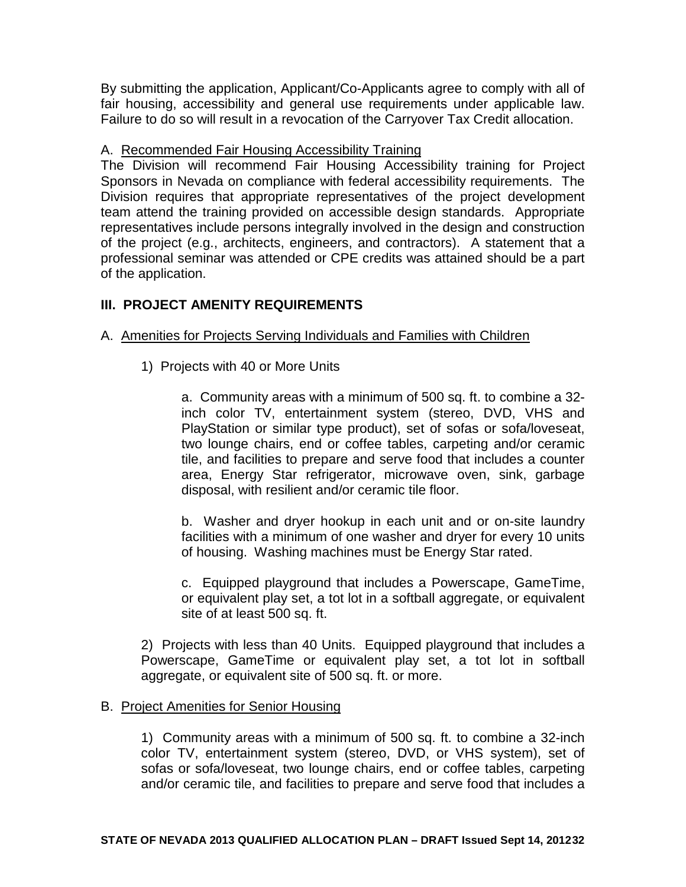By submitting the application, Applicant/Co-Applicants agree to comply with all of fair housing, accessibility and general use requirements under applicable law. Failure to do so will result in a revocation of the Carryover Tax Credit allocation.

A. Recommended Fair Housing Accessibility Training

The Division will recommend Fair Housing Accessibility training for Project Sponsors in Nevada on compliance with federal accessibility requirements. The Division requires that appropriate representatives of the project development team attend the training provided on accessible design standards. Appropriate representatives include persons integrally involved in the design and construction of the project (e.g., architects, engineers, and contractors). A statement that a professional seminar was attended or CPE credits was attained should be a part of the application.

## III. PROJECT AMENITY REQUIREMENTS

A. Amenities for Projects Serving Individuals and Families with Children

1) Projects with 40 or More Units

a. Community areas with a minimum of 500 sq. ft. to combine a 32-inch color TV, entertainment system (stereo, DVD, VHS and PlayStation or similar type product), set of sofas or sofa/loveseat, two lounge chairs, end or coffee tables, carpeting and/or ceramic tile, and facilities to prepare and serve food that includes a counter area, Energy Star refrigerator, microwave oven, sink, garbage disposal, with resilient and/or ceramic tile floor.

b. Washer and dryer hookup in each unit and or on-site laundry facilities with a minimum of one washer and dryer for every 10 units of housing. Washing machines must be Energy Star rated.

c. Equipped playground that includes a Powerscape, GameTime, or equivalent play set, a tot lot in a softball aggregate, or equivalent site of at least 500 sq. ft.

2) Projects with less than 40 Units. Equipped playground that includes a Powerscape, GameTime or equivalent play set, a tot lot in softball aggregate, or equivalent site of 500 sq. ft. or more.

B. Project Amenities for Senior Housing

1) Community areas with a minimum of 500 sq. ft. to combine a 32-inch color TV, entertainment system (stereo, DVD, or VHS system), set of sofas or sofa/loveseat, two lounge chairs, end or coffee tables, carpeting and/or ceramic tile, and facilities to prepare and serve food that includes a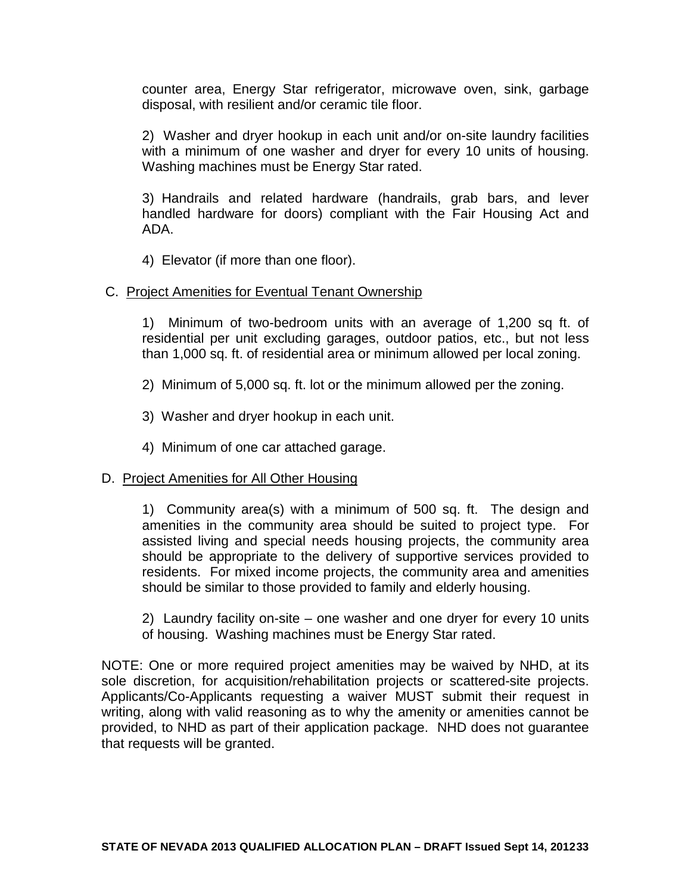counter area, Energy Star refrigerator, microwave oven, sink, garbage disposal, with resilient and/or ceramic tile floor.

2) Washer and dryer hookup in each unit and/or on-site laundry facilities with a minimum of one washer and dryer for every 10 units of housing. Washing machines must be Energy Star rated.

3) Handrails and related hardware (handrails, grab bars, and lever handled hardware for doors) compliant with the Fair Housing Act and ADA.

4) Elevator (if more than one floor).

C. Project Amenities for Eventual Tenant Ownership

1) Minimum of two-bedroom units with an average of 1,200 sq ft. of residential per unit excluding garages, outdoor patios, etc., but not less than 1,000 sq. ft. of residential area or minimum allowed per local zoning.

2) Minimum of 5,000 sq. ft. lot or the minimum allowed per the zoning.

3) Washer and dryer hookup in each unit.

4) Minimum of one car attached garage.

D. Project Amenities for All Other Housing

1) Community area(s) with a minimum of 500 sq. ft. The design and amenities in the community area should be suited to project type. For assisted living and special needs housing projects, the community area should be appropriate to the delivery of supportive services provided to residents. For mixed income projects, the community area and amenities should be similar to those provided to family and elderly housing.

2) Laundry facility on-site – one washer and one dryer for every 10 units of housing. Washing machines must be Energy Star rated.

NOTE: One or more required project amenities may be waived by NHD, at its sole discretion, for acquisition/rehabilitation projects or scattered-site projects. Applicants/Co-Applicants requesting a waiver MUST submit their request in writing, along with valid reasoning as to why the amenity or amenities cannot be provided, to NHD as part of their application package. NHD does not guarantee that requests will be granted.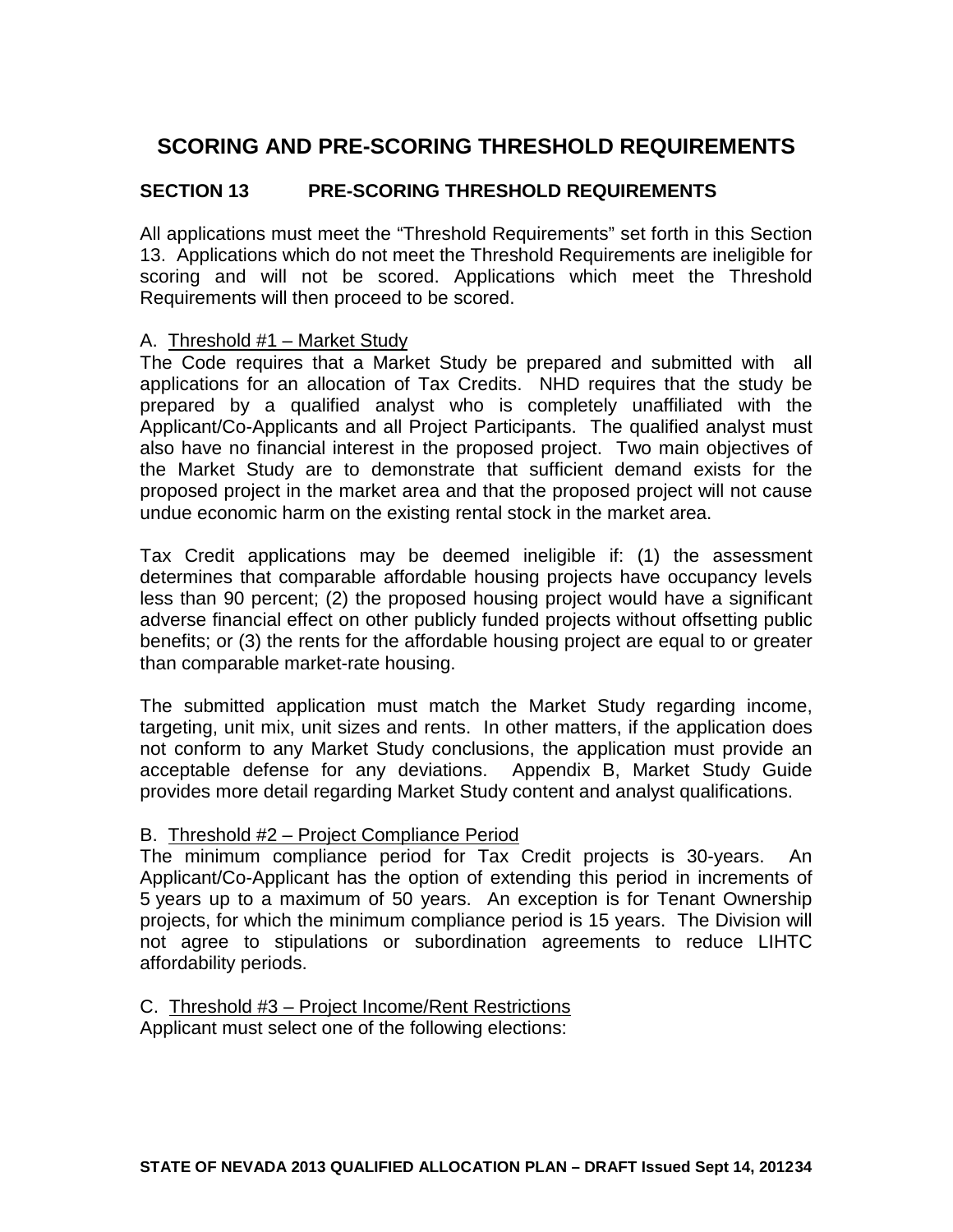# SCORING AND PRE-SCORING THRESHOLD REQUIREMENTS

## SECTION 13 PRE-SCORING THRESHOLD REQUIREMENTS

All applications must meet the "Threshold Requirements" set forth in this Section 13. Applications which do not meet the Threshold Requirements are ineligible for scoring and will not be scored. Applications which meet the Threshold Requirements will then proceed to be scored.

A. Threshold #1 – Market Study

The Code requires that a Market Study be prepared and submitted with all applications for an allocation of Tax Credits. NHD requires that the study be prepared by a qualified analyst who is completely unaffiliated with the Applicant/Co-Applicants and all Project Participants. The qualified analyst must also have no financial interest in the proposed project. Two main objectives of the Market Study are to demonstrate that sufficient demand exists for the proposed project in the market area and that the proposed project will not cause undue economic harm on the existing rental stock in the market area.

Tax Credit applications may be deemed ineligible if: (1) the assessment determines that comparable affordable housing projects have occupancy levels less than 90 percent; (2) the proposed housing project would have a significant adverse financial effect on other publicly funded projects without offsetting public benefits; or (3) the rents for the affordable housing project are equal to or greater than comparable market-rate housing.

The submitted application must match the Market Study regarding income, targeting, unit mix, unit sizes and rents. In other matters, if the application does not conform to any Market Study conclusions, the application must provide an acceptable defense for any deviations. Appendix B, Market Study Guide provides more detail regarding Market Study content and analyst qualifications.

B. Threshold #2 – Project Compliance Period

The minimum compliance period for Tax Credit projects is 30-years. An Applicant/Co-Applicant has the option of extending this period in increments of 5 years up to a maximum of 50 years. An exception is for Tenant Ownership projects, for which the minimum compliance period is 15 years. The Division will not agree to stipulations or subordination agreements to reduce LIHTC affordability periods.

C. Threshold #3 – Project Income/Rent Restrictions

Applicant must select one of the following elections: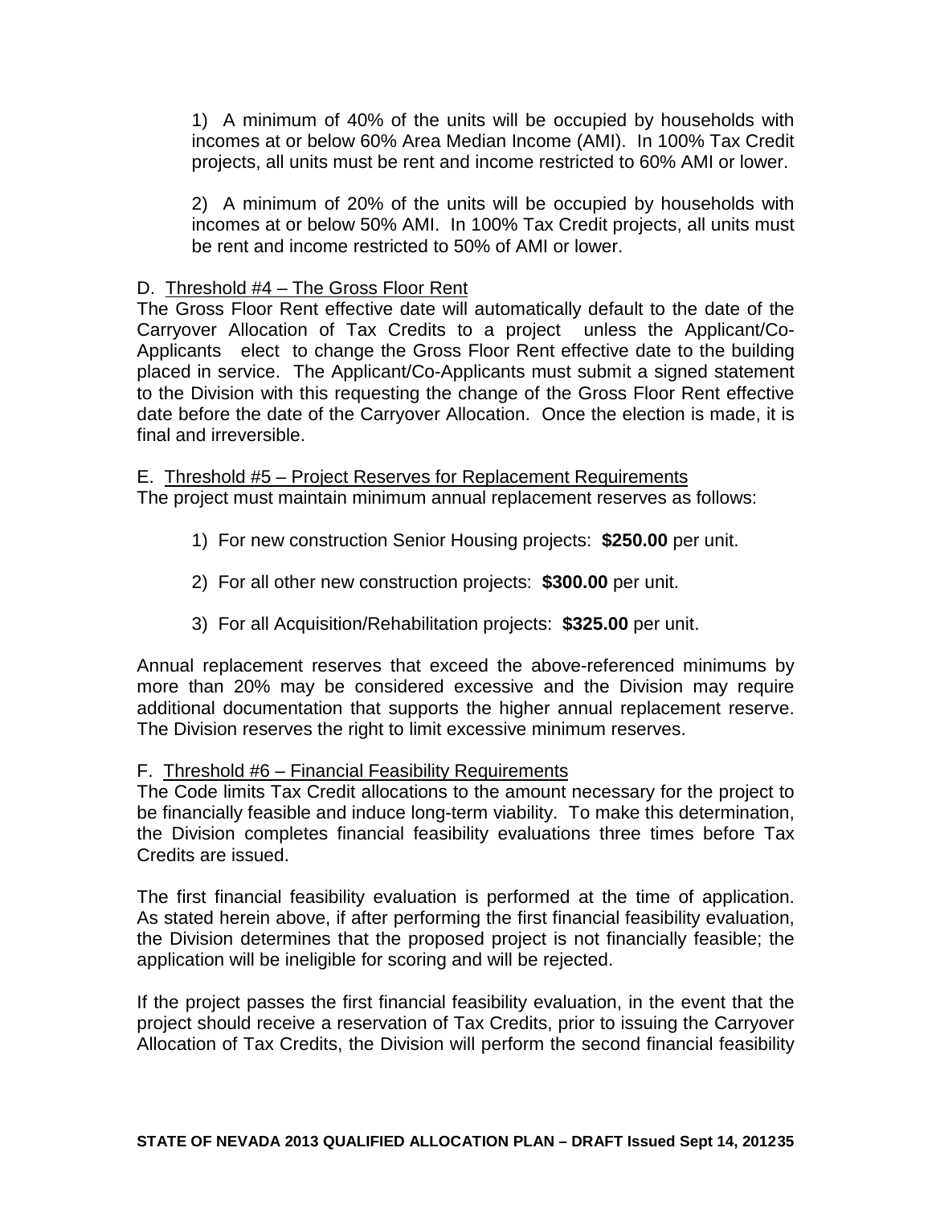1) A minimum of 40% of the units will be occupied by households with incomes at or below 60% Area Median Income (AMI). In 100% Tax Credit projects, all units must be rent and income restricted to 60% AMI or lower.

2) A minimum of 20% of the units will be occupied by households with incomes at or below 50% AMI. In 100% Tax Credit projects, all units must be rent and income restricted to 50% of AMI or lower.

D. Threshold #4 – The Gross Floor Rent

The Gross Floor Rent effective date will automatically default to the date of the Carryover Allocation of Tax Credits to a project unless the Applicant/Co-Applicants elect to change the Gross Floor Rent effective date to the building placed in service. The Applicant/Co-Applicants must submit a signed statement to the Division with this requesting the change of the Gross Floor Rent effective date before the date of the Carryover Allocation. Once the election is made, it is final and irreversible.

E. Threshold #5 – Project Reserves for Replacement Requirements

The project must maintain minimum annual replacement reserves as follows:

1) For new construction Senior Housing projects: **$250.00** per unit.

2) For all other new construction projects: **$300.00** per unit.

3) For all Acquisition/Rehabilitation projects: **$325.00** per unit.

Annual replacement reserves that exceed the above-referenced minimums by more than 20% may be considered excessive and the Division may require additional documentation that supports the higher annual replacement reserve. The Division reserves the right to limit excessive minimum reserves.

F. Threshold #6 – Financial Feasibility Requirements

The Code limits Tax Credit allocations to the amount necessary for the project to be financially feasible and induce long-term viability. To make this determination, the Division completes financial feasibility evaluations three times before Tax Credits are issued.

The first financial feasibility evaluation is performed at the time of application. As stated herein above, if after performing the first financial feasibility evaluation, the Division determines that the proposed project is not financially feasible; the application will be ineligible for scoring and will be rejected.

If the project passes the first financial feasibility evaluation, in the event that the project should receive a reservation of Tax Credits, prior to issuing the Carryover Allocation of Tax Credits, the Division will perform the second financial feasibility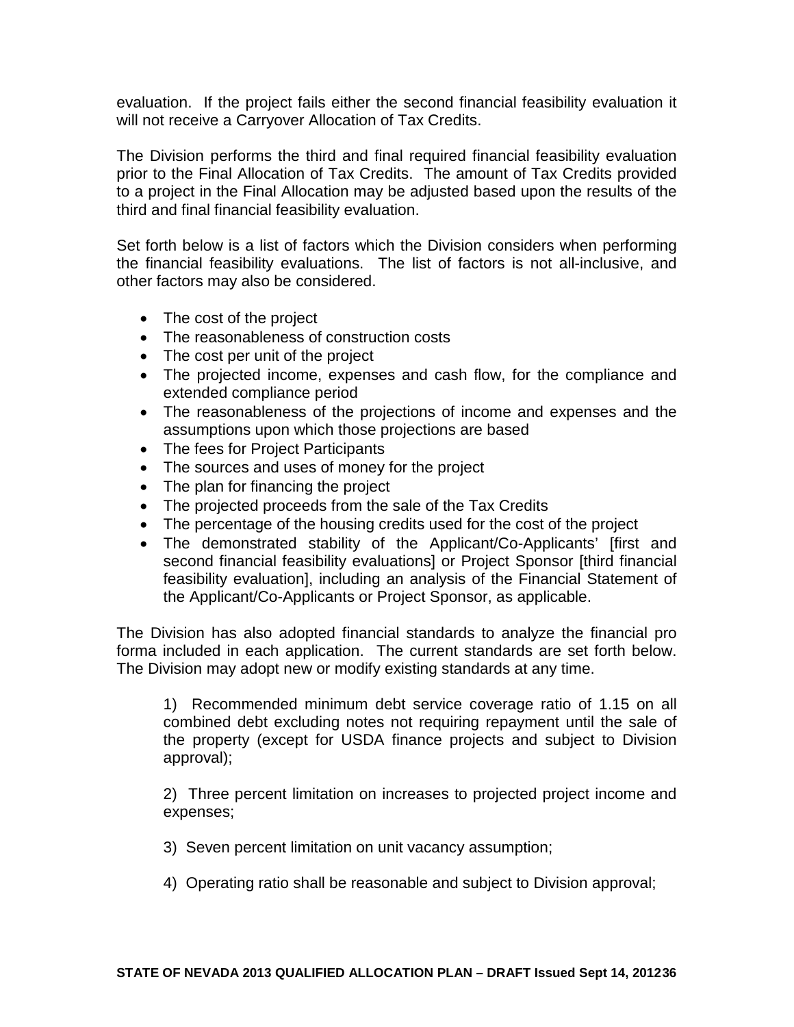evaluation. If the project fails either the second financial feasibility evaluation it will not receive a Carryover Allocation of Tax Credits.

The Division performs the third and final required financial feasibility evaluation prior to the Final Allocation of Tax Credits. The amount of Tax Credits provided to a project in the Final Allocation may be adjusted based upon the results of the third and final financial feasibility evaluation.

Set forth below is a list of factors which the Division considers when performing the financial feasibility evaluations. The list of factors is not all-inclusive, and other factors may also be considered.

- The cost of the project
- The reasonableness of construction costs
- The cost per unit of the project
- The projected income, expenses and cash flow, for the compliance and extended compliance period
- The reasonableness of the projections of income and expenses and the assumptions upon which those projections are based
- The fees for Project Participants
- The sources and uses of money for the project
- The plan for financing the project
- The projected proceeds from the sale of the Tax Credits
- The percentage of the housing credits used for the cost of the project
- The demonstrated stability of the Applicant/Co-Applicants' [first and second financial feasibility evaluations] or Project Sponsor [third financial feasibility evaluation], including an analysis of the Financial Statement of the Applicant/Co-Applicants or Project Sponsor, as applicable.

The Division has also adopted financial standards to analyze the financial pro forma included in each application. The current standards are set forth below. The Division may adopt new or modify existing standards at any time.

1) Recommended minimum debt service coverage ratio of 1.15 on all combined debt excluding notes not requiring repayment until the sale of the property (except for USDA finance projects and subject to Division approval);

2) Three percent limitation on increases to projected project income and expenses;

3) Seven percent limitation on unit vacancy assumption;

4) Operating ratio shall be reasonable and subject to Division approval;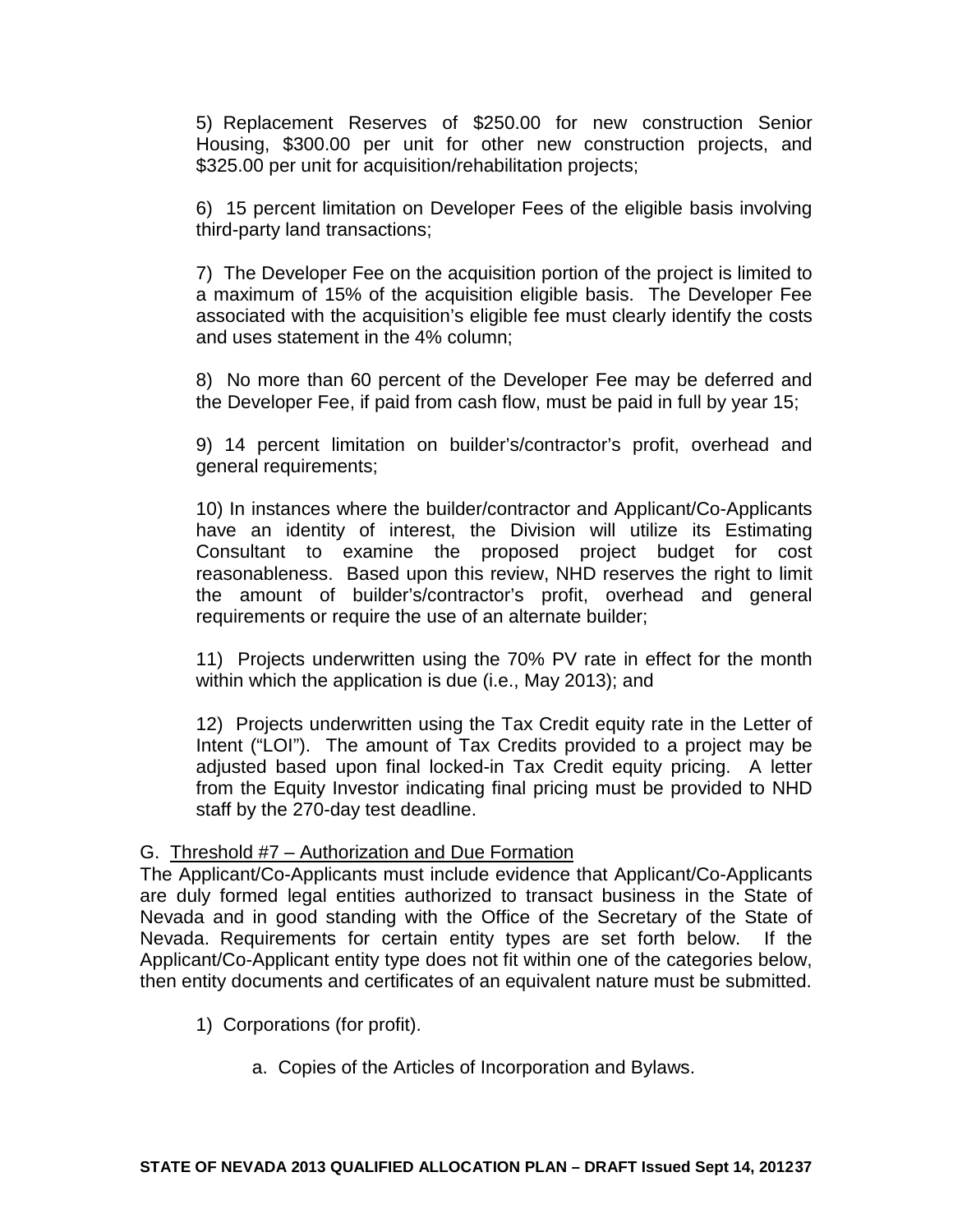5) Replacement Reserves of $250.00 for new construction Senior Housing, $300.00 per unit for other new construction projects, and $325.00 per unit for acquisition/rehabilitation projects;

6) 15 percent limitation on Developer Fees of the eligible basis involving third-party land transactions;

7) The Developer Fee on the acquisition portion of the project is limited to a maximum of 15% of the acquisition eligible basis. The Developer Fee associated with the acquisition's eligible fee must clearly identify the costs and uses statement in the 4% column;

8) No more than 60 percent of the Developer Fee may be deferred and the Developer Fee, if paid from cash flow, must be paid in full by year 15;

9) 14 percent limitation on builder's/contractor's profit, overhead and general requirements;

10) In instances where the builder/contractor and Applicant/Co-Applicants have an identity of interest, the Division will utilize its Estimating Consultant to examine the proposed project budget for cost reasonableness. Based upon this review, NHD reserves the right to limit the amount of builder's/contractor's profit, overhead and general requirements or require the use of an alternate builder;

11) Projects underwritten using the 70% PV rate in effect for the month within which the application is due (i.e., May 2013); and

12) Projects underwritten using the Tax Credit equity rate in the Letter of Intent ("LOI"). The amount of Tax Credits provided to a project may be adjusted based upon final locked-in Tax Credit equity pricing. A letter from the Equity Investor indicating final pricing must be provided to NHD staff by the 270-day test deadline.

G. Threshold #7 – Authorization and Due Formation

The Applicant/Co-Applicants must include evidence that Applicant/Co-Applicants are duly formed legal entities authorized to transact business in the State of Nevada and in good standing with the Office of the Secretary of the State of Nevada. Requirements for certain entity types are set forth below. If the Applicant/Co-Applicant entity type does not fit within one of the categories below, then entity documents and certificates of an equivalent nature must be submitted.

1) Corporations (for profit).

a. Copies of the Articles of Incorporation and Bylaws.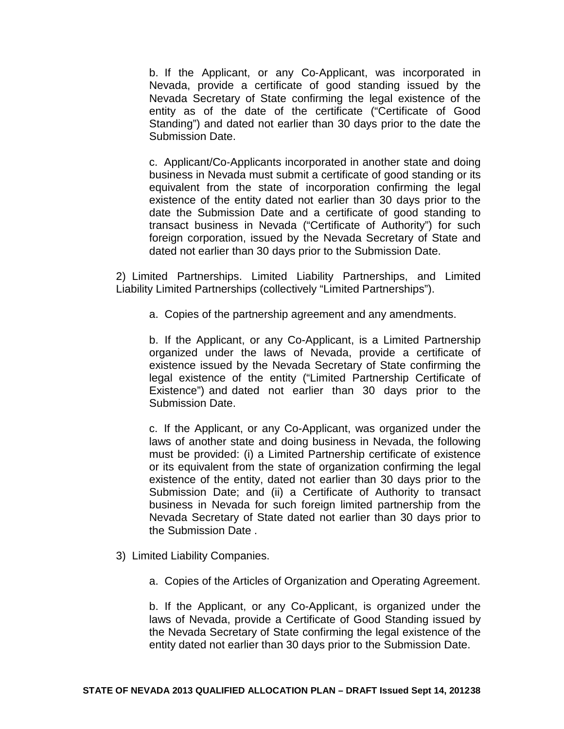b. If the Applicant, or any Co-Applicant, was incorporated in Nevada, provide a certificate of good standing issued by the Nevada Secretary of State confirming the legal existence of the entity as of the date of the certificate ("Certificate of Good Standing") and dated not earlier than 30 days prior to the date the Submission Date.

c. Applicant/Co-Applicants incorporated in another state and doing business in Nevada must submit a certificate of good standing or its equivalent from the state of incorporation confirming the legal existence of the entity dated not earlier than 30 days prior to the date the Submission Date and a certificate of good standing to transact business in Nevada ("Certificate of Authority") for such foreign corporation, issued by the Nevada Secretary of State and dated not earlier than 30 days prior to the Submission Date.

2) Limited Partnerships. Limited Liability Partnerships, and Limited Liability Limited Partnerships (collectively "Limited Partnerships").

a. Copies of the partnership agreement and any amendments.

b. If the Applicant, or any Co-Applicant, is a Limited Partnership organized under the laws of Nevada, provide a certificate of existence issued by the Nevada Secretary of State confirming the legal existence of the entity ("Limited Partnership Certificate of Existence") and dated not earlier than 30 days prior to the Submission Date.

c. If the Applicant, or any Co-Applicant, was organized under the laws of another state and doing business in Nevada, the following must be provided: (i) a Limited Partnership certificate of existence or its equivalent from the state of organization confirming the legal existence of the entity, dated not earlier than 30 days prior to the Submission Date; and (ii) a Certificate of Authority to transact business in Nevada for such foreign limited partnership from the Nevada Secretary of State dated not earlier than 30 days prior to the Submission Date .

3) Limited Liability Companies.

a. Copies of the Articles of Organization and Operating Agreement.

b. If the Applicant, or any Co-Applicant, is organized under the laws of Nevada, provide a Certificate of Good Standing issued by the Nevada Secretary of State confirming the legal existence of the entity dated not earlier than 30 days prior to the Submission Date.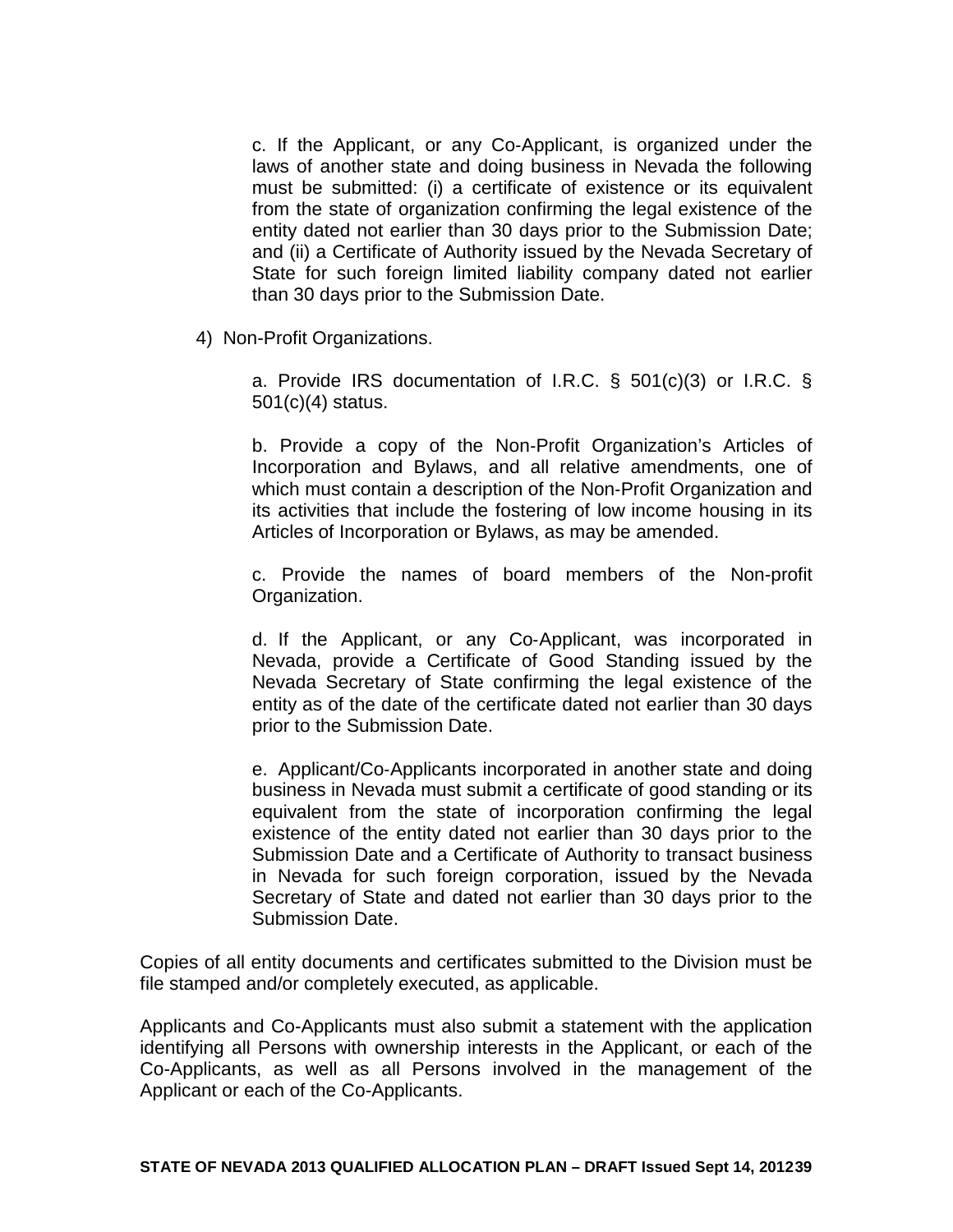c. If the Applicant, or any Co-Applicant, is organized under the laws of another state and doing business in Nevada the following must be submitted: (i) a certificate of existence or its equivalent from the state of organization confirming the legal existence of the entity dated not earlier than 30 days prior to the Submission Date; and (ii) a Certificate of Authority issued by the Nevada Secretary of State for such foreign limited liability company dated not earlier than 30 days prior to the Submission Date.

4) Non-Profit Organizations.

a. Provide IRS documentation of I.R.C. § 501(c)(3) or I.R.C. § 501(c)(4) status.

b. Provide a copy of the Non-Profit Organization's Articles of Incorporation and Bylaws, and all relative amendments, one of which must contain a description of the Non-Profit Organization and its activities that include the fostering of low income housing in its Articles of Incorporation or Bylaws, as may be amended.

c. Provide the names of board members of the Non-profit Organization.

d. If the Applicant, or any Co-Applicant, was incorporated in Nevada, provide a Certificate of Good Standing issued by the Nevada Secretary of State confirming the legal existence of the entity as of the date of the certificate dated not earlier than 30 days prior to the Submission Date.

e. Applicant/Co-Applicants incorporated in another state and doing business in Nevada must submit a certificate of good standing or its equivalent from the state of incorporation confirming the legal existence of the entity dated not earlier than 30 days prior to the Submission Date and a Certificate of Authority to transact business in Nevada for such foreign corporation, issued by the Nevada Secretary of State and dated not earlier than 30 days prior to the Submission Date.

Copies of all entity documents and certificates submitted to the Division must be file stamped and/or completely executed, as applicable.

Applicants and Co-Applicants must also submit a statement with the application identifying all Persons with ownership interests in the Applicant, or each of the Co-Applicants, as well as all Persons involved in the management of the Applicant or each of the Co-Applicants.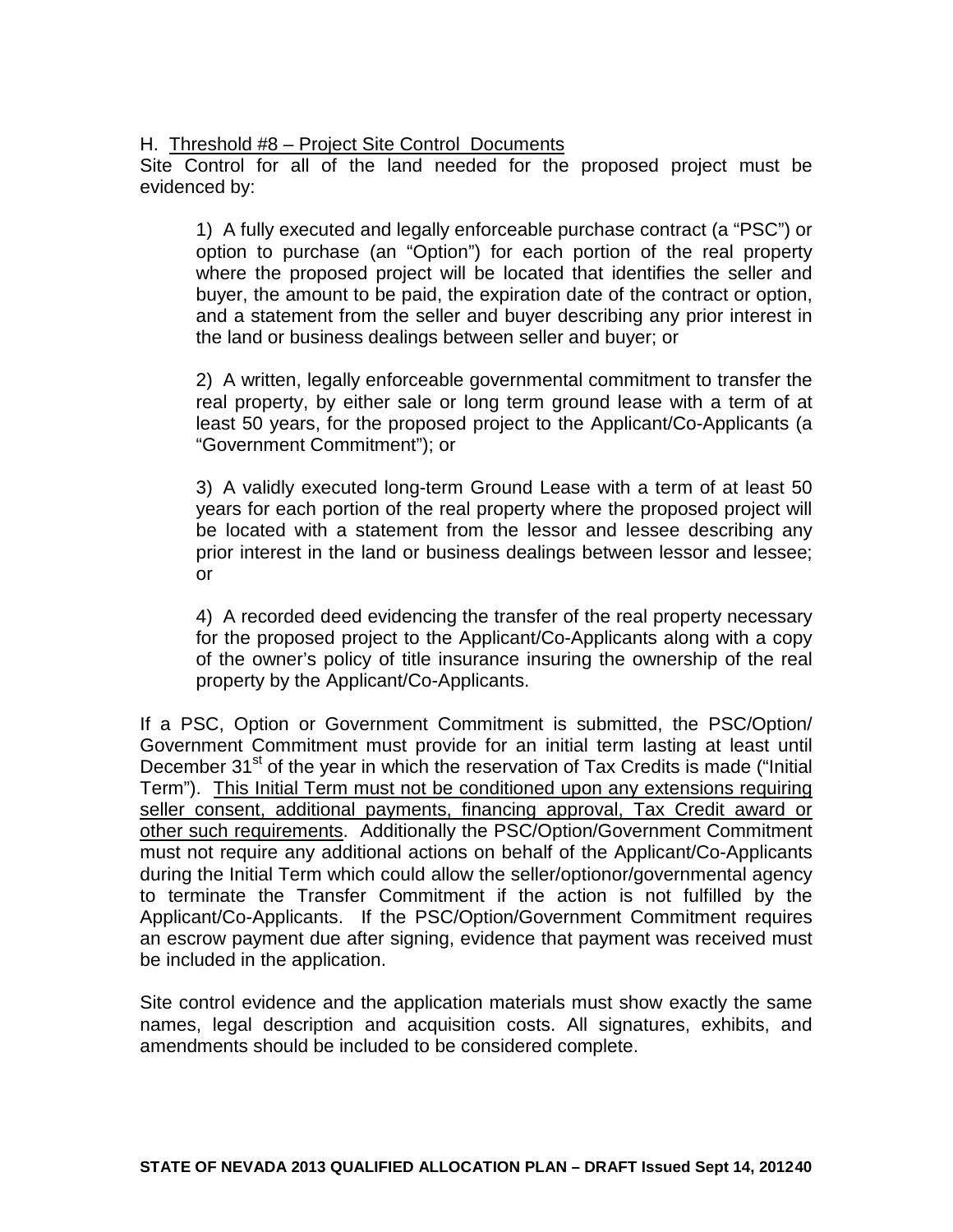H. Threshold #8 – Project Site Control Documents

Site Control for all of the land needed for the proposed project must be evidenced by:

1) A fully executed and legally enforceable purchase contract (a "PSC") or option to purchase (an "Option") for each portion of the real property where the proposed project will be located that identifies the seller and buyer, the amount to be paid, the expiration date of the contract or option, and a statement from the seller and buyer describing any prior interest in the land or business dealings between seller and buyer; or

2) A written, legally enforceable governmental commitment to transfer the real property, by either sale or long term ground lease with a term of at least 50 years, for the proposed project to the Applicant/Co-Applicants (a "Government Commitment"); or

3) A validly executed long-term Ground Lease with a term of at least 50 years for each portion of the real property where the proposed project will be located with a statement from the lessor and lessee describing any prior interest in the land or business dealings between lessor and lessee; or

4) A recorded deed evidencing the transfer of the real property necessary for the proposed project to the Applicant/Co-Applicants along with a copy of the owner's policy of title insurance insuring the ownership of the real property by the Applicant/Co-Applicants.

If a PSC, Option or Government Commitment is submitted, the PSC/Option/ Government Commitment must provide for an initial term lasting at least until December 31st of the year in which the reservation of Tax Credits is made ("Initial Term"). This Initial Term must not be conditioned upon any extensions requiring seller consent, additional payments, financing approval, Tax Credit award or other such requirements. Additionally the PSC/Option/Government Commitment must not require any additional actions on behalf of the Applicant/Co-Applicants during the Initial Term which could allow the seller/optionor/governmental agency to terminate the Transfer Commitment if the action is not fulfilled by the Applicant/Co-Applicants. If the PSC/Option/Government Commitment requires an escrow payment due after signing, evidence that payment was received must be included in the application.

Site control evidence and the application materials must show exactly the same names, legal description and acquisition costs. All signatures, exhibits, and amendments should be included to be considered complete.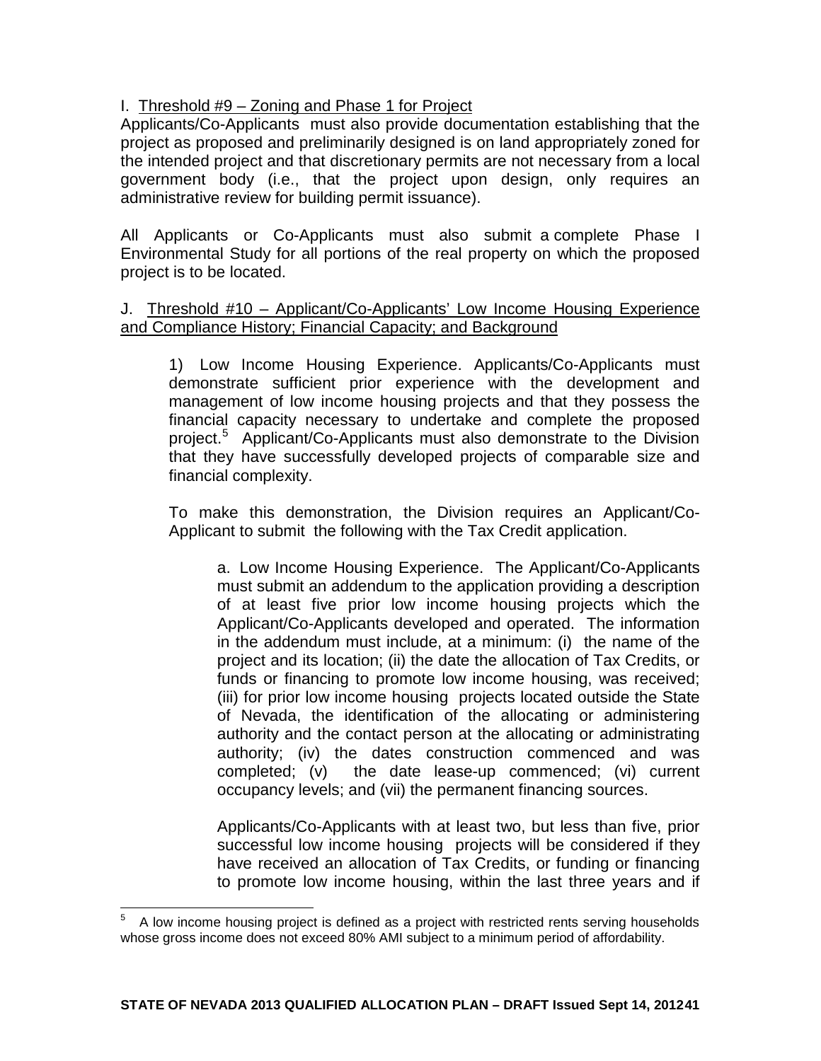I. Threshold #9 – Zoning and Phase 1 for Project

Applicants/Co-Applicants must also provide documentation establishing that the project as proposed and preliminarily designed is on land appropriately zoned for the intended project and that discretionary permits are not necessary from a local government body (i.e., that the project upon design, only requires an administrative review for building permit issuance).

All Applicants or Co-Applicants must also submit a complete Phase I Environmental Study for all portions of the real property on which the proposed project is to be located.

J. Threshold #10 – Applicant/Co-Applicants' Low Income Housing Experience and Compliance History; Financial Capacity; and Background

1) Low Income Housing Experience. Applicants/Co-Applicants must demonstrate sufficient prior experience with the development and management of low income housing projects and that they possess the financial capacity necessary to undertake and complete the proposed project.[5] Applicant/Co-Applicants must also demonstrate to the Division that they have successfully developed projects of comparable size and financial complexity.

To make this demonstration, the Division requires an Applicant/Co-Applicant to submit the following with the Tax Credit application.

a. Low Income Housing Experience. The Applicant/Co-Applicants must submit an addendum to the application providing a description of at least five prior low income housing projects which the Applicant/Co-Applicants developed and operated. The information in the addendum must include, at a minimum: (i) the name of the project and its location; (ii) the date the allocation of Tax Credits, or funds or financing to promote low income housing, was received; (iii) for prior low income housing projects located outside the State of Nevada, the identification of the allocating or administering authority and the contact person at the allocating or administrating authority; (iv) the dates construction commenced and was completed; (v) the date lease-up commenced; (vi) current occupancy levels; and (vii) the permanent financing sources.

Applicants/Co-Applicants with at least two, but less than five, prior successful low income housing projects will be considered if they have received an allocation of Tax Credits, or funding or financing to promote low income housing, within the last three years and if

[5] A low income housing project is defined as a project with restricted rents serving households whose gross income does not exceed 80% AMI subject to a minimum period of affordability.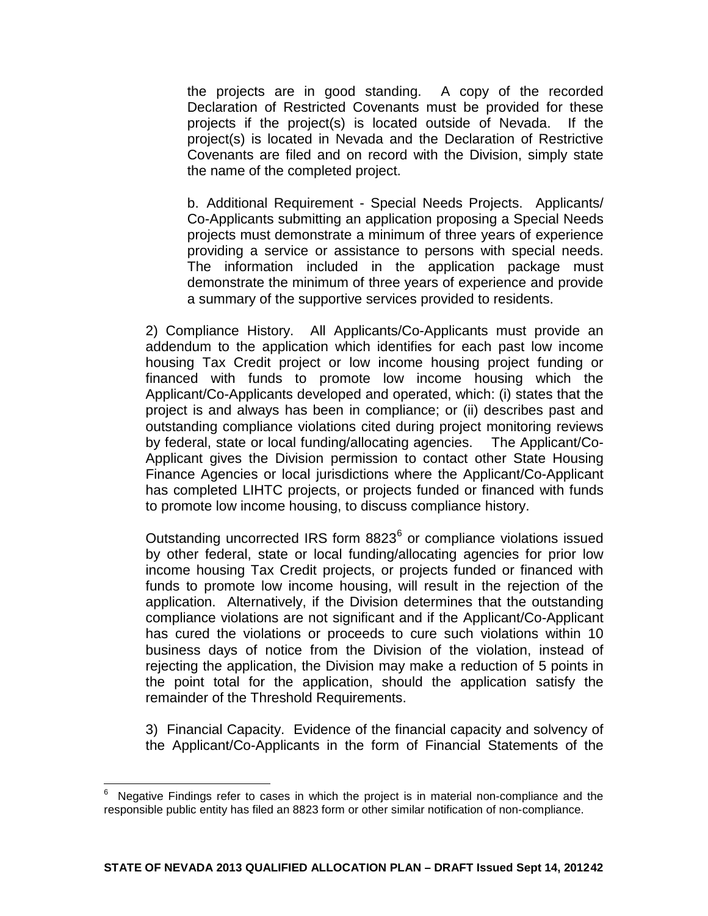the projects are in good standing. A copy of the recorded Declaration of Restricted Covenants must be provided for these projects if the project(s) is located outside of Nevada. If the project(s) is located in Nevada and the Declaration of Restrictive Covenants are filed and on record with the Division, simply state the name of the completed project.

b. Additional Requirement - Special Needs Projects. Applicants/ Co-Applicants submitting an application proposing a Special Needs projects must demonstrate a minimum of three years of experience providing a service or assistance to persons with special needs. The information included in the application package must demonstrate the minimum of three years of experience and provide a summary of the supportive services provided to residents.

2) Compliance History. All Applicants/Co-Applicants must provide an addendum to the application which identifies for each past low income housing Tax Credit project or low income housing project funding or financed with funds to promote low income housing which the Applicant/Co-Applicants developed and operated, which: (i) states that the project is and always has been in compliance; or (ii) describes past and outstanding compliance violations cited during project monitoring reviews by federal, state or local funding/allocating agencies. The Applicant/Co-Applicant gives the Division permission to contact other State Housing Finance Agencies or local jurisdictions where the Applicant/Co-Applicant has completed LIHTC projects, or projects funded or financed with funds to promote low income housing, to discuss compliance history.

Outstanding uncorrected IRS form 8823[6] or compliance violations issued by other federal, state or local funding/allocating agencies for prior low income housing Tax Credit projects, or projects funded or financed with funds to promote low income housing, will result in the rejection of the application. Alternatively, if the Division determines that the outstanding compliance violations are not significant and if the Applicant/Co-Applicant has cured the violations or proceeds to cure such violations within 10 business days of notice from the Division of the violation, instead of rejecting the application, the Division may make a reduction of 5 points in the point total for the application, should the application satisfy the remainder of the Threshold Requirements.

3) Financial Capacity. Evidence of the financial capacity and solvency of the Applicant/Co-Applicants in the form of Financial Statements of the

[6] Negative Findings refer to cases in which the project is in material non-compliance and the responsible public entity has filed an 8823 form or other similar notification of non-compliance.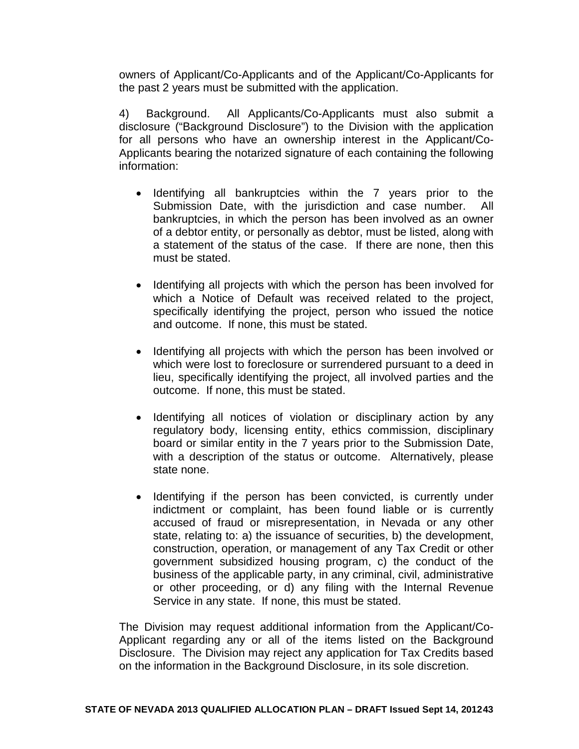owners of Applicant/Co-Applicants and of the Applicant/Co-Applicants for the past 2 years must be submitted with the application.

4) Background. All Applicants/Co-Applicants must also submit a disclosure ("Background Disclosure") to the Division with the application for all persons who have an ownership interest in the Applicant/Co-Applicants bearing the notarized signature of each containing the following information:

- Identifying all bankruptcies within the 7 years prior to the Submission Date, with the jurisdiction and case number. All bankruptcies, in which the person has been involved as an owner of a debtor entity, or personally as debtor, must be listed, along with a statement of the status of the case. If there are none, then this must be stated.

- Identifying all projects with which the person has been involved for which a Notice of Default was received related to the project, specifically identifying the project, person who issued the notice and outcome. If none, this must be stated.

- Identifying all projects with which the person has been involved or which were lost to foreclosure or surrendered pursuant to a deed in lieu, specifically identifying the project, all involved parties and the outcome. If none, this must be stated.

- Identifying all notices of violation or disciplinary action by any regulatory body, licensing entity, ethics commission, disciplinary board or similar entity in the 7 years prior to the Submission Date, with a description of the status or outcome. Alternatively, please state none.

- Identifying if the person has been convicted, is currently under indictment or complaint, has been found liable or is currently accused of fraud or misrepresentation, in Nevada or any other state, relating to: a) the issuance of securities, b) the development, construction, operation, or management of any Tax Credit or other government subsidized housing program, c) the conduct of the business of the applicable party, in any criminal, civil, administrative or other proceeding, or d) any filing with the Internal Revenue Service in any state. If none, this must be stated.

The Division may request additional information from the Applicant/Co-Applicant regarding any or all of the items listed on the Background Disclosure. The Division may reject any application for Tax Credits based on the information in the Background Disclosure, in its sole discretion.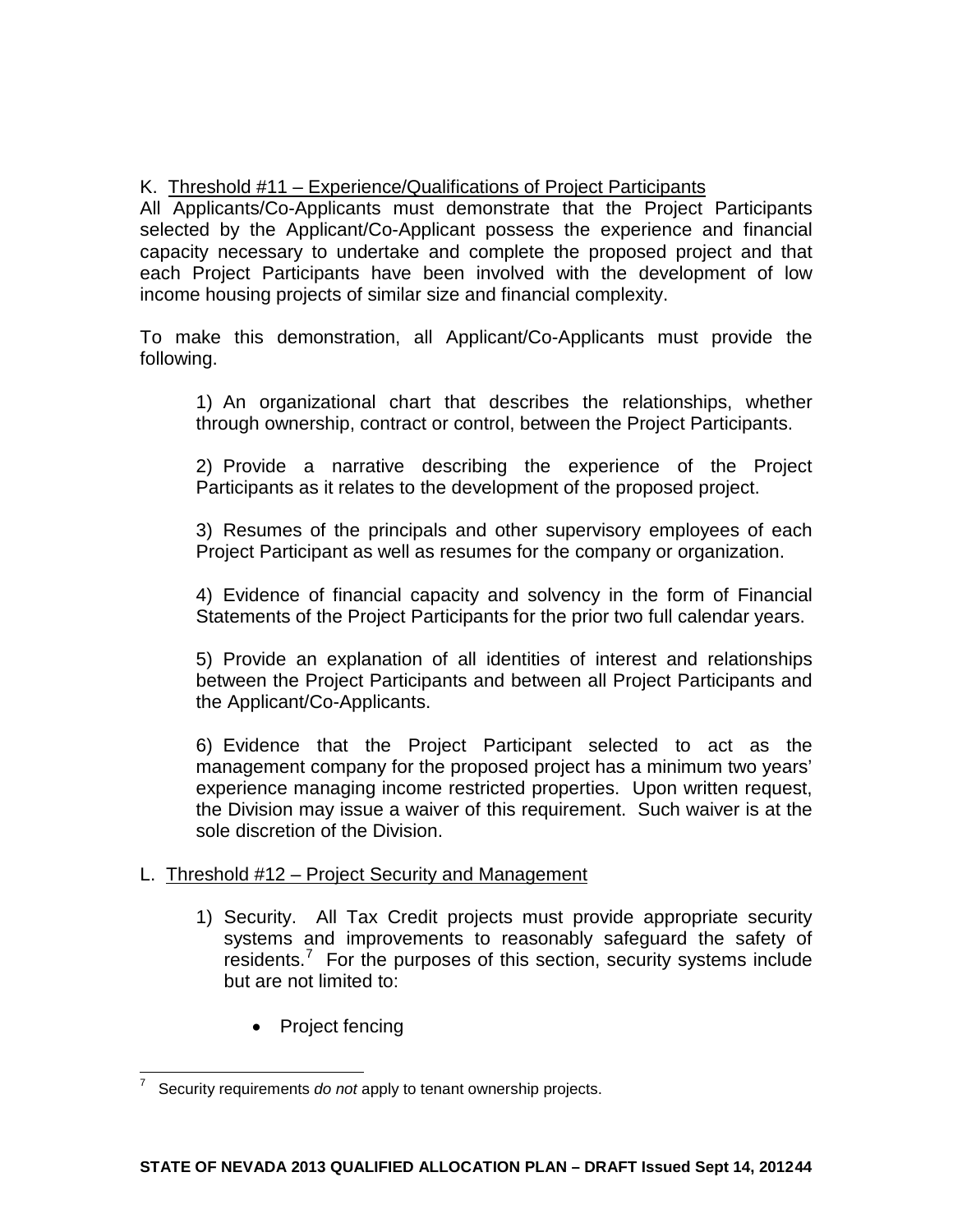K. Threshold #11 – Experience/Qualifications of Project Participants

All Applicants/Co-Applicants must demonstrate that the Project Participants selected by the Applicant/Co-Applicant possess the experience and financial capacity necessary to undertake and complete the proposed project and that each Project Participants have been involved with the development of low income housing projects of similar size and financial complexity.

To make this demonstration, all Applicant/Co-Applicants must provide the following.

1) An organizational chart that describes the relationships, whether through ownership, contract or control, between the Project Participants.

2) Provide a narrative describing the experience of the Project Participants as it relates to the development of the proposed project.

3) Resumes of the principals and other supervisory employees of each Project Participant as well as resumes for the company or organization.

4) Evidence of financial capacity and solvency in the form of Financial Statements of the Project Participants for the prior two full calendar years.

5) Provide an explanation of all identities of interest and relationships between the Project Participants and between all Project Participants and the Applicant/Co-Applicants.

6) Evidence that the Project Participant selected to act as the management company for the proposed project has a minimum two years' experience managing income restricted properties. Upon written request, the Division may issue a waiver of this requirement. Such waiver is at the sole discretion of the Division.

L. Threshold #12 – Project Security and Management

1) Security. All Tax Credit projects must provide appropriate security systems and improvements to reasonably safeguard the safety of residents.[7] For the purposes of this section, security systems include but are not limited to:

- Project fencing

[7] Security requirements *do not* apply to tenant ownership projects.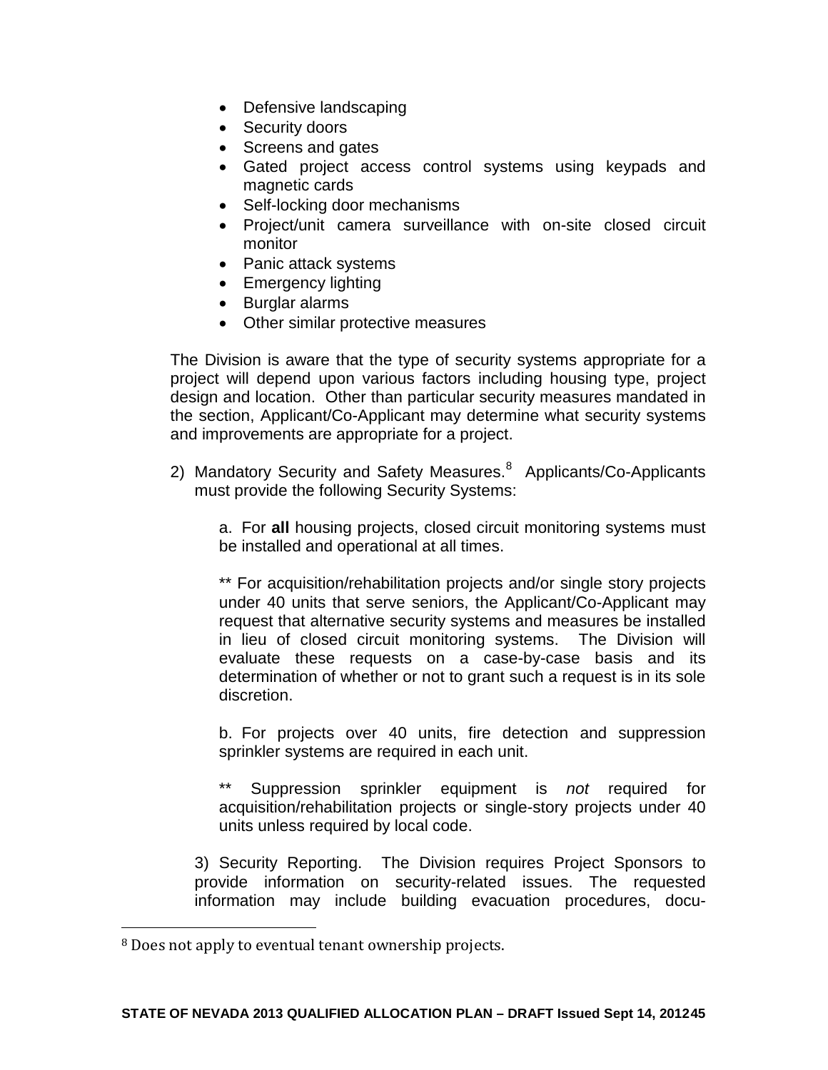- Defensive landscaping
- Security doors
- Screens and gates
- Gated project access control systems using keypads and magnetic cards
- Self-locking door mechanisms
- Project/unit camera surveillance with on-site closed circuit monitor
- Panic attack systems
- Emergency lighting
- Burglar alarms
- Other similar protective measures

The Division is aware that the type of security systems appropriate for a project will depend upon various factors including housing type, project design and location. Other than particular security measures mandated in the section, Applicant/Co-Applicant may determine what security systems and improvements are appropriate for a project.

2) Mandatory Security and Safety Measures.[8] Applicants/Co-Applicants must provide the following Security Systems:

a. For **all** housing projects, closed circuit monitoring systems must be installed and operational at all times.

** For acquisition/rehabilitation projects and/or single story projects under 40 units that serve seniors, the Applicant/Co-Applicant may request that alternative security systems and measures be installed in lieu of closed circuit monitoring systems. The Division will evaluate these requests on a case-by-case basis and its determination of whether or not to grant such a request is in its sole discretion.

b. For projects over 40 units, fire detection and suppression sprinkler systems are required in each unit.

** Suppression sprinkler equipment is *not* required for acquisition/rehabilitation projects or single-story projects under 40 units unless required by local code.

3) Security Reporting. The Division requires Project Sponsors to provide information on security-related issues. The requested information may include building evacuation procedures, docu-

[8] Does not apply to eventual tenant ownership projects.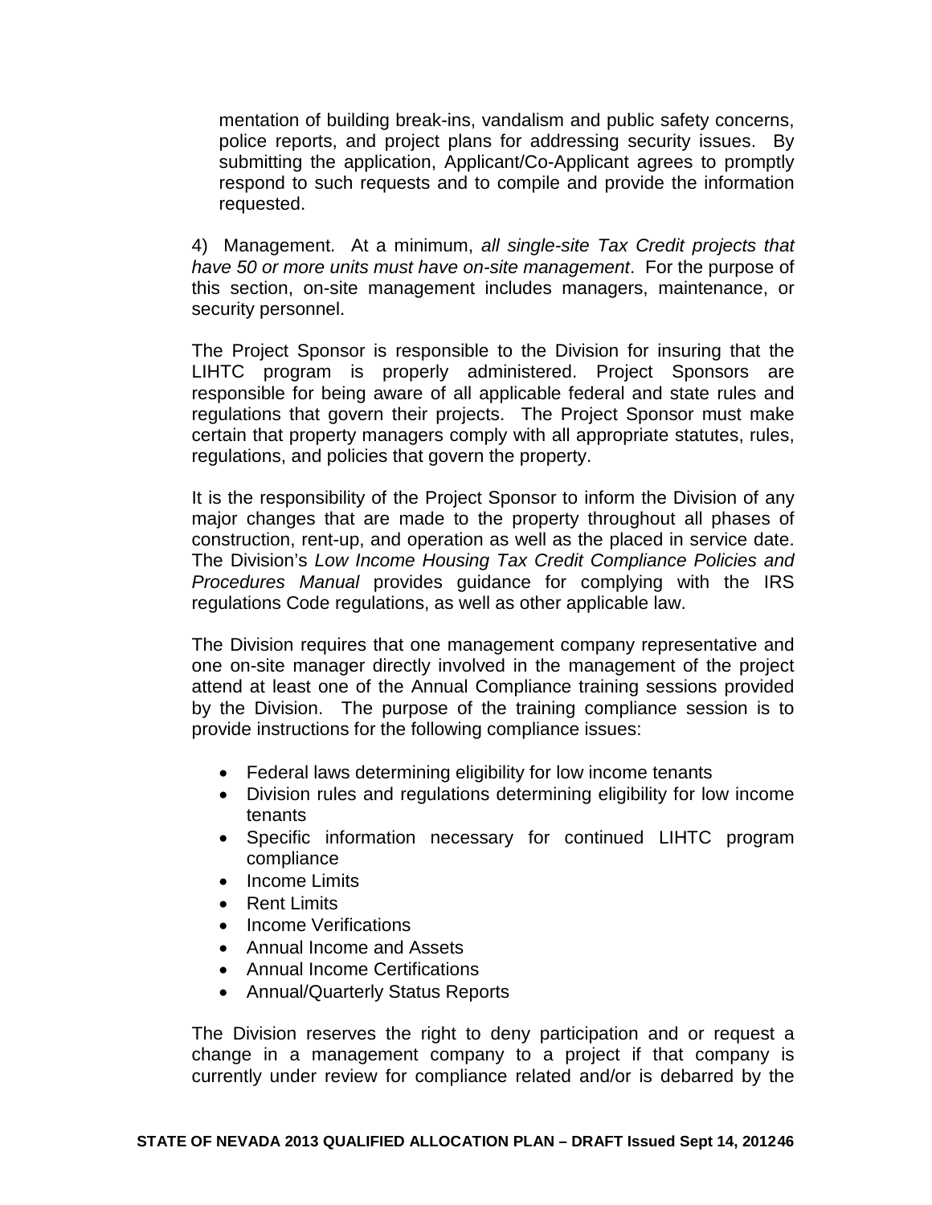mentation of building break-ins, vandalism and public safety concerns, police reports, and project plans for addressing security issues. By submitting the application, Applicant/Co-Applicant agrees to promptly respond to such requests and to compile and provide the information requested.

4) Management. At a minimum, *all single-site Tax Credit projects that have 50 or more units must have on-site management*. For the purpose of this section, on-site management includes managers, maintenance, or security personnel.

The Project Sponsor is responsible to the Division for insuring that the LIHTC program is properly administered. Project Sponsors are responsible for being aware of all applicable federal and state rules and regulations that govern their projects. The Project Sponsor must make certain that property managers comply with all appropriate statutes, rules, regulations, and policies that govern the property.

It is the responsibility of the Project Sponsor to inform the Division of any major changes that are made to the property throughout all phases of construction, rent-up, and operation as well as the placed in service date. The Division's *Low Income Housing Tax Credit Compliance Policies and Procedures Manual* provides guidance for complying with the IRS regulations Code regulations, as well as other applicable law.

The Division requires that one management company representative and one on-site manager directly involved in the management of the project attend at least one of the Annual Compliance training sessions provided by the Division. The purpose of the training compliance session is to provide instructions for the following compliance issues:

- Federal laws determining eligibility for low income tenants
- Division rules and regulations determining eligibility for low income tenants
- Specific information necessary for continued LIHTC program compliance
- Income Limits
- Rent Limits
- Income Verifications
- Annual Income and Assets
- Annual Income Certifications
- Annual/Quarterly Status Reports

The Division reserves the right to deny participation and or request a change in a management company to a project if that company is currently under review for compliance related and/or is debarred by the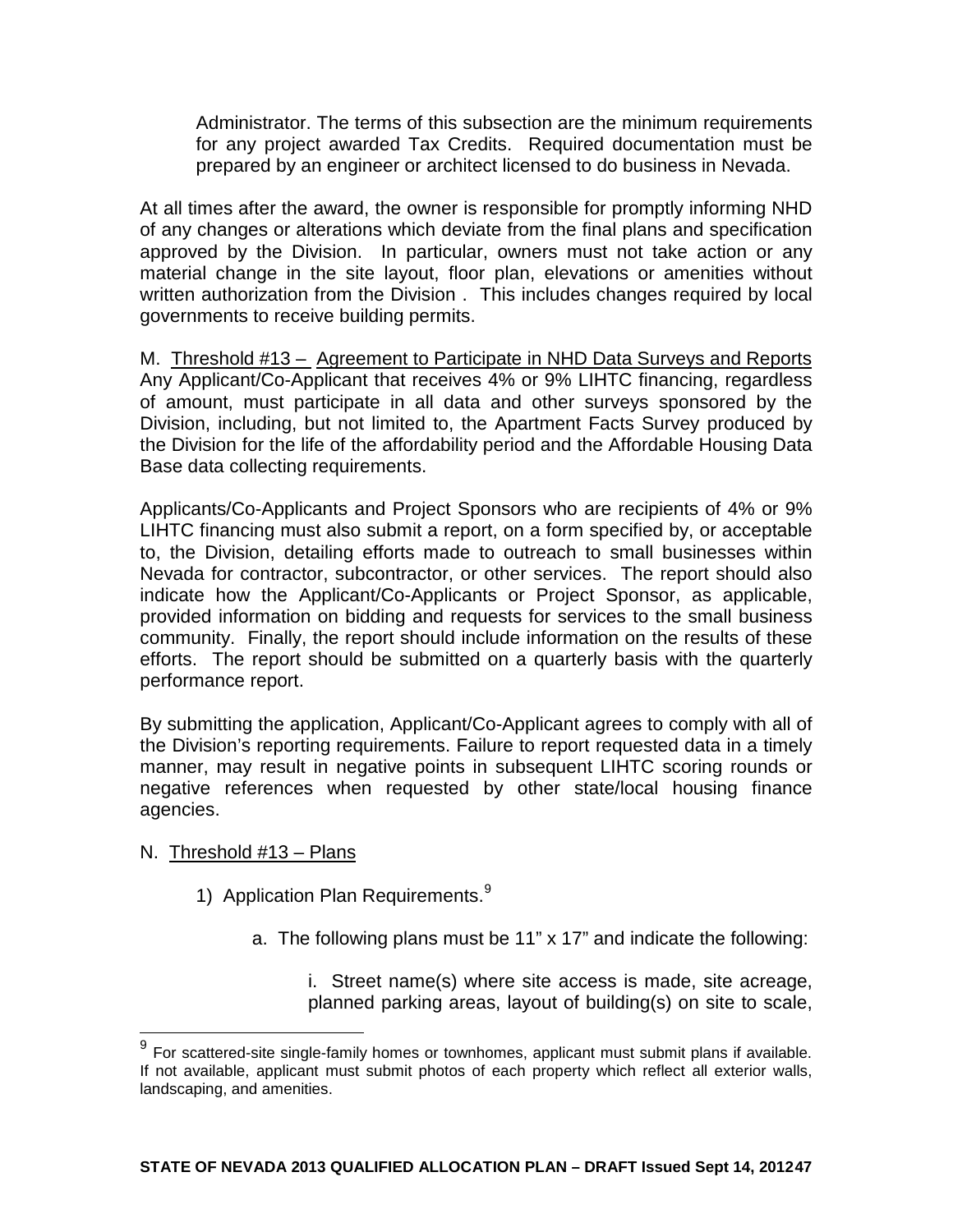Administrator. The terms of this subsection are the minimum requirements for any project awarded Tax Credits. Required documentation must be prepared by an engineer or architect licensed to do business in Nevada.

At all times after the award, the owner is responsible for promptly informing NHD of any changes or alterations which deviate from the final plans and specification approved by the Division. In particular, owners must not take action or any material change in the site layout, floor plan, elevations or amenities without written authorization from the Division . This includes changes required by local governments to receive building permits.

M. Threshold #13 – Agreement to Participate in NHD Data Surveys and Reports
Any Applicant/Co-Applicant that receives 4% or 9% LIHTC financing, regardless of amount, must participate in all data and other surveys sponsored by the Division, including, but not limited to, the Apartment Facts Survey produced by the Division for the life of the affordability period and the Affordable Housing Data Base data collecting requirements.

Applicants/Co-Applicants and Project Sponsors who are recipients of 4% or 9% LIHTC financing must also submit a report, on a form specified by, or acceptable to, the Division, detailing efforts made to outreach to small businesses within Nevada for contractor, subcontractor, or other services. The report should also indicate how the Applicant/Co-Applicants or Project Sponsor, as applicable, provided information on bidding and requests for services to the small business community. Finally, the report should include information on the results of these efforts. The report should be submitted on a quarterly basis with the quarterly performance report.

By submitting the application, Applicant/Co-Applicant agrees to comply with all of the Division's reporting requirements. Failure to report requested data in a timely manner, may result in negative points in subsequent LIHTC scoring rounds or negative references when requested by other state/local housing finance agencies.

N. Threshold #13 – Plans

1) Application Plan Requirements.[9]

a. The following plans must be 11" x 17" and indicate the following:

i. Street name(s) where site access is made, site acreage, planned parking areas, layout of building(s) on site to scale,

[9] For scattered-site single-family homes or townhomes, applicant must submit plans if available. If not available, applicant must submit photos of each property which reflect all exterior walls, landscaping, and amenities.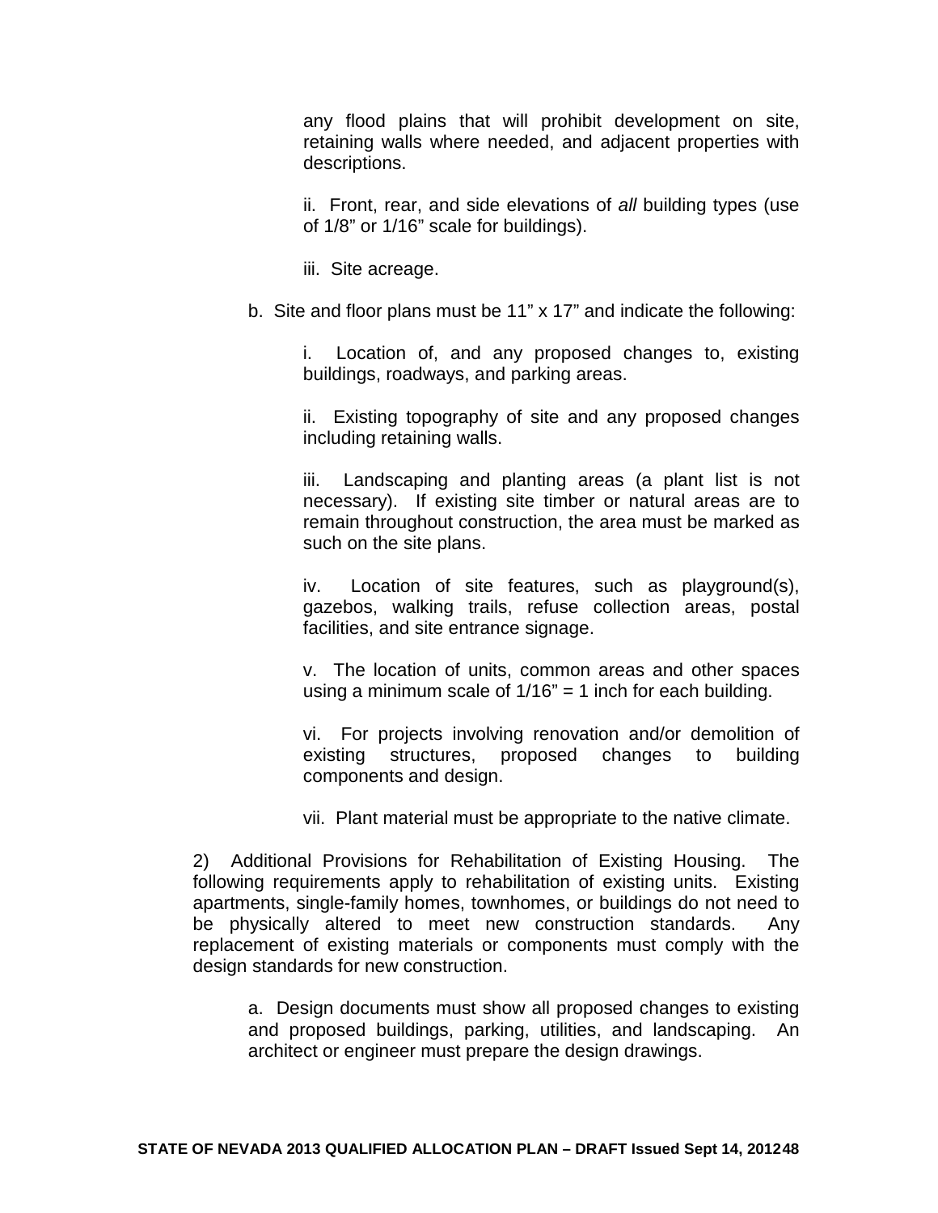any flood plains that will prohibit development on site, retaining walls where needed, and adjacent properties with descriptions.

ii. Front, rear, and side elevations of *all* building types (use of 1/8" or 1/16" scale for buildings).

iii. Site acreage.

b. Site and floor plans must be 11" x 17" and indicate the following:

i. Location of, and any proposed changes to, existing buildings, roadways, and parking areas.

ii. Existing topography of site and any proposed changes including retaining walls.

iii. Landscaping and planting areas (a plant list is not necessary). If existing site timber or natural areas are to remain throughout construction, the area must be marked as such on the site plans.

iv. Location of site features, such as playground(s), gazebos, walking trails, refuse collection areas, postal facilities, and site entrance signage.

v. The location of units, common areas and other spaces using a minimum scale of 1/16" = 1 inch for each building.

vi. For projects involving renovation and/or demolition of existing structures, proposed changes to building components and design.

vii. Plant material must be appropriate to the native climate.

2) Additional Provisions for Rehabilitation of Existing Housing. The following requirements apply to rehabilitation of existing units. Existing apartments, single-family homes, townhomes, or buildings do not need to be physically altered to meet new construction standards. Any replacement of existing materials or components must comply with the design standards for new construction.

a. Design documents must show all proposed changes to existing and proposed buildings, parking, utilities, and landscaping. An architect or engineer must prepare the design drawings.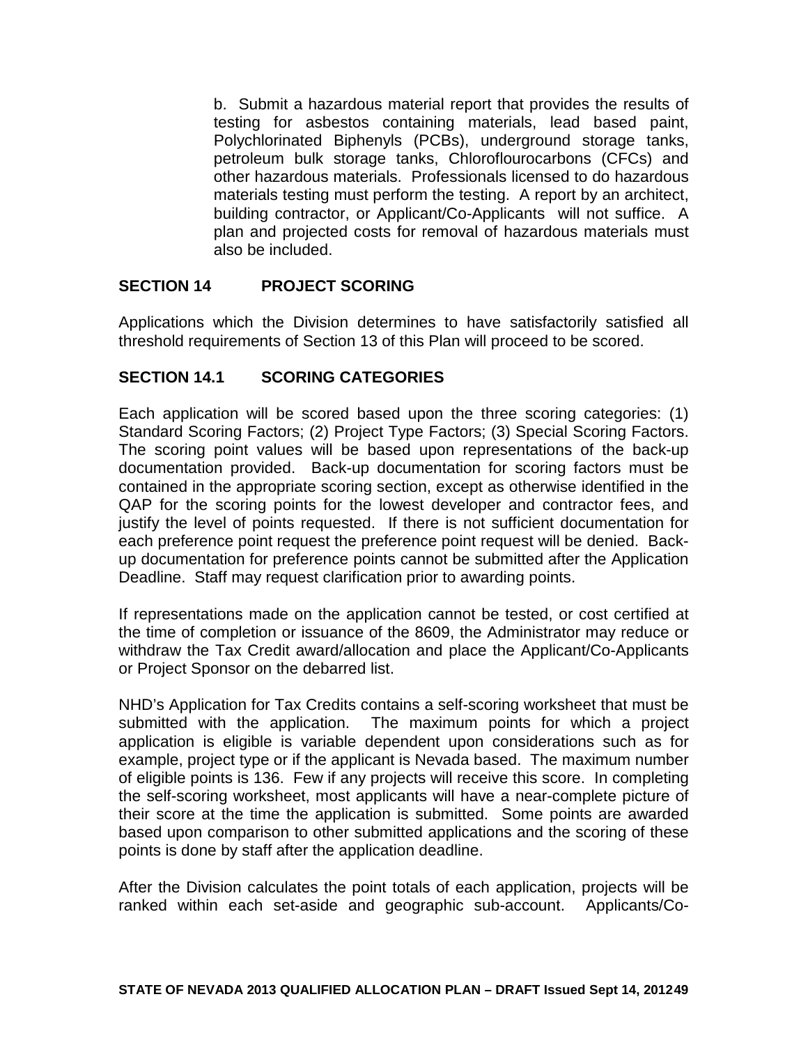b. Submit a hazardous material report that provides the results of testing for asbestos containing materials, lead based paint, Polychlorinated Biphenyls (PCBs), underground storage tanks, petroleum bulk storage tanks, Chloroflourocarbons (CFCs) and other hazardous materials. Professionals licensed to do hazardous materials testing must perform the testing. A report by an architect, building contractor, or Applicant/Co-Applicants will not suffice. A plan and projected costs for removal of hazardous materials must also be included.

## SECTION 14 PROJECT SCORING

Applications which the Division determines to have satisfactorily satisfied all threshold requirements of Section 13 of this Plan will proceed to be scored.

## SECTION 14.1 SCORING CATEGORIES

Each application will be scored based upon the three scoring categories: (1) Standard Scoring Factors; (2) Project Type Factors; (3) Special Scoring Factors. The scoring point values will be based upon representations of the back-up documentation provided. Back-up documentation for scoring factors must be contained in the appropriate scoring section, except as otherwise identified in the QAP for the scoring points for the lowest developer and contractor fees, and justify the level of points requested. If there is not sufficient documentation for each preference point request the preference point request will be denied. Back-up documentation for preference points cannot be submitted after the Application Deadline. Staff may request clarification prior to awarding points.

If representations made on the application cannot be tested, or cost certified at the time of completion or issuance of the 8609, the Administrator may reduce or withdraw the Tax Credit award/allocation and place the Applicant/Co-Applicants or Project Sponsor on the debarred list.

NHD's Application for Tax Credits contains a self-scoring worksheet that must be submitted with the application. The maximum points for which a project application is eligible is variable dependent upon considerations such as for example, project type or if the applicant is Nevada based. The maximum number of eligible points is 136. Few if any projects will receive this score. In completing the self-scoring worksheet, most applicants will have a near-complete picture of their score at the time the application is submitted. Some points are awarded based upon comparison to other submitted applications and the scoring of these points is done by staff after the application deadline.

After the Division calculates the point totals of each application, projects will be ranked within each set-aside and geographic sub-account. Applicants/Co-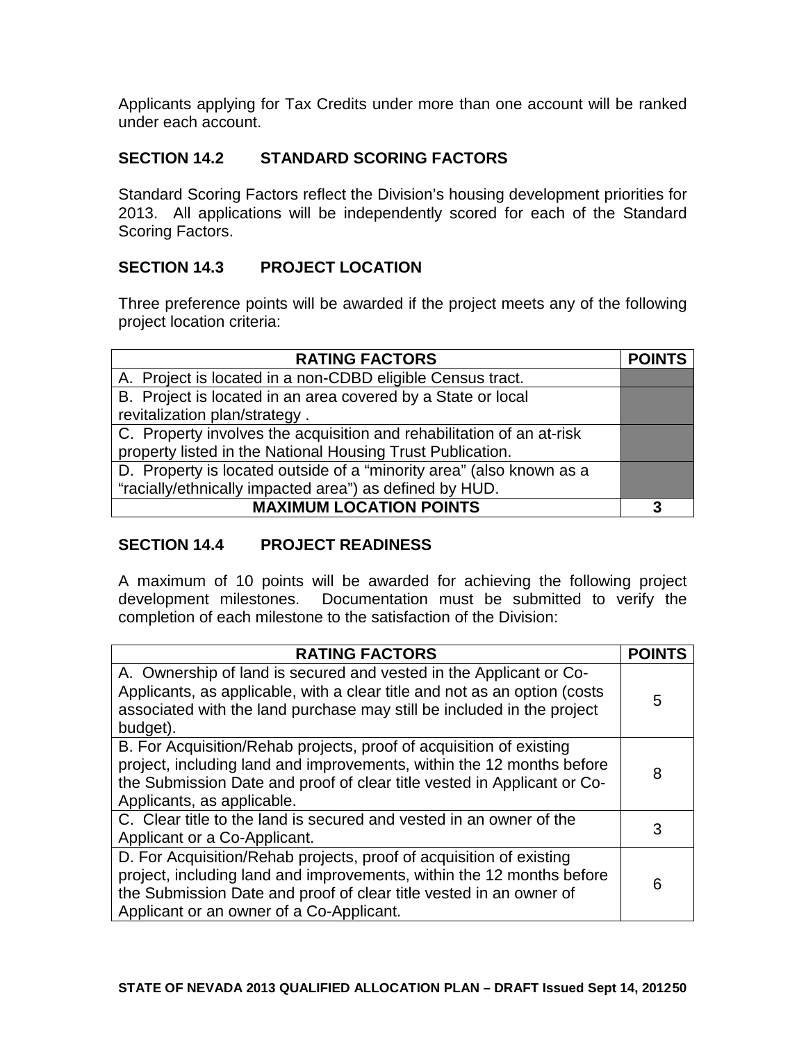Applicants applying for Tax Credits under more than one account will be ranked under each account.

## SECTION 14.2 STANDARD SCORING FACTORS

Standard Scoring Factors reflect the Division's housing development priorities for 2013. All applications will be independently scored for each of the Standard Scoring Factors.

## SECTION 14.3 PROJECT LOCATION

Three preference points will be awarded if the project meets any of the following project location criteria:

| RATING FACTORS | POINTS |
|---|---|
| A. Project is located in a non-CDBD eligible Census tract. | |
| B. Project is located in an area covered by a State or local revitalization plan/strategy . | |
| C. Property involves the acquisition and rehabilitation of an at-risk property listed in the National Housing Trust Publication. | |
| D. Property is located outside of a "minority area" (also known as a "racially/ethnically impacted area") as defined by HUD. | |
| **MAXIMUM LOCATION POINTS** | **3** |

## SECTION 14.4 PROJECT READINESS

A maximum of 10 points will be awarded for achieving the following project development milestones. Documentation must be submitted to verify the completion of each milestone to the satisfaction of the Division:

| RATING FACTORS | POINTS |
|---|---|
| A. Ownership of land is secured and vested in the Applicant or Co-Applicants, as applicable, with a clear title and not as an option (costs associated with the land purchase may still be included in the project budget). | 5 |
| B. For Acquisition/Rehab projects, proof of acquisition of existing project, including land and improvements, within the 12 months before the Submission Date and proof of clear title vested in Applicant or Co-Applicants, as applicable. | 8 |
| C. Clear title to the land is secured and vested in an owner of the Applicant or a Co-Applicant. | 3 |
| D. For Acquisition/Rehab projects, proof of acquisition of existing project, including land and improvements, within the 12 months before the Submission Date and proof of clear title vested in an owner of Applicant or an owner of a Co-Applicant. | 6 |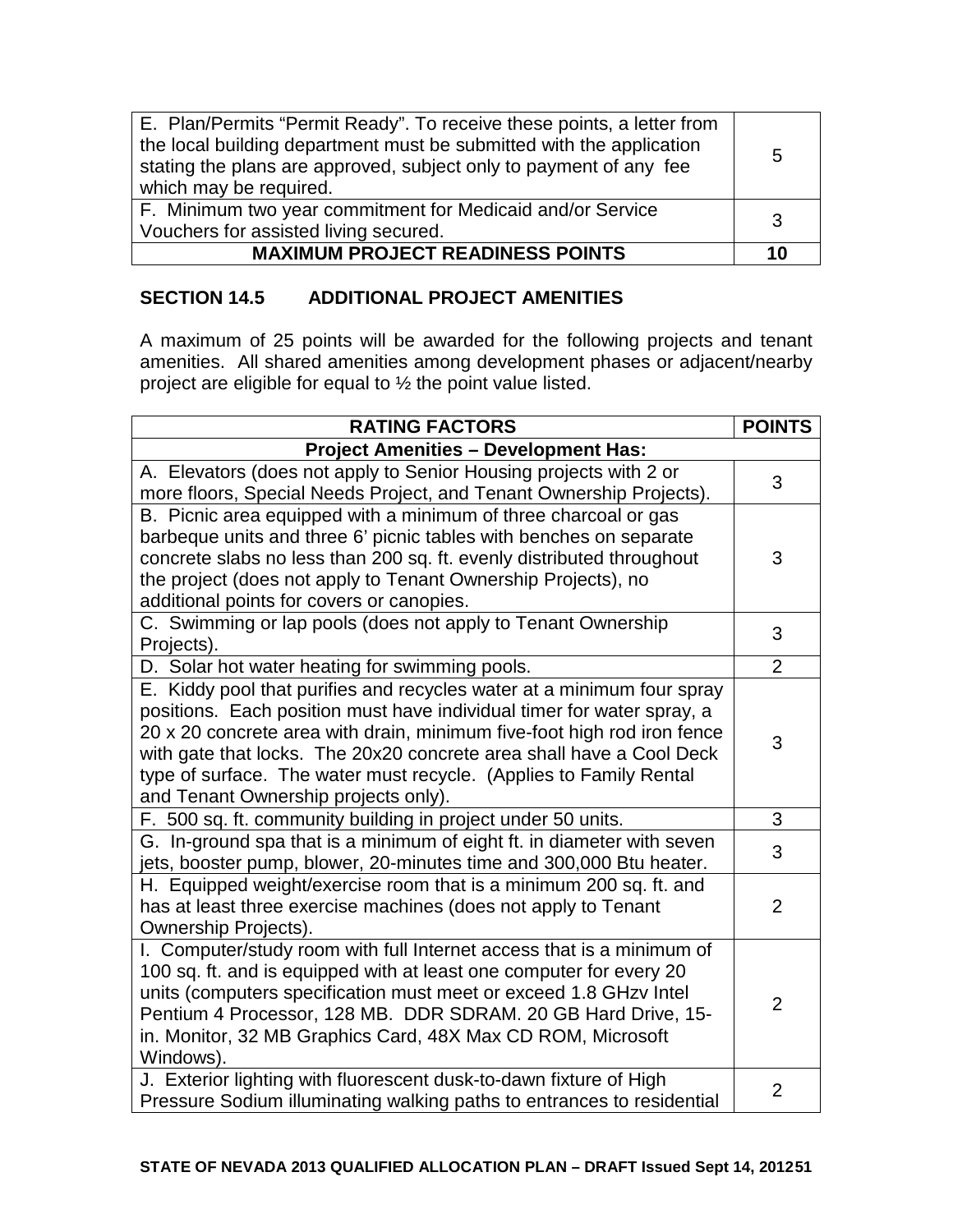| | |
|---|---|
| E. Plan/Permits "Permit Ready". To receive these points, a letter from the local building department must be submitted with the application stating the plans are approved, subject only to payment of any fee which may be required. | 5 |
| F. Minimum two year commitment for Medicaid and/or Service Vouchers for assisted living secured. | 3 |
| **MAXIMUM PROJECT READINESS POINTS** | **10** |

## SECTION 14.5 ADDITIONAL PROJECT AMENITIES

A maximum of 25 points will be awarded for the following projects and tenant amenities. All shared amenities among development phases or adjacent/nearby project are eligible for equal to ½ the point value listed.

| RATING FACTORS | POINTS |
|---|---|
| **Project Amenities – Development Has:** | |
| A. Elevators (does not apply to Senior Housing projects with 2 or more floors, Special Needs Project, and Tenant Ownership Projects). | 3 |
| B. Picnic area equipped with a minimum of three charcoal or gas barbeque units and three 6' picnic tables with benches on separate concrete slabs no less than 200 sq. ft. evenly distributed throughout the project (does not apply to Tenant Ownership Projects), no additional points for covers or canopies. | 3 |
| C. Swimming or lap pools (does not apply to Tenant Ownership Projects). | 3 |
| D. Solar hot water heating for swimming pools. | 2 |
| E. Kiddy pool that purifies and recycles water at a minimum four spray positions. Each position must have individual timer for water spray, a 20 x 20 concrete area with drain, minimum five-foot high rod iron fence with gate that locks. The 20x20 concrete area shall have a Cool Deck type of surface. The water must recycle. (Applies to Family Rental and Tenant Ownership projects only). | 3 |
| F. 500 sq. ft. community building in project under 50 units. | 3 |
| G. In-ground spa that is a minimum of eight ft. in diameter with seven jets, booster pump, blower, 20-minutes time and 300,000 Btu heater. | 3 |
| H. Equipped weight/exercise room that is a minimum 200 sq. ft. and has at least three exercise machines (does not apply to Tenant Ownership Projects). | 2 |
| I. Computer/study room with full Internet access that is a minimum of 100 sq. ft. and is equipped with at least one computer for every 20 units (computers specification must meet or exceed 1.8 GHzv Intel Pentium 4 Processor, 128 MB. DDR SDRAM. 20 GB Hard Drive, 15-in. Monitor, 32 MB Graphics Card, 48X Max CD ROM, Microsoft Windows). | 2 |
| J. Exterior lighting with fluorescent dusk-to-dawn fixture of High Pressure Sodium illuminating walking paths to entrances to residential | 2 |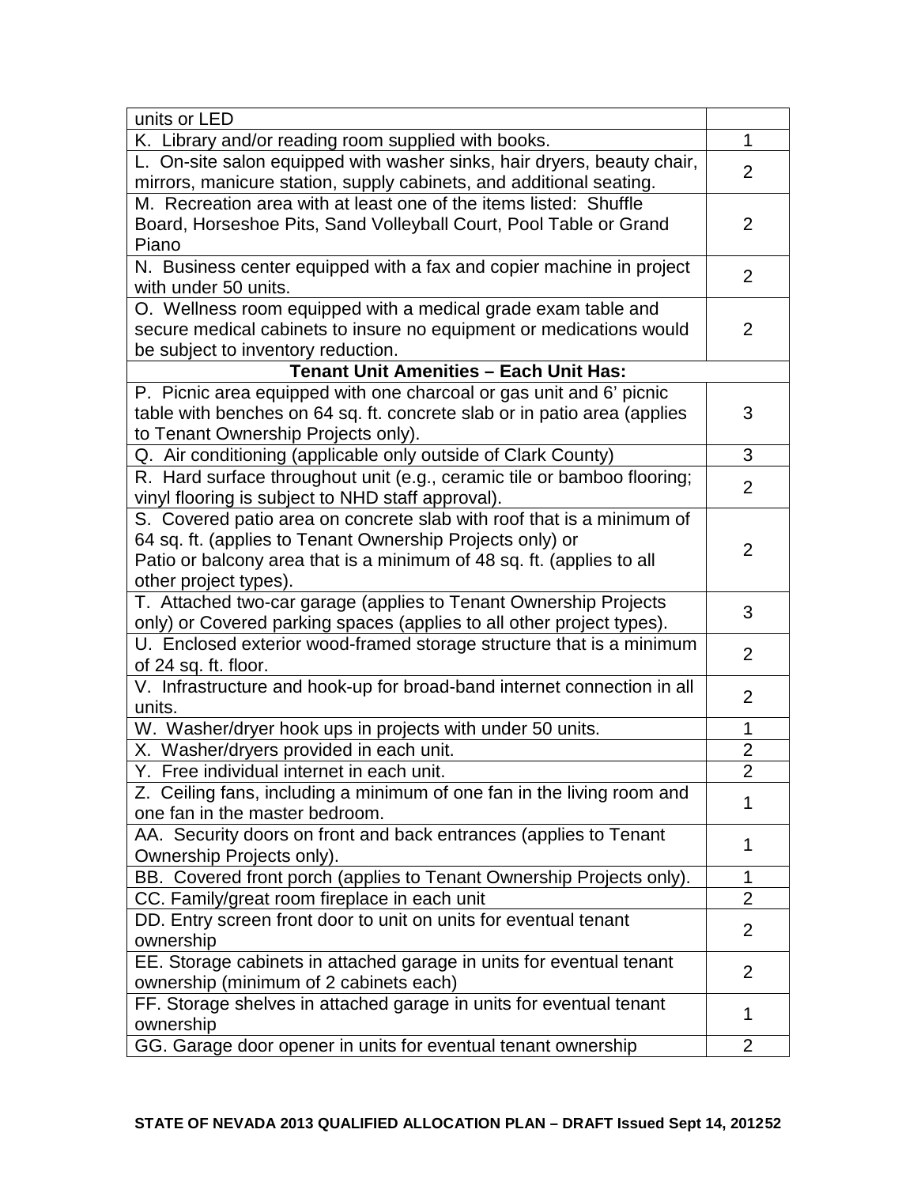| | |
|---|---|
| units or LED | |
| K. Library and/or reading room supplied with books. | 1 |
| L. On-site salon equipped with washer sinks, hair dryers, beauty chair, mirrors, manicure station, supply cabinets, and additional seating. | 2 |
| M. Recreation area with at least one of the items listed: Shuffle Board, Horseshoe Pits, Sand Volleyball Court, Pool Table or Grand Piano | 2 |
| N. Business center equipped with a fax and copier machine in project with under 50 units. | 2 |
| O. Wellness room equipped with a medical grade exam table and secure medical cabinets to insure no equipment or medications would be subject to inventory reduction. | 2 |
| **Tenant Unit Amenities – Each Unit Has:** | |
| P. Picnic area equipped with one charcoal or gas unit and 6' picnic table with benches on 64 sq. ft. concrete slab or in patio area (applies to Tenant Ownership Projects only). | 3 |
| Q. Air conditioning (applicable only outside of Clark County) | 3 |
| R. Hard surface throughout unit (e.g., ceramic tile or bamboo flooring; vinyl flooring is subject to NHD staff approval). | 2 |
| S. Covered patio area on concrete slab with roof that is a minimum of 64 sq. ft. (applies to Tenant Ownership Projects only) or Patio or balcony area that is a minimum of 48 sq. ft. (applies to all other project types). | 2 |
| T. Attached two-car garage (applies to Tenant Ownership Projects only) or Covered parking spaces (applies to all other project types). | 3 |
| U. Enclosed exterior wood-framed storage structure that is a minimum of 24 sq. ft. floor. | 2 |
| V. Infrastructure and hook-up for broad-band internet connection in all units. | 2 |
| W. Washer/dryer hook ups in projects with under 50 units. | 1 |
| X. Washer/dryers provided in each unit. | 2 |
| Y. Free individual internet in each unit. | 2 |
| Z. Ceiling fans, including a minimum of one fan in the living room and one fan in the master bedroom. | 1 |
| AA. Security doors on front and back entrances (applies to Tenant Ownership Projects only). | 1 |
| BB. Covered front porch (applies to Tenant Ownership Projects only). | 1 |
| CC. Family/great room fireplace in each unit | 2 |
| DD. Entry screen front door to unit on units for eventual tenant ownership | 2 |
| EE. Storage cabinets in attached garage in units for eventual tenant ownership (minimum of 2 cabinets each) | 2 |
| FF. Storage shelves in attached garage in units for eventual tenant ownership | 1 |
| GG. Garage door opener in units for eventual tenant ownership | 2 |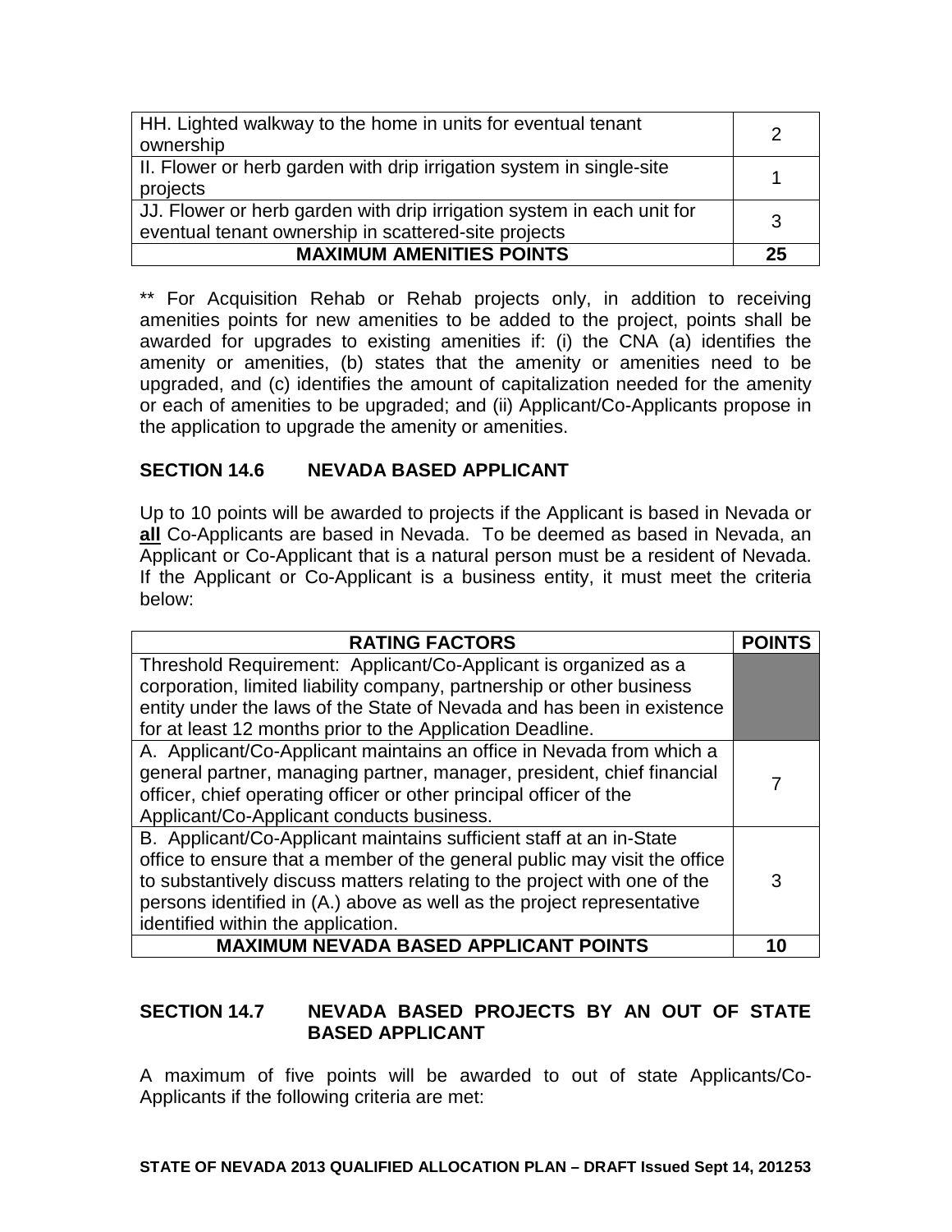| | |
|---|---|
| HH. Lighted walkway to the home in units for eventual tenant ownership | 2 |
| II. Flower or herb garden with drip irrigation system in single-site projects | 1 |
| JJ. Flower or herb garden with drip irrigation system in each unit for eventual tenant ownership in scattered-site projects | 3 |
| **MAXIMUM AMENITIES POINTS** | **25** |

** For Acquisition Rehab or Rehab projects only, in addition to receiving amenities points for new amenities to be added to the project, points shall be awarded for upgrades to existing amenities if: (i) the CNA (a) identifies the amenity or amenities, (b) states that the amenity or amenities need to be upgraded, and (c) identifies the amount of capitalization needed for the amenity or each of amenities to be upgraded; and (ii) Applicant/Co-Applicants propose in the application to upgrade the amenity or amenities.

## SECTION 14.6 NEVADA BASED APPLICANT

Up to 10 points will be awarded to projects if the Applicant is based in Nevada or **all** Co-Applicants are based in Nevada. To be deemed as based in Nevada, an Applicant or Co-Applicant that is a natural person must be a resident of Nevada. If the Applicant or Co-Applicant is a business entity, it must meet the criteria below:

| RATING FACTORS | POINTS |
|---|---|
| Threshold Requirement: Applicant/Co-Applicant is organized as a corporation, limited liability company, partnership or other business entity under the laws of the State of Nevada and has been in existence for at least 12 months prior to the Application Deadline. | |
| A. Applicant/Co-Applicant maintains an office in Nevada from which a general partner, managing partner, manager, president, chief financial officer, chief operating officer or other principal officer of the Applicant/Co-Applicant conducts business. | 7 |
| B. Applicant/Co-Applicant maintains sufficient staff at an in-State office to ensure that a member of the general public may visit the office to substantively discuss matters relating to the project with one of the persons identified in (A.) above as well as the project representative identified within the application. | 3 |
| **MAXIMUM NEVADA BASED APPLICANT POINTS** | **10** |

## SECTION 14.7 NEVADA BASED PROJECTS BY AN OUT OF STATE BASED APPLICANT

A maximum of five points will be awarded to out of state Applicants/Co-Applicants if the following criteria are met: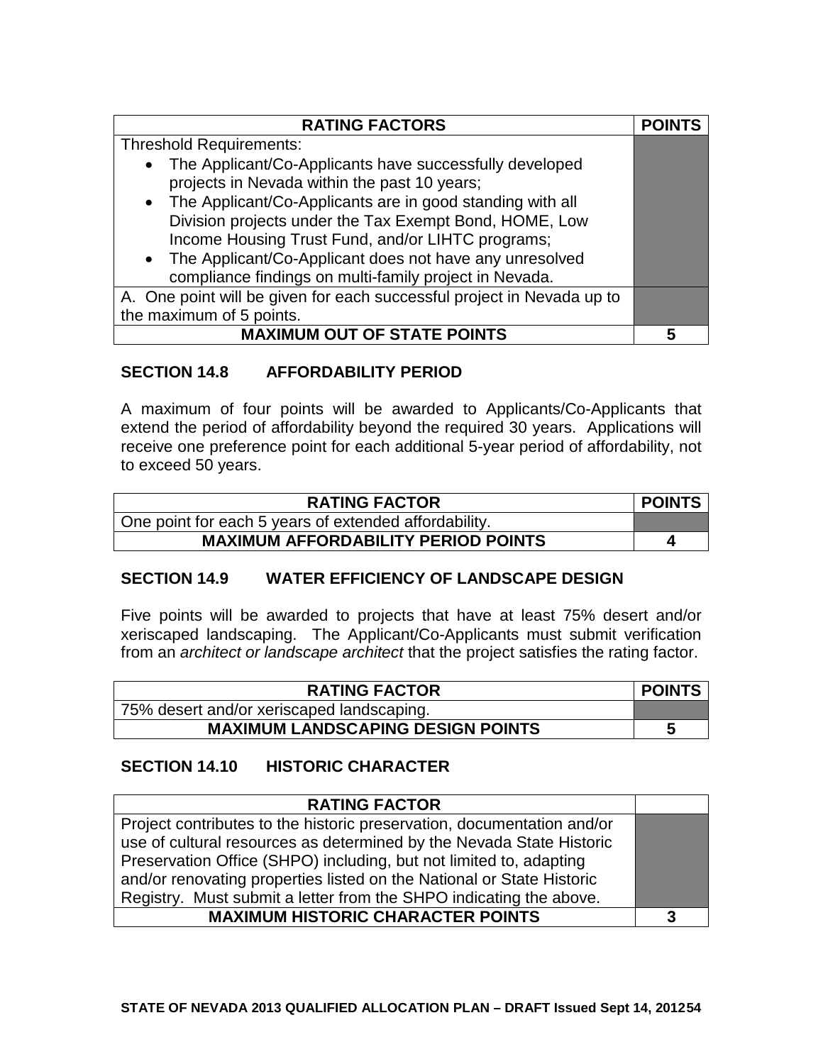| RATING FACTORS | POINTS |
|---|---|
| Threshold Requirements:<br>• The Applicant/Co-Applicants have successfully developed projects in Nevada within the past 10 years;<br>• The Applicant/Co-Applicants are in good standing with all Division projects under the Tax Exempt Bond, HOME, Low Income Housing Trust Fund, and/or LIHTC programs;<br>• The Applicant/Co-Applicant does not have any unresolved compliance findings on multi-family project in Nevada. | |
| A. One point will be given for each successful project in Nevada up to the maximum of 5 points. | |
| **MAXIMUM OUT OF STATE POINTS** | **5** |

## SECTION 14.8 AFFORDABILITY PERIOD

A maximum of four points will be awarded to Applicants/Co-Applicants that extend the period of affordability beyond the required 30 years. Applications will receive one preference point for each additional 5-year period of affordability, not to exceed 50 years.

| RATING FACTOR | POINTS |
|---|---|
| One point for each 5 years of extended affordability. | |
| **MAXIMUM AFFORDABILITY PERIOD POINTS** | **4** |

## SECTION 14.9 WATER EFFICIENCY OF LANDSCAPE DESIGN

Five points will be awarded to projects that have at least 75% desert and/or xeriscaped landscaping. The Applicant/Co-Applicants must submit verification from an *architect or landscape architect* that the project satisfies the rating factor.

| RATING FACTOR | POINTS |
|---|---|
| 75% desert and/or xeriscaped landscaping. | |
| **MAXIMUM LANDSCAPING DESIGN POINTS** | **5** |

## SECTION 14.10 HISTORIC CHARACTER

| RATING FACTOR | |
|---|---|
| Project contributes to the historic preservation, documentation and/or use of cultural resources as determined by the Nevada State Historic Preservation Office (SHPO) including, but not limited to, adapting and/or renovating properties listed on the National or State Historic Registry. Must submit a letter from the SHPO indicating the above. | |
| **MAXIMUM HISTORIC CHARACTER POINTS** | **3** |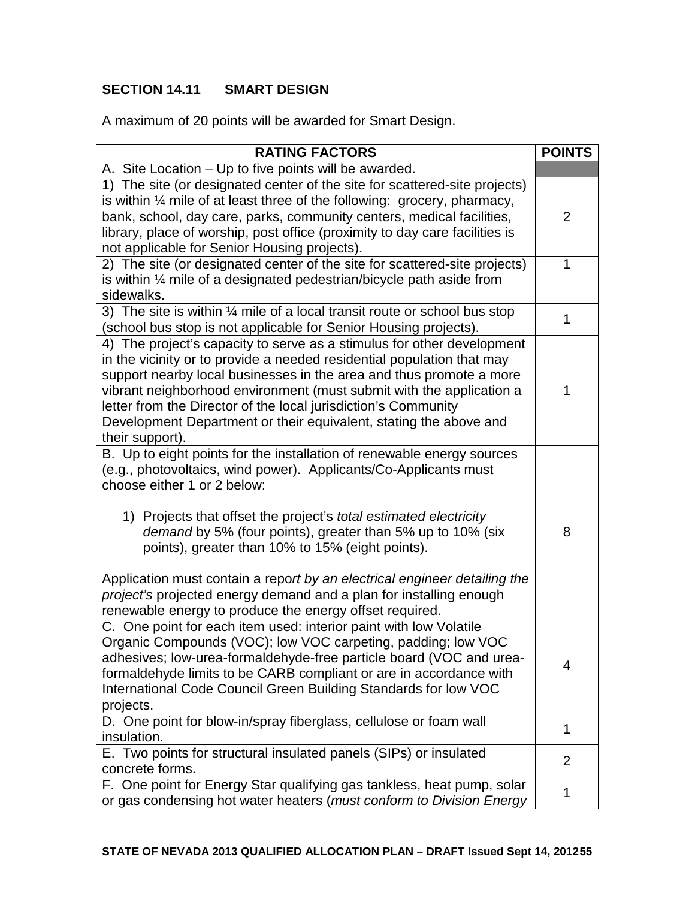## SECTION 14.11 SMART DESIGN

A maximum of 20 points will be awarded for Smart Design.

| RATING FACTORS | POINTS |
|---|---|
| A. Site Location – Up to five points will be awarded. | |
| 1) The site (or designated center of the site for scattered-site projects) is within ¼ mile of at least three of the following: grocery, pharmacy, bank, school, day care, parks, community centers, medical facilities, library, place of worship, post office (proximity to day care facilities is not applicable for Senior Housing projects). | 2 |
| 2) The site (or designated center of the site for scattered-site projects) is within ¼ mile of a designated pedestrian/bicycle path aside from sidewalks. | 1 |
| 3) The site is within ¼ mile of a local transit route or school bus stop (school bus stop is not applicable for Senior Housing projects). | 1 |
| 4) The project's capacity to serve as a stimulus for other development in the vicinity or to provide a needed residential population that may support nearby local businesses in the area and thus promote a more vibrant neighborhood environment (must submit with the application a letter from the Director of the local jurisdiction's Community Development Department or their equivalent, stating the above and their support). | 1 |
| B. Up to eight points for the installation of renewable energy sources (e.g., photovoltaics, wind power). Applicants/Co-Applicants must choose either 1 or 2 below:<br><br>1) Projects that offset the project's *total estimated electricity demand* by 5% (four points), greater than 5% up to 10% (six points), greater than 10% to 15% (eight points).<br><br>Application must contain a repo*rt by an electrical engineer detailing the project's* projected energy demand and a plan for installing enough renewable energy to produce the energy offset required. | 8 |
| C. One point for each item used: interior paint with low Volatile Organic Compounds (VOC); low VOC carpeting, padding; low VOC adhesives; low-urea-formaldehyde-free particle board (VOC and urea-formaldehyde limits to be CARB compliant or are in accordance with International Code Council Green Building Standards for low VOC projects. | 4 |
| D. One point for blow-in/spray fiberglass, cellulose or foam wall insulation. | 1 |
| E. Two points for structural insulated panels (SIPs) or insulated concrete forms. | 2 |
| F. One point for Energy Star qualifying gas tankless, heat pump, solar or gas condensing hot water heaters (*must conform to Division Energy* | 1 |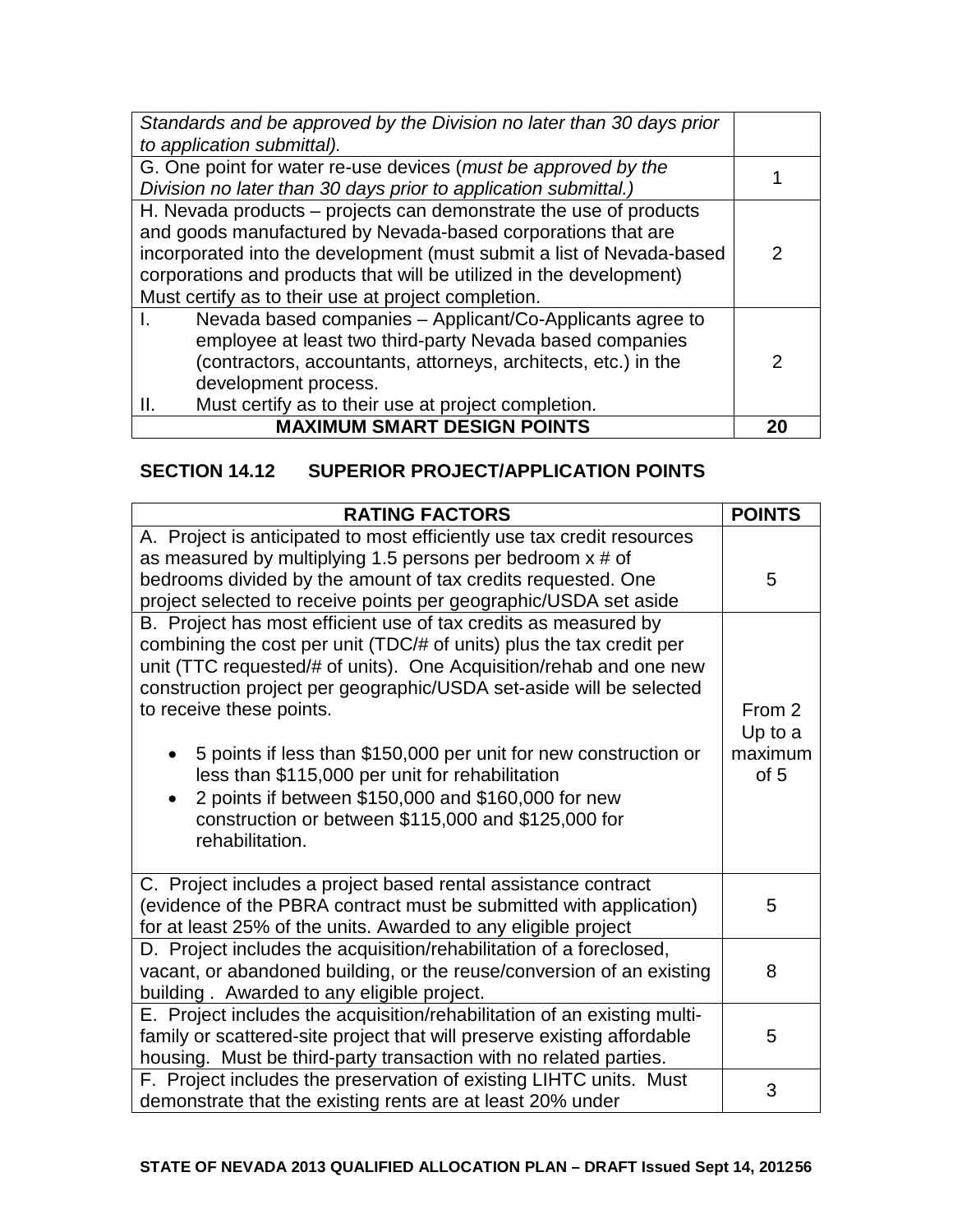| | |
|---|---|
| *Standards and be approved by the Division no later than 30 days prior to application submittal).* | |
| G. One point for water re-use devices (*must be approved by the Division no later than 30 days prior to application submittal.)* | 1 |
| H. Nevada products – projects can demonstrate the use of products and goods manufactured by Nevada-based corporations that are incorporated into the development (must submit a list of Nevada-based corporations and products that will be utilized in the development) Must certify as to their use at project completion. | 2 |
| I. Nevada based companies – Applicant/Co-Applicants agree to employee at least two third-party Nevada based companies (contractors, accountants, attorneys, architects, etc.) in the development process.<br>II. Must certify as to their use at project completion. | 2 |
| **MAXIMUM SMART DESIGN POINTS** | **20** |

## SECTION 14.12 SUPERIOR PROJECT/APPLICATION POINTS

| RATING FACTORS | POINTS |
|---|---|
| A. Project is anticipated to most efficiently use tax credit resources as measured by multiplying 1.5 persons per bedroom x # of bedrooms divided by the amount of tax credits requested. One project selected to receive points per geographic/USDA set aside | 5 |
| B. Project has most efficient use of tax credits as measured by combining the cost per unit (TDC/# of units) plus the tax credit per unit (TTC requested/# of units). One Acquisition/rehab and one new construction project per geographic/USDA set-aside will be selected to receive these points.<br><br>• 5 points if less than $150,000 per unit for new construction or less than $115,000 per unit for rehabilitation<br>• 2 points if between $150,000 and $160,000 for new construction or between $115,000 and $125,000 for rehabilitation. | From 2 Up to a maximum of 5 |
| C. Project includes a project based rental assistance contract (evidence of the PBRA contract must be submitted with application) for at least 25% of the units. Awarded to any eligible project | 5 |
| D. Project includes the acquisition/rehabilitation of a foreclosed, vacant, or abandoned building, or the reuse/conversion of an existing building . Awarded to any eligible project. | 8 |
| E. Project includes the acquisition/rehabilitation of an existing multi-family or scattered-site project that will preserve existing affordable housing. Must be third-party transaction with no related parties. | 5 |
| F. Project includes the preservation of existing LIHTC units. Must demonstrate that the existing rents are at least 20% under | 3 |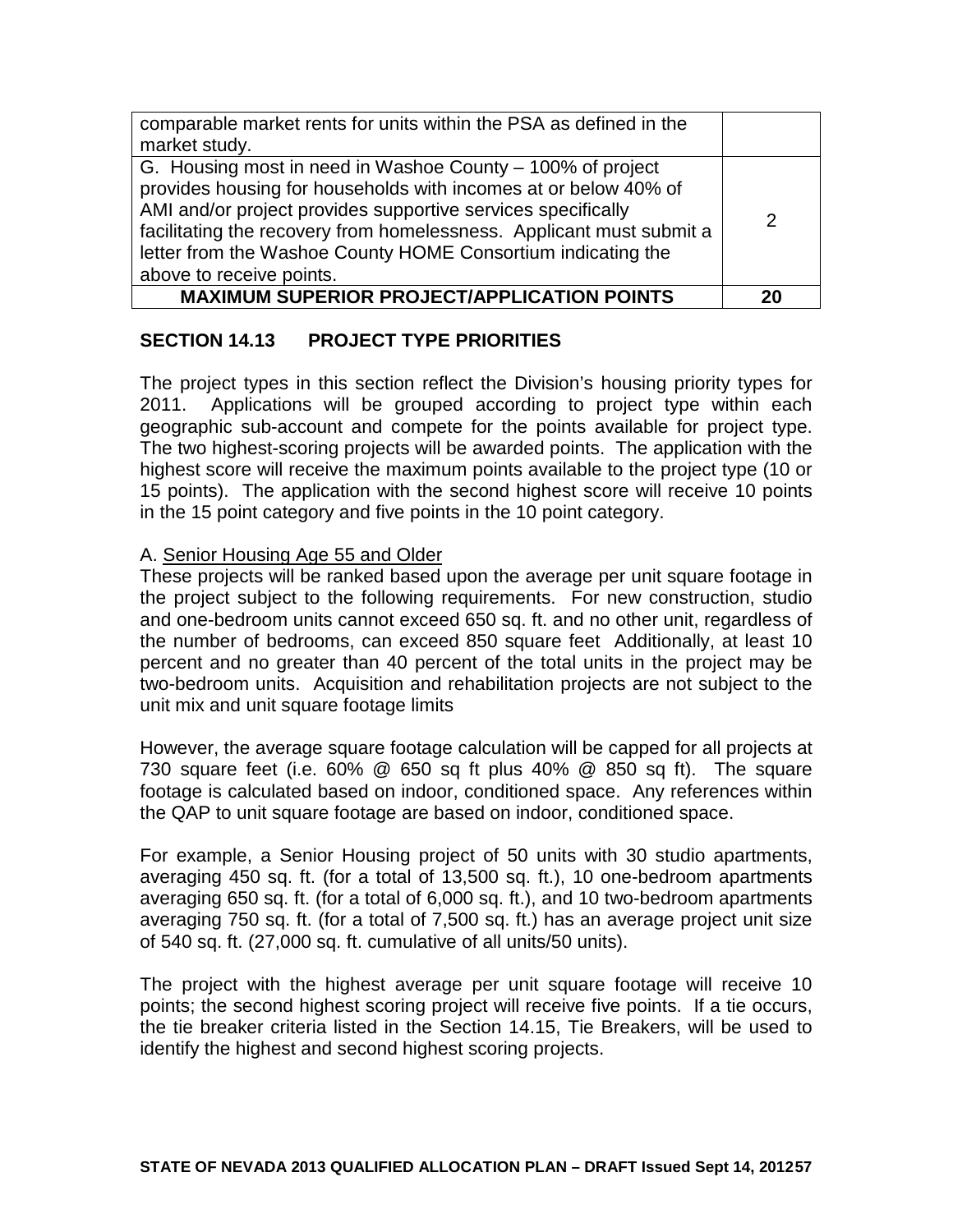| | |
|---|---|
| comparable market rents for units within the PSA as defined in the market study. | |
| G. Housing most in need in Washoe County – 100% of project provides housing for households with incomes at or below 40% of AMI and/or project provides supportive services specifically facilitating the recovery from homelessness. Applicant must submit a letter from the Washoe County HOME Consortium indicating the above to receive points. | 2 |
| **MAXIMUM SUPERIOR PROJECT/APPLICATION POINTS** | **20** |

## SECTION 14.13 PROJECT TYPE PRIORITIES

The project types in this section reflect the Division's housing priority types for 2011. Applications will be grouped according to project type within each geographic sub-account and compete for the points available for project type. The two highest-scoring projects will be awarded points. The application with the highest score will receive the maximum points available to the project type (10 or 15 points). The application with the second highest score will receive 10 points in the 15 point category and five points in the 10 point category.

A. Senior Housing Age 55 and Older

These projects will be ranked based upon the average per unit square footage in the project subject to the following requirements. For new construction, studio and one-bedroom units cannot exceed 650 sq. ft. and no other unit, regardless of the number of bedrooms, can exceed 850 square feet Additionally, at least 10 percent and no greater than 40 percent of the total units in the project may be two-bedroom units. Acquisition and rehabilitation projects are not subject to the unit mix and unit square footage limits

However, the average square footage calculation will be capped for all projects at 730 square feet (i.e. 60% @ 650 sq ft plus 40% @ 850 sq ft). The square footage is calculated based on indoor, conditioned space. Any references within the QAP to unit square footage are based on indoor, conditioned space.

For example, a Senior Housing project of 50 units with 30 studio apartments, averaging 450 sq. ft. (for a total of 13,500 sq. ft.), 10 one-bedroom apartments averaging 650 sq. ft. (for a total of 6,000 sq. ft.), and 10 two-bedroom apartments averaging 750 sq. ft. (for a total of 7,500 sq. ft.) has an average project unit size of 540 sq. ft. (27,000 sq. ft. cumulative of all units/50 units).

The project with the highest average per unit square footage will receive 10 points; the second highest scoring project will receive five points. If a tie occurs, the tie breaker criteria listed in the Section 14.15, Tie Breakers, will be used to identify the highest and second highest scoring projects.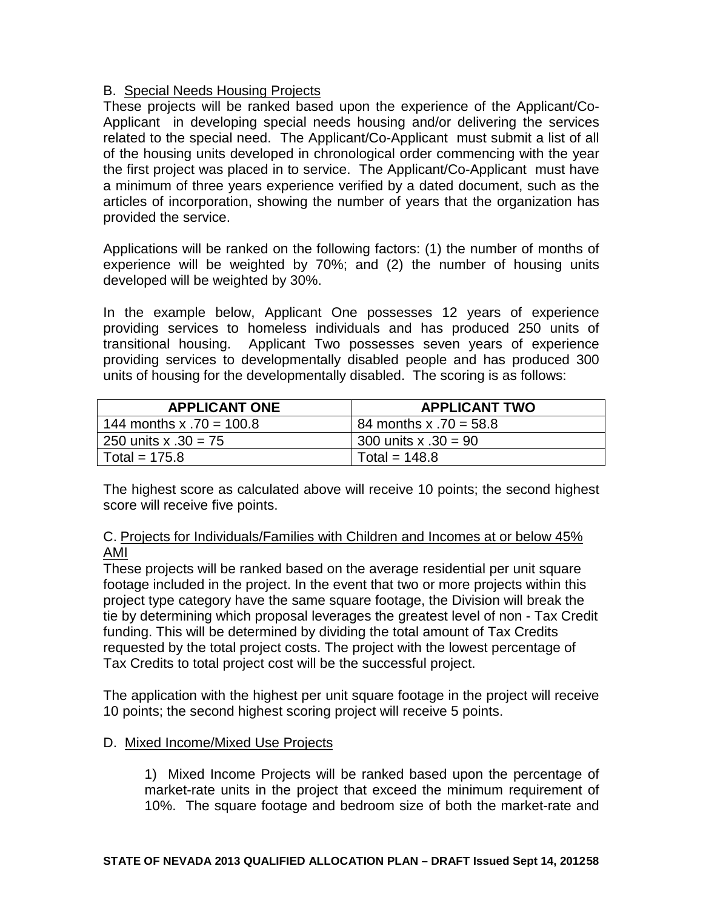B. Special Needs Housing Projects

These projects will be ranked based upon the experience of the Applicant/Co-Applicant in developing special needs housing and/or delivering the services related to the special need. The Applicant/Co-Applicant must submit a list of all of the housing units developed in chronological order commencing with the year the first project was placed in to service. The Applicant/Co-Applicant must have a minimum of three years experience verified by a dated document, such as the articles of incorporation, showing the number of years that the organization has provided the service.

Applications will be ranked on the following factors: (1) the number of months of experience will be weighted by 70%; and (2) the number of housing units developed will be weighted by 30%.

In the example below, Applicant One possesses 12 years of experience providing services to homeless individuals and has produced 250 units of transitional housing. Applicant Two possesses seven years of experience providing services to developmentally disabled people and has produced 300 units of housing for the developmentally disabled. The scoring is as follows:

| APPLICANT ONE | APPLICANT TWO |
|---|---|
| 144 months x .70 = 100.8 | 84 months x .70 = 58.8 |
| 250 units x .30 = 75 | 300 units x .30 = 90 |
| Total = 175.8 | Total = 148.8 |

The highest score as calculated above will receive 10 points; the second highest score will receive five points.

C. Projects for Individuals/Families with Children and Incomes at or below 45% AMI

These projects will be ranked based on the average residential per unit square footage included in the project. In the event that two or more projects within this project type category have the same square footage, the Division will break the tie by determining which proposal leverages the greatest level of non - Tax Credit funding. This will be determined by dividing the total amount of Tax Credits requested by the total project costs. The project with the lowest percentage of Tax Credits to total project cost will be the successful project.

The application with the highest per unit square footage in the project will receive 10 points; the second highest scoring project will receive 5 points.

D. Mixed Income/Mixed Use Projects

1) Mixed Income Projects will be ranked based upon the percentage of market-rate units in the project that exceed the minimum requirement of 10%. The square footage and bedroom size of both the market-rate and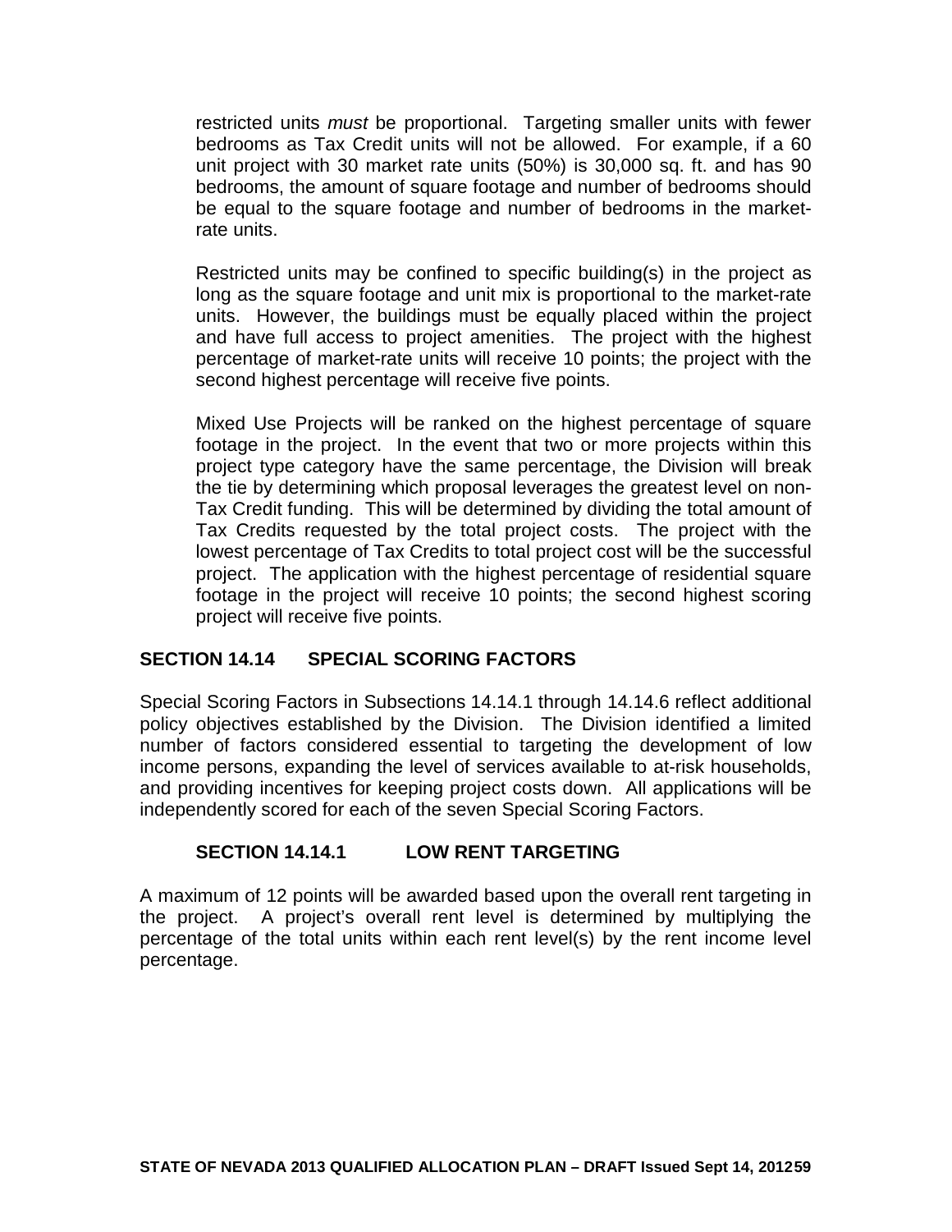restricted units *must* be proportional. Targeting smaller units with fewer bedrooms as Tax Credit units will not be allowed. For example, if a 60 unit project with 30 market rate units (50%) is 30,000 sq. ft. and has 90 bedrooms, the amount of square footage and number of bedrooms should be equal to the square footage and number of bedrooms in the market-rate units.

Restricted units may be confined to specific building(s) in the project as long as the square footage and unit mix is proportional to the market-rate units. However, the buildings must be equally placed within the project and have full access to project amenities. The project with the highest percentage of market-rate units will receive 10 points; the project with the second highest percentage will receive five points.

Mixed Use Projects will be ranked on the highest percentage of square footage in the project. In the event that two or more projects within this project type category have the same percentage, the Division will break the tie by determining which proposal leverages the greatest level on non-Tax Credit funding. This will be determined by dividing the total amount of Tax Credits requested by the total project costs. The project with the lowest percentage of Tax Credits to total project cost will be the successful project. The application with the highest percentage of residential square footage in the project will receive 10 points; the second highest scoring project will receive five points.

## SECTION 14.14 SPECIAL SCORING FACTORS

Special Scoring Factors in Subsections 14.14.1 through 14.14.6 reflect additional policy objectives established by the Division. The Division identified a limited number of factors considered essential to targeting the development of low income persons, expanding the level of services available to at-risk households, and providing incentives for keeping project costs down. All applications will be independently scored for each of the seven Special Scoring Factors.

### SECTION 14.14.1 LOW RENT TARGETING

A maximum of 12 points will be awarded based upon the overall rent targeting in the project. A project's overall rent level is determined by multiplying the percentage of the total units within each rent level(s) by the rent income level percentage.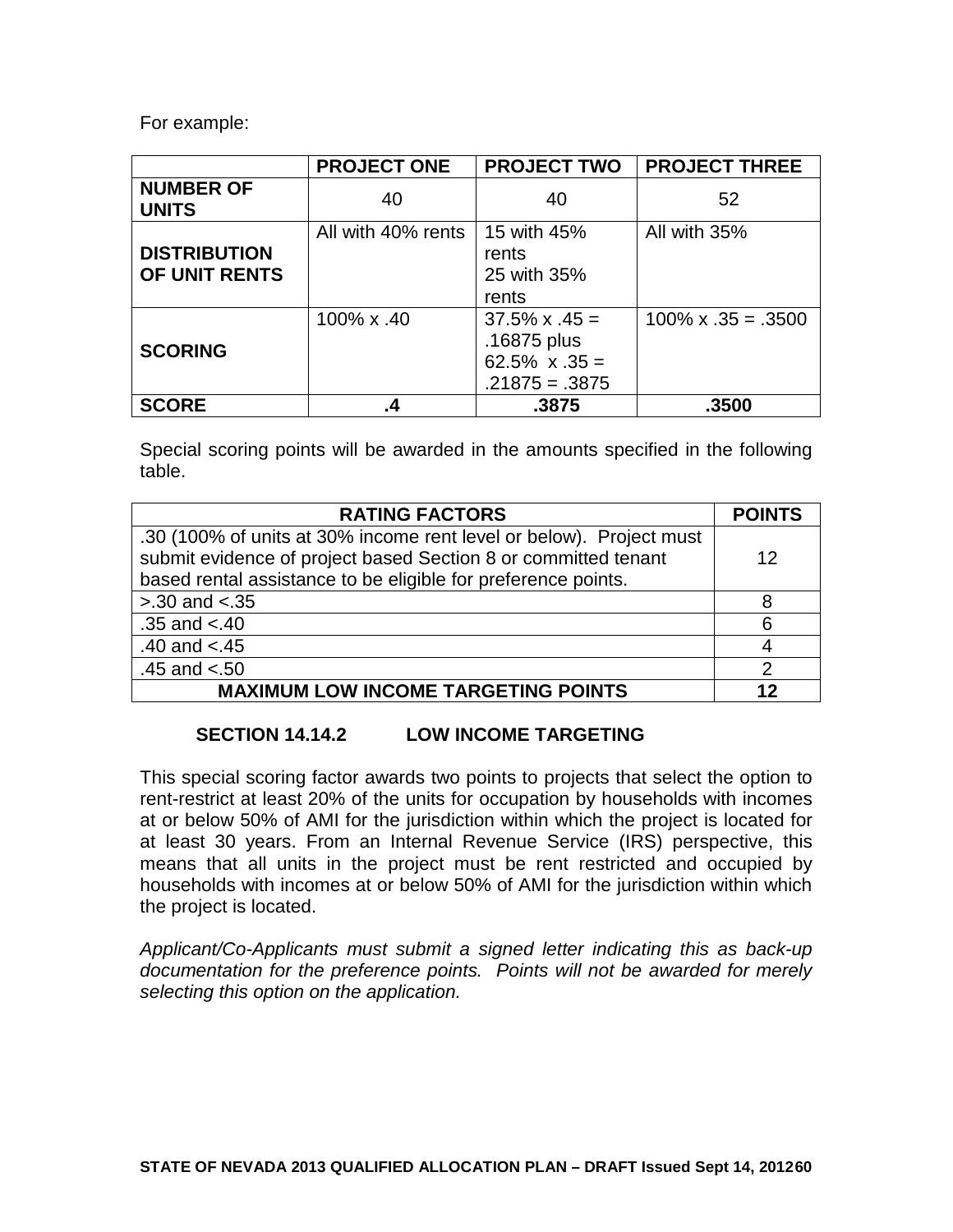For example:

| | PROJECT ONE | PROJECT TWO | PROJECT THREE |
|---|---|---|---|
| **NUMBER OF UNITS** | 40 | 40 | 52 |
| **DISTRIBUTION OF UNIT RENTS** | All with 40% rents | 15 with 45% rents<br>25 with 35% rents | All with 35% |
| **SCORING** | 100% x .40 | 37.5% x .45 = .16875 plus 62.5% x .35 = .21875 = .3875 | 100% x .35 = .3500 |
| **SCORE** | **.4** | **.3875** | **.3500** |

Special scoring points will be awarded in the amounts specified in the following table.

| RATING FACTORS | POINTS |
|---|---|
| .30 (100% of units at 30% income rent level or below). Project must submit evidence of project based Section 8 or committed tenant based rental assistance to be eligible for preference points. | 12 |
| >.30 and <.35 | 8 |
| .35 and <.40 | 6 |
| .40 and <.45 | 4 |
| .45 and <.50 | 2 |
| **MAXIMUM LOW INCOME TARGETING POINTS** | **12** |

### SECTION 14.14.2 LOW INCOME TARGETING

This special scoring factor awards two points to projects that select the option to rent-restrict at least 20% of the units for occupation by households with incomes at or below 50% of AMI for the jurisdiction within which the project is located for at least 30 years. From an Internal Revenue Service (IRS) perspective, this means that all units in the project must be rent restricted and occupied by households with incomes at or below 50% of AMI for the jurisdiction within which the project is located.

*Applicant/Co-Applicants must submit a signed letter indicating this as back-up documentation for the preference points. Points will not be awarded for merely selecting this option on the application.*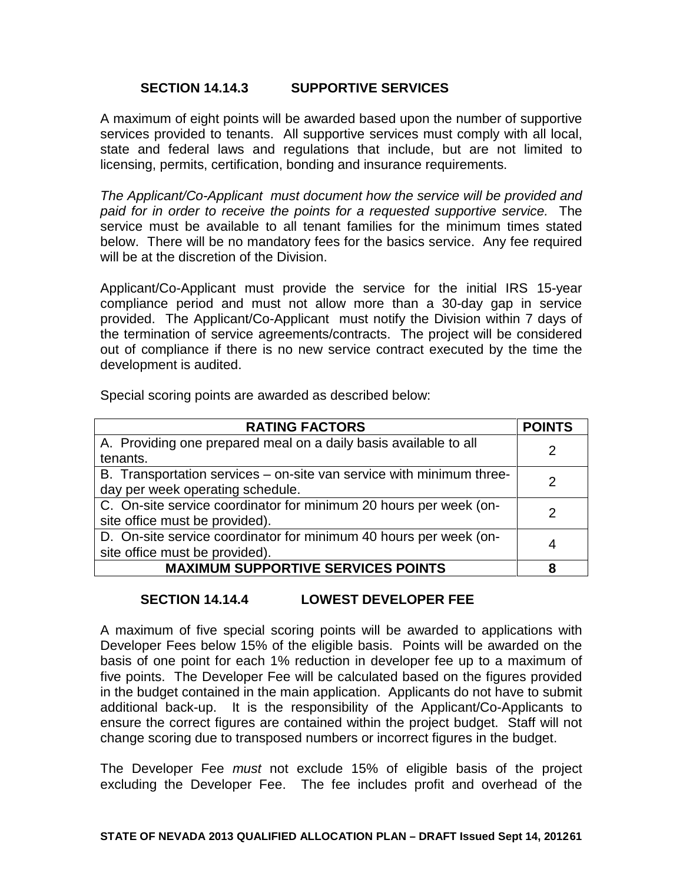### SECTION 14.14.3 SUPPORTIVE SERVICES

A maximum of eight points will be awarded based upon the number of supportive services provided to tenants. All supportive services must comply with all local, state and federal laws and regulations that include, but are not limited to licensing, permits, certification, bonding and insurance requirements.

*The Applicant/Co-Applicant must document how the service will be provided and paid for in order to receive the points for a requested supportive service.* The service must be available to all tenant families for the minimum times stated below. There will be no mandatory fees for the basics service. Any fee required will be at the discretion of the Division.

Applicant/Co-Applicant must provide the service for the initial IRS 15-year compliance period and must not allow more than a 30-day gap in service provided. The Applicant/Co-Applicant must notify the Division within 7 days of the termination of service agreements/contracts. The project will be considered out of compliance if there is no new service contract executed by the time the development is audited.

Special scoring points are awarded as described below:

| RATING FACTORS | POINTS |
| --- | --- |
| A. Providing one prepared meal on a daily basis available to all tenants. | 2 |
| B. Transportation services – on-site van service with minimum three-day per week operating schedule. | 2 |
| C. On-site service coordinator for minimum 20 hours per week (on-site office must be provided). | 2 |
| D. On-site service coordinator for minimum 40 hours per week (on-site office must be provided). | 4 |
| **MAXIMUM SUPPORTIVE SERVICES POINTS** | **8** |

### SECTION 14.14.4 LOWEST DEVELOPER FEE

A maximum of five special scoring points will be awarded to applications with Developer Fees below 15% of the eligible basis. Points will be awarded on the basis of one point for each 1% reduction in developer fee up to a maximum of five points. The Developer Fee will be calculated based on the figures provided in the budget contained in the main application. Applicants do not have to submit additional back-up. It is the responsibility of the Applicant/Co-Applicants to ensure the correct figures are contained within the project budget. Staff will not change scoring due to transposed numbers or incorrect figures in the budget.

The Developer Fee *must* not exclude 15% of eligible basis of the project excluding the Developer Fee. The fee includes profit and overhead of the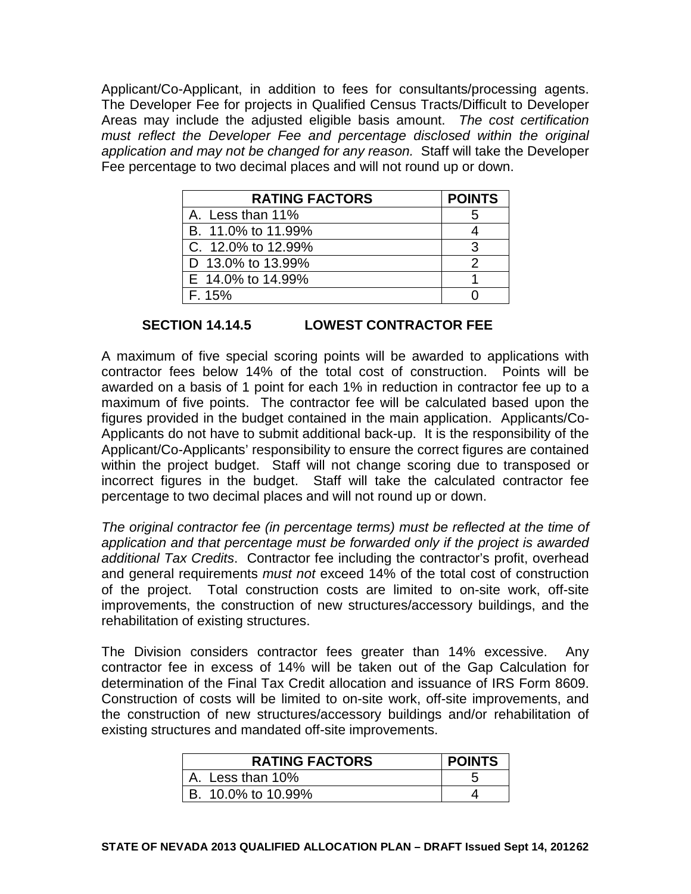Applicant/Co-Applicant, in addition to fees for consultants/processing agents. The Developer Fee for projects in Qualified Census Tracts/Difficult to Developer Areas may include the adjusted eligible basis amount. *The cost certification must reflect the Developer Fee and percentage disclosed within the original application and may not be changed for any reason.* Staff will take the Developer Fee percentage to two decimal places and will not round up or down.

| RATING FACTORS | POINTS |
|---|---|
| A. Less than 11% | 5 |
| B. 11.0% to 11.99% | 4 |
| C. 12.0% to 12.99% | 3 |
| D 13.0% to 13.99% | 2 |
| E 14.0% to 14.99% | 1 |
| F. 15% | 0 |

### SECTION 14.14.5 LOWEST CONTRACTOR FEE

A maximum of five special scoring points will be awarded to applications with contractor fees below 14% of the total cost of construction. Points will be awarded on a basis of 1 point for each 1% in reduction in contractor fee up to a maximum of five points. The contractor fee will be calculated based upon the figures provided in the budget contained in the main application. Applicants/Co-Applicants do not have to submit additional back-up. It is the responsibility of the Applicant/Co-Applicants' responsibility to ensure the correct figures are contained within the project budget. Staff will not change scoring due to transposed or incorrect figures in the budget. Staff will take the calculated contractor fee percentage to two decimal places and will not round up or down.

*The original contractor fee (in percentage terms) must be reflected at the time of application and that percentage must be forwarded only if the project is awarded additional Tax Credits*. Contractor fee including the contractor's profit, overhead and general requirements *must not* exceed 14% of the total cost of construction of the project. Total construction costs are limited to on-site work, off-site improvements, the construction of new structures/accessory buildings, and the rehabilitation of existing structures.

The Division considers contractor fees greater than 14% excessive. Any contractor fee in excess of 14% will be taken out of the Gap Calculation for determination of the Final Tax Credit allocation and issuance of IRS Form 8609. Construction of costs will be limited to on-site work, off-site improvements, and the construction of new structures/accessory buildings and/or rehabilitation of existing structures and mandated off-site improvements.

| RATING FACTORS | POINTS |
|---|---|
| A. Less than 10% | 5 |
| B. 10.0% to 10.99% | 4 |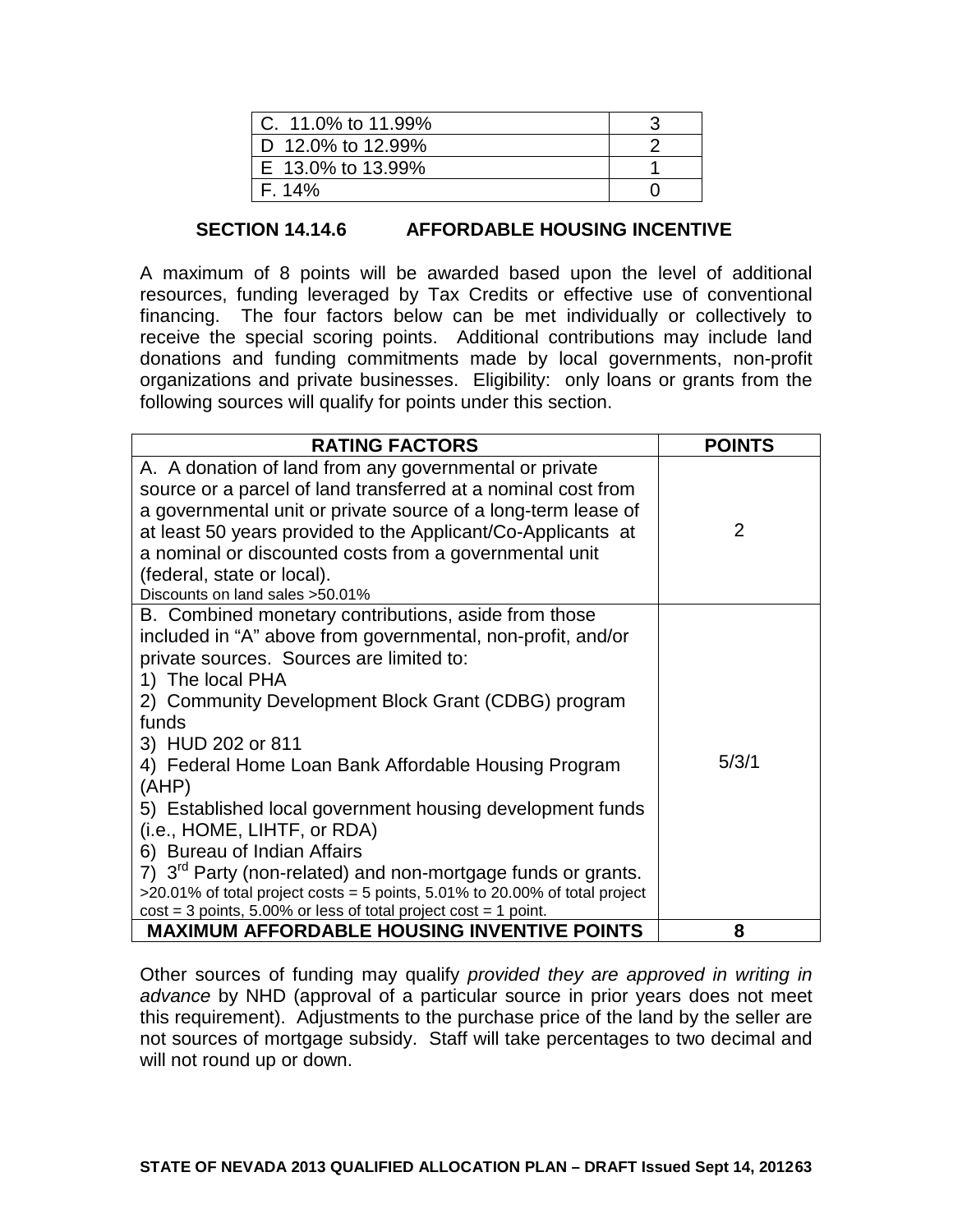| | |
|---|---|
| C. 11.0% to 11.99% | 3 |
| D 12.0% to 12.99% | 2 |
| E 13.0% to 13.99% | 1 |
| F. 14% | 0 |

## SECTION 14.14.6 AFFORDABLE HOUSING INCENTIVE

A maximum of 8 points will be awarded based upon the level of additional resources, funding leveraged by Tax Credits or effective use of conventional financing. The four factors below can be met individually or collectively to receive the special scoring points. Additional contributions may include land donations and funding commitments made by local governments, non-profit organizations and private businesses. Eligibility: only loans or grants from the following sources will qualify for points under this section.

| RATING FACTORS | POINTS |
|---|---|
| A. A donation of land from any governmental or private source or a parcel of land transferred at a nominal cost from a governmental unit or private source of a long-term lease of at least 50 years provided to the Applicant/Co-Applicants at a nominal or discounted costs from a governmental unit (federal, state or local).<br>Discounts on land sales >50.01% | 2 |
| B. Combined monetary contributions, aside from those included in "A" above from governmental, non-profit, and/or private sources. Sources are limited to:<br>1) The local PHA<br>2) Community Development Block Grant (CDBG) program funds<br>3) HUD 202 or 811<br>4) Federal Home Loan Bank Affordable Housing Program (AHP)<br>5) Established local government housing development funds (i.e., HOME, LIHTF, or RDA)<br>6) Bureau of Indian Affairs<br>7) 3rd Party (non-related) and non-mortgage funds or grants.<br>>20.01% of total project costs = 5 points, 5.01% to 20.00% of total project cost = 3 points, 5.00% or less of total project cost = 1 point. | 5/3/1 |
| **MAXIMUM AFFORDABLE HOUSING INVENTIVE POINTS** | **8** |

Other sources of funding may qualify *provided they are approved in writing in advance* by NHD (approval of a particular source in prior years does not meet this requirement). Adjustments to the purchase price of the land by the seller are not sources of mortgage subsidy. Staff will take percentages to two decimal and will not round up or down.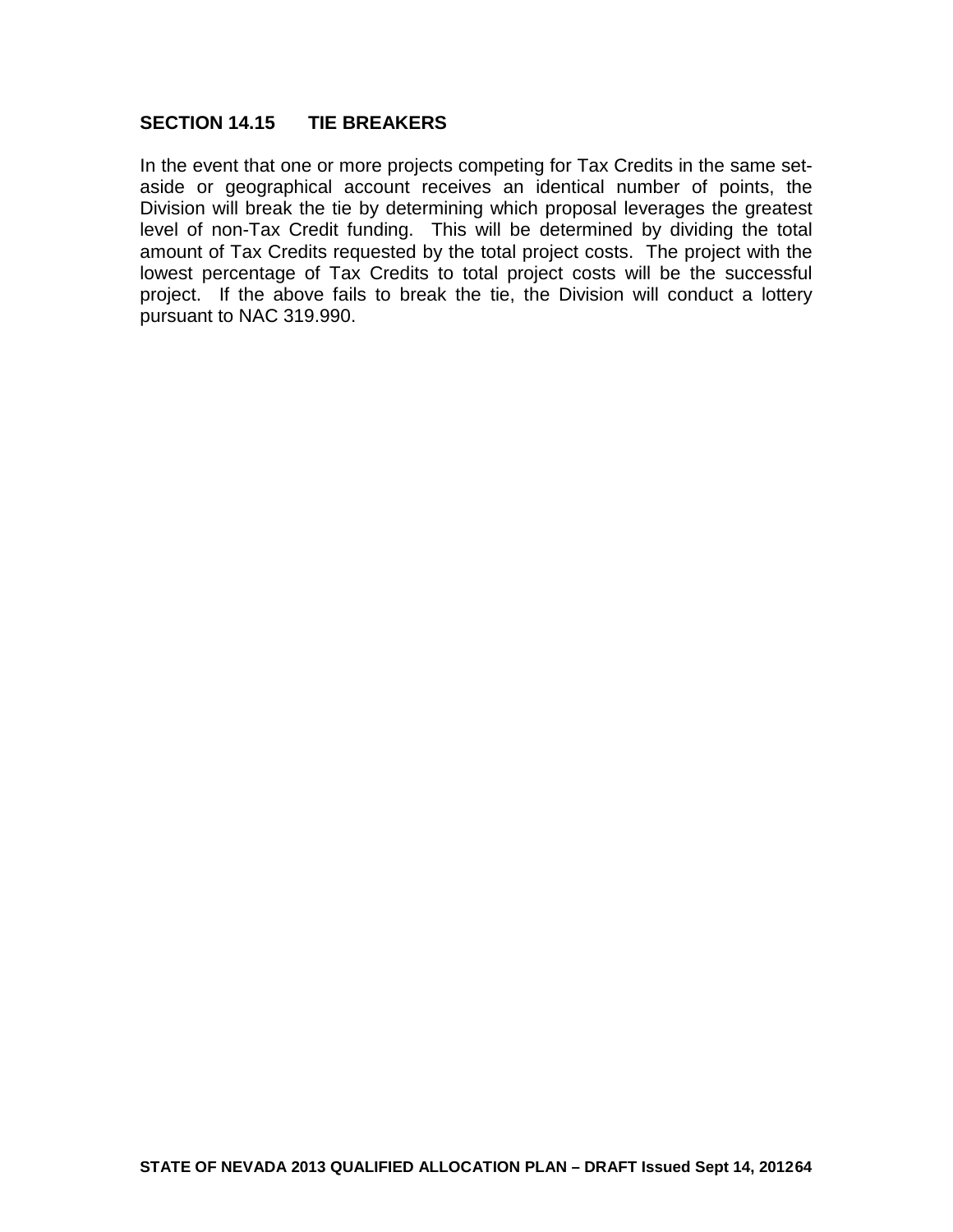## SECTION 14.15 TIE BREAKERS

In the event that one or more projects competing for Tax Credits in the same set-aside or geographical account receives an identical number of points, the Division will break the tie by determining which proposal leverages the greatest level of non-Tax Credit funding. This will be determined by dividing the total amount of Tax Credits requested by the total project costs. The project with the lowest percentage of Tax Credits to total project costs will be the successful project. If the above fails to break the tie, the Division will conduct a lottery pursuant to NAC 319.990.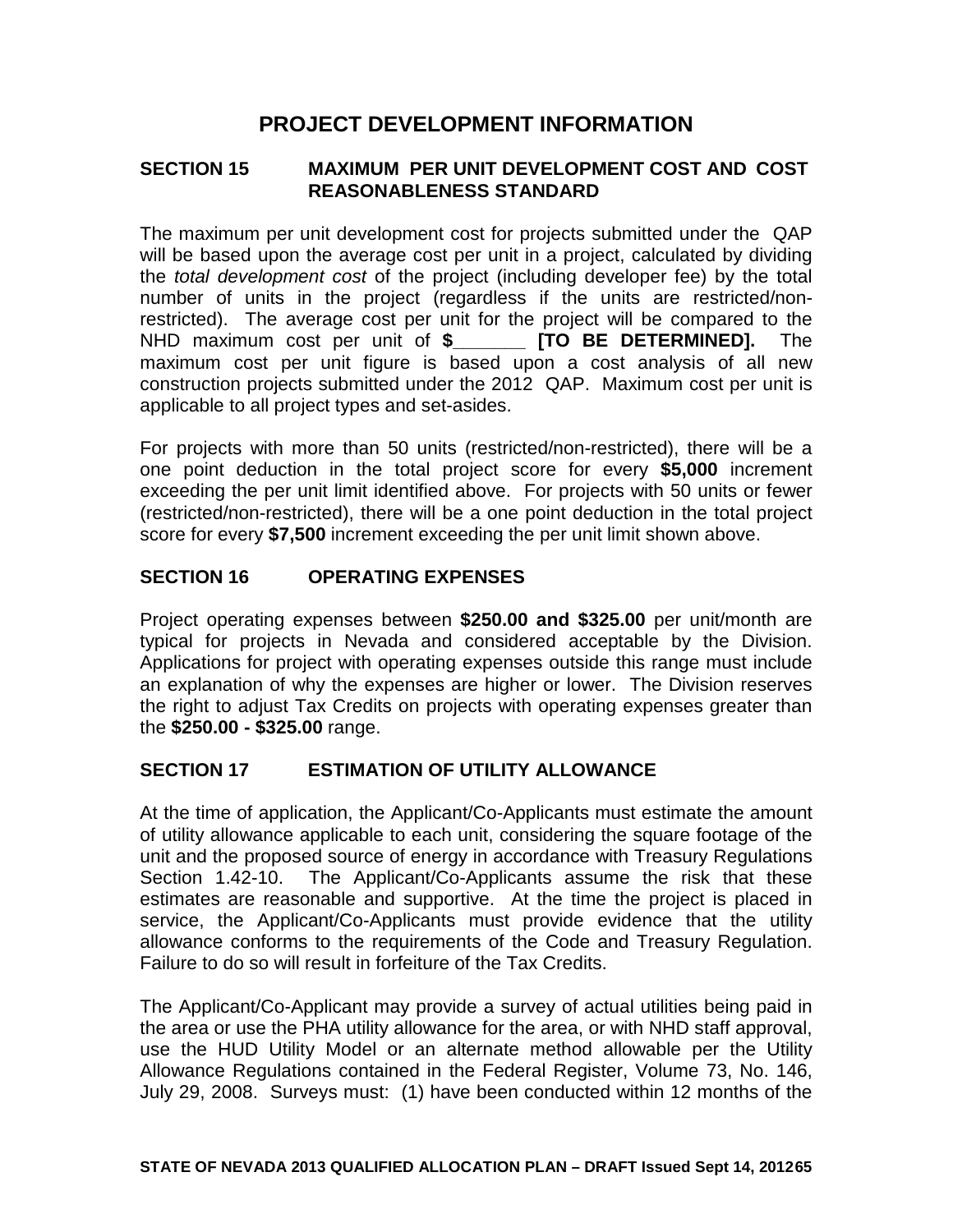# PROJECT DEVELOPMENT INFORMATION

## SECTION 15 MAXIMUM PER UNIT DEVELOPMENT COST AND COST REASONABLENESS STANDARD

The maximum per unit development cost for projects submitted under the QAP will be based upon the average cost per unit in a project, calculated by dividing the *total development cost* of the project (including developer fee) by the total number of units in the project (regardless if the units are restricted/non-restricted). The average cost per unit for the project will be compared to the NHD maximum cost per unit of **$_______ [TO BE DETERMINED].** The maximum cost per unit figure is based upon a cost analysis of all new construction projects submitted under the 2012 QAP. Maximum cost per unit is applicable to all project types and set-asides.

For projects with more than 50 units (restricted/non-restricted), there will be a one point deduction in the total project score for every **$5,000** increment exceeding the per unit limit identified above. For projects with 50 units or fewer (restricted/non-restricted), there will be a one point deduction in the total project score for every **$7,500** increment exceeding the per unit limit shown above.

## SECTION 16 OPERATING EXPENSES

Project operating expenses between **$250.00 and $325.00** per unit/month are typical for projects in Nevada and considered acceptable by the Division. Applications for project with operating expenses outside this range must include an explanation of why the expenses are higher or lower. The Division reserves the right to adjust Tax Credits on projects with operating expenses greater than the **$250.00 - $325.00** range.

## SECTION 17 ESTIMATION OF UTILITY ALLOWANCE

At the time of application, the Applicant/Co-Applicants must estimate the amount of utility allowance applicable to each unit, considering the square footage of the unit and the proposed source of energy in accordance with Treasury Regulations Section 1.42-10. The Applicant/Co-Applicants assume the risk that these estimates are reasonable and supportive. At the time the project is placed in service, the Applicant/Co-Applicants must provide evidence that the utility allowance conforms to the requirements of the Code and Treasury Regulation. Failure to do so will result in forfeiture of the Tax Credits.

The Applicant/Co-Applicant may provide a survey of actual utilities being paid in the area or use the PHA utility allowance for the area, or with NHD staff approval, use the HUD Utility Model or an alternate method allowable per the Utility Allowance Regulations contained in the Federal Register, Volume 73, No. 146, July 29, 2008. Surveys must: (1) have been conducted within 12 months of the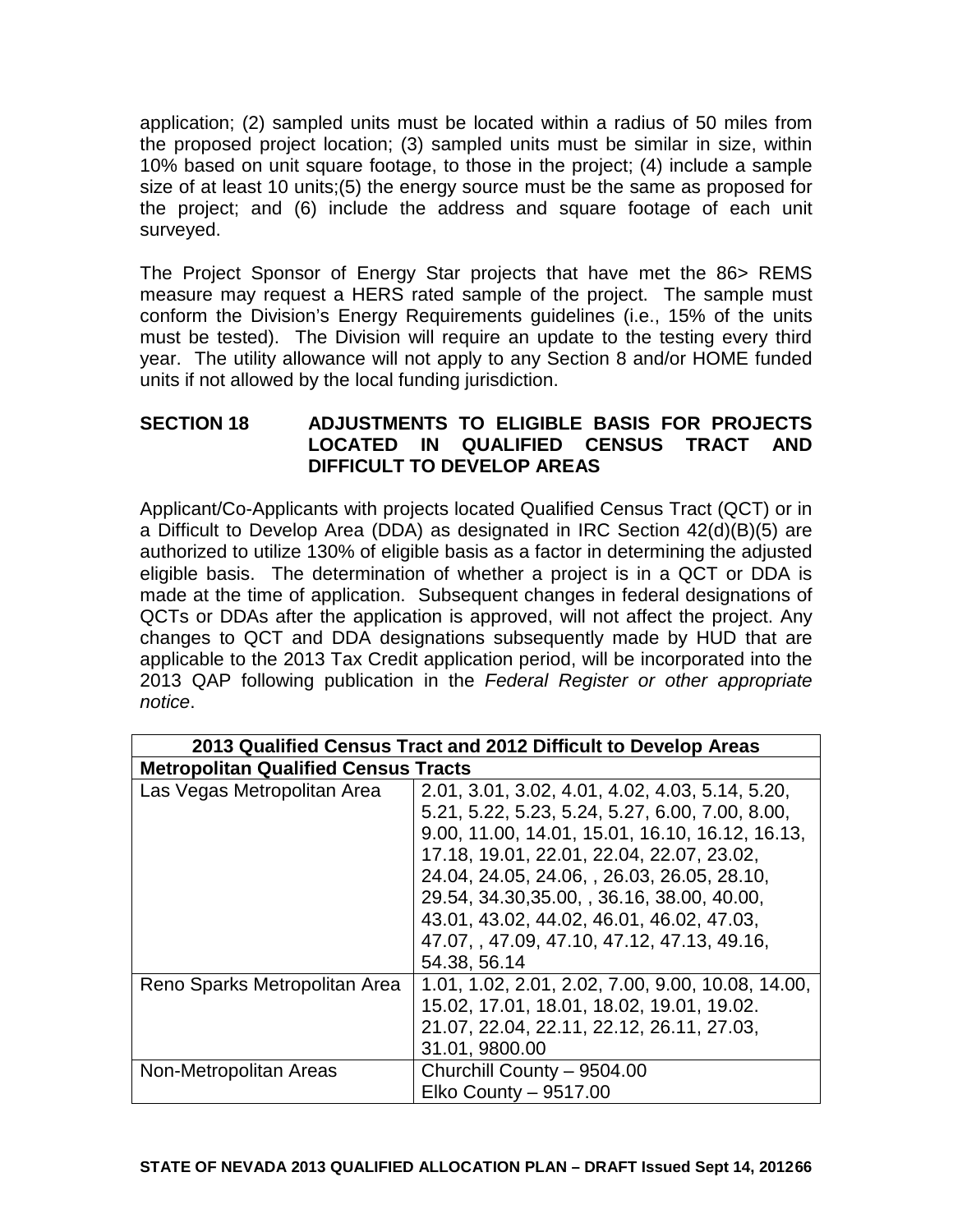application; (2) sampled units must be located within a radius of 50 miles from the proposed project location; (3) sampled units must be similar in size, within 10% based on unit square footage, to those in the project; (4) include a sample size of at least 10 units;(5) the energy source must be the same as proposed for the project; and (6) include the address and square footage of each unit surveyed.

The Project Sponsor of Energy Star projects that have met the 86> REMS measure may request a HERS rated sample of the project. The sample must conform the Division's Energy Requirements guidelines (i.e., 15% of the units must be tested). The Division will require an update to the testing every third year. The utility allowance will not apply to any Section 8 and/or HOME funded units if not allowed by the local funding jurisdiction.

## SECTION 18 ADJUSTMENTS TO ELIGIBLE BASIS FOR PROJECTS LOCATED IN QUALIFIED CENSUS TRACT AND DIFFICULT TO DEVELOP AREAS

Applicant/Co-Applicants with projects located Qualified Census Tract (QCT) or in a Difficult to Develop Area (DDA) as designated in IRC Section 42(d)(B)(5) are authorized to utilize 130% of eligible basis as a factor in determining the adjusted eligible basis. The determination of whether a project is in a QCT or DDA is made at the time of application. Subsequent changes in federal designations of QCTs or DDAs after the application is approved, will not affect the project. Any changes to QCT and DDA designations subsequently made by HUD that are applicable to the 2013 Tax Credit application period, will be incorporated into the 2013 QAP following publication in the *Federal Register or other appropriate notice*.

| 2013 Qualified Census Tract and 2012 Difficult to Develop Areas | |
|---|---|
| **Metropolitan Qualified Census Tracts** | |
| Las Vegas Metropolitan Area | 2.01, 3.01, 3.02, 4.01, 4.02, 4.03, 5.14, 5.20, 5.21, 5.22, 5.23, 5.24, 5.27, 6.00, 7.00, 8.00, 9.00, 11.00, 14.01, 15.01, 16.10, 16.12, 16.13, 17.18, 19.01, 22.01, 22.04, 22.07, 23.02, 24.04, 24.05, 24.06, , 26.03, 26.05, 28.10, 29.54, 34.30,35.00, , 36.16, 38.00, 40.00, 43.01, 43.02, 44.02, 46.01, 46.02, 47.03, 47.07, , 47.09, 47.10, 47.12, 47.13, 49.16, 54.38, 56.14 |
| Reno Sparks Metropolitan Area | 1.01, 1.02, 2.01, 2.02, 7.00, 9.00, 10.08, 14.00, 15.02, 17.01, 18.01, 18.02, 19.01, 19.02. 21.07, 22.04, 22.11, 22.12, 26.11, 27.03, 31.01, 9800.00 |
| Non-Metropolitan Areas | Churchill County – 9504.00<br>Elko County – 9517.00 |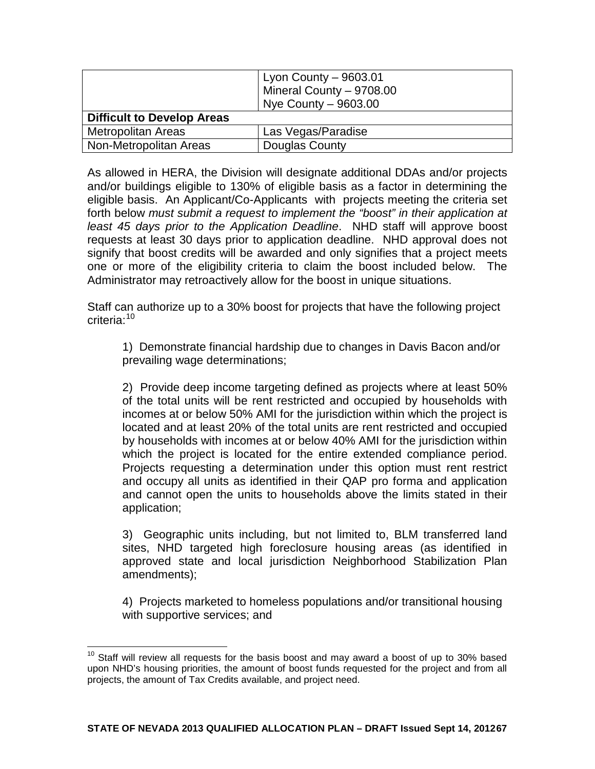| | |
|---|---|
| | Lyon County – 9603.01<br>Mineral County – 9708.00<br>Nye County – 9603.00 |
| **Difficult to Develop Areas** | |
| Metropolitan Areas | Las Vegas/Paradise |
| Non-Metropolitan Areas | Douglas County |

As allowed in HERA, the Division will designate additional DDAs and/or projects and/or buildings eligible to 130% of eligible basis as a factor in determining the eligible basis. An Applicant/Co-Applicants with projects meeting the criteria set forth below *must submit a request to implement the "boost" in their application at least 45 days prior to the Application Deadline*. NHD staff will approve boost requests at least 30 days prior to application deadline. NHD approval does not signify that boost credits will be awarded and only signifies that a project meets one or more of the eligibility criteria to claim the boost included below. The Administrator may retroactively allow for the boost in unique situations.

Staff can authorize up to a 30% boost for projects that have the following project criteria:[10]

1) Demonstrate financial hardship due to changes in Davis Bacon and/or prevailing wage determinations;

2) Provide deep income targeting defined as projects where at least 50% of the total units will be rent restricted and occupied by households with incomes at or below 50% AMI for the jurisdiction within which the project is located and at least 20% of the total units are rent restricted and occupied by households with incomes at or below 40% AMI for the jurisdiction within which the project is located for the entire extended compliance period. Projects requesting a determination under this option must rent restrict and occupy all units as identified in their QAP pro forma and application and cannot open the units to households above the limits stated in their application;

3) Geographic units including, but not limited to, BLM transferred land sites, NHD targeted high foreclosure housing areas (as identified in approved state and local jurisdiction Neighborhood Stabilization Plan amendments);

4) Projects marketed to homeless populations and/or transitional housing with supportive services; and

[10] Staff will review all requests for the basis boost and may award a boost of up to 30% based upon NHD's housing priorities, the amount of boost funds requested for the project and from all projects, the amount of Tax Credits available, and project need.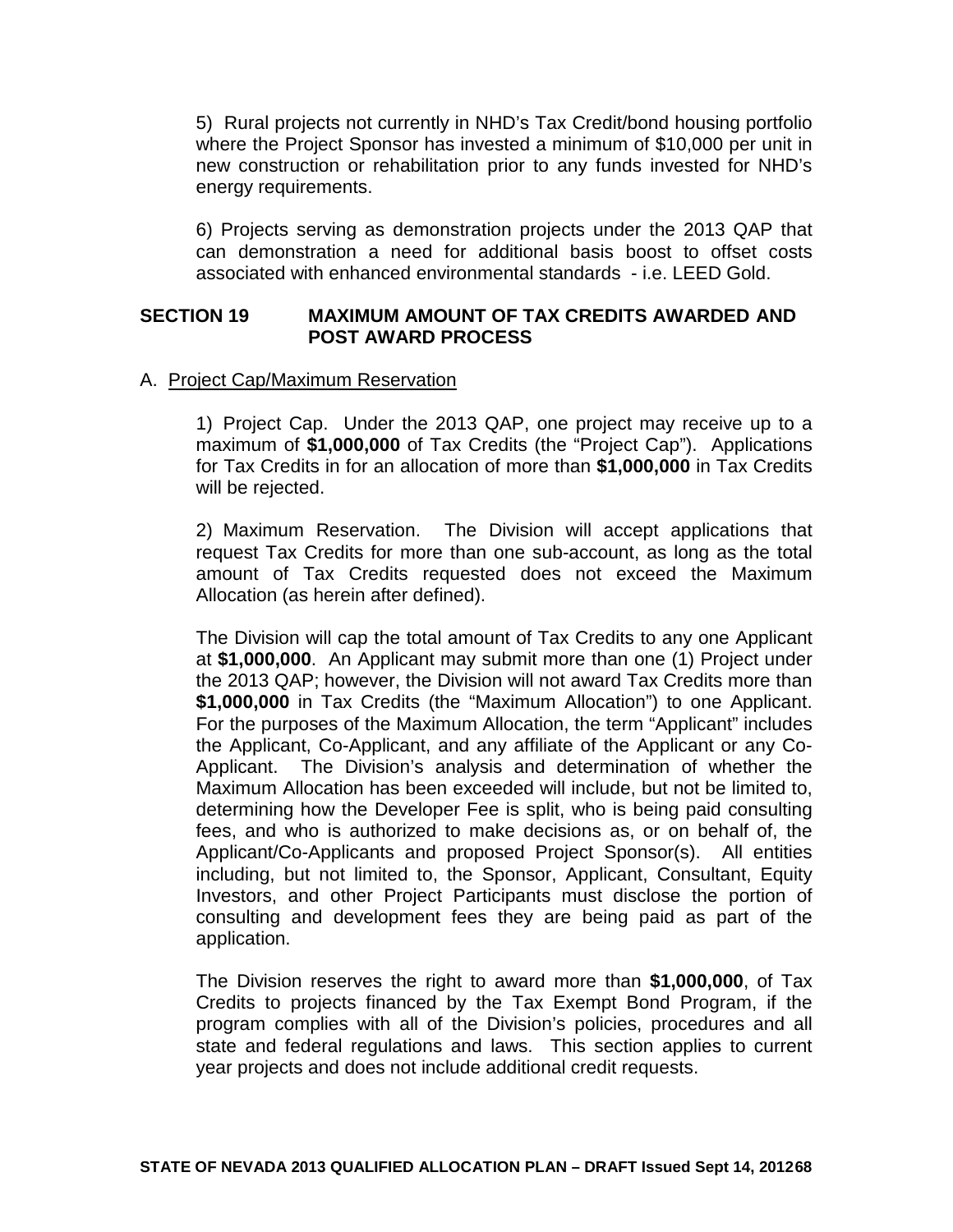5) Rural projects not currently in NHD's Tax Credit/bond housing portfolio where the Project Sponsor has invested a minimum of $10,000 per unit in new construction or rehabilitation prior to any funds invested for NHD's energy requirements.

6) Projects serving as demonstration projects under the 2013 QAP that can demonstration a need for additional basis boost to offset costs associated with enhanced environmental standards - i.e. LEED Gold.

## SECTION 19 MAXIMUM AMOUNT OF TAX CREDITS AWARDED AND POST AWARD PROCESS

A. Project Cap/Maximum Reservation

1) Project Cap. Under the 2013 QAP, one project may receive up to a maximum of **$1,000,000** of Tax Credits (the "Project Cap"). Applications for Tax Credits in for an allocation of more than **$1,000,000** in Tax Credits will be rejected.

2) Maximum Reservation. The Division will accept applications that request Tax Credits for more than one sub-account, as long as the total amount of Tax Credits requested does not exceed the Maximum Allocation (as herein after defined).

The Division will cap the total amount of Tax Credits to any one Applicant at **$1,000,000**. An Applicant may submit more than one (1) Project under the 2013 QAP; however, the Division will not award Tax Credits more than **$1,000,000** in Tax Credits (the "Maximum Allocation") to one Applicant. For the purposes of the Maximum Allocation, the term "Applicant" includes the Applicant, Co-Applicant, and any affiliate of the Applicant or any Co-Applicant. The Division's analysis and determination of whether the Maximum Allocation has been exceeded will include, but not be limited to, determining how the Developer Fee is split, who is being paid consulting fees, and who is authorized to make decisions as, or on behalf of, the Applicant/Co-Applicants and proposed Project Sponsor(s). All entities including, but not limited to, the Sponsor, Applicant, Consultant, Equity Investors, and other Project Participants must disclose the portion of consulting and development fees they are being paid as part of the application.

The Division reserves the right to award more than **$1,000,000**, of Tax Credits to projects financed by the Tax Exempt Bond Program, if the program complies with all of the Division's policies, procedures and all state and federal regulations and laws. This section applies to current year projects and does not include additional credit requests.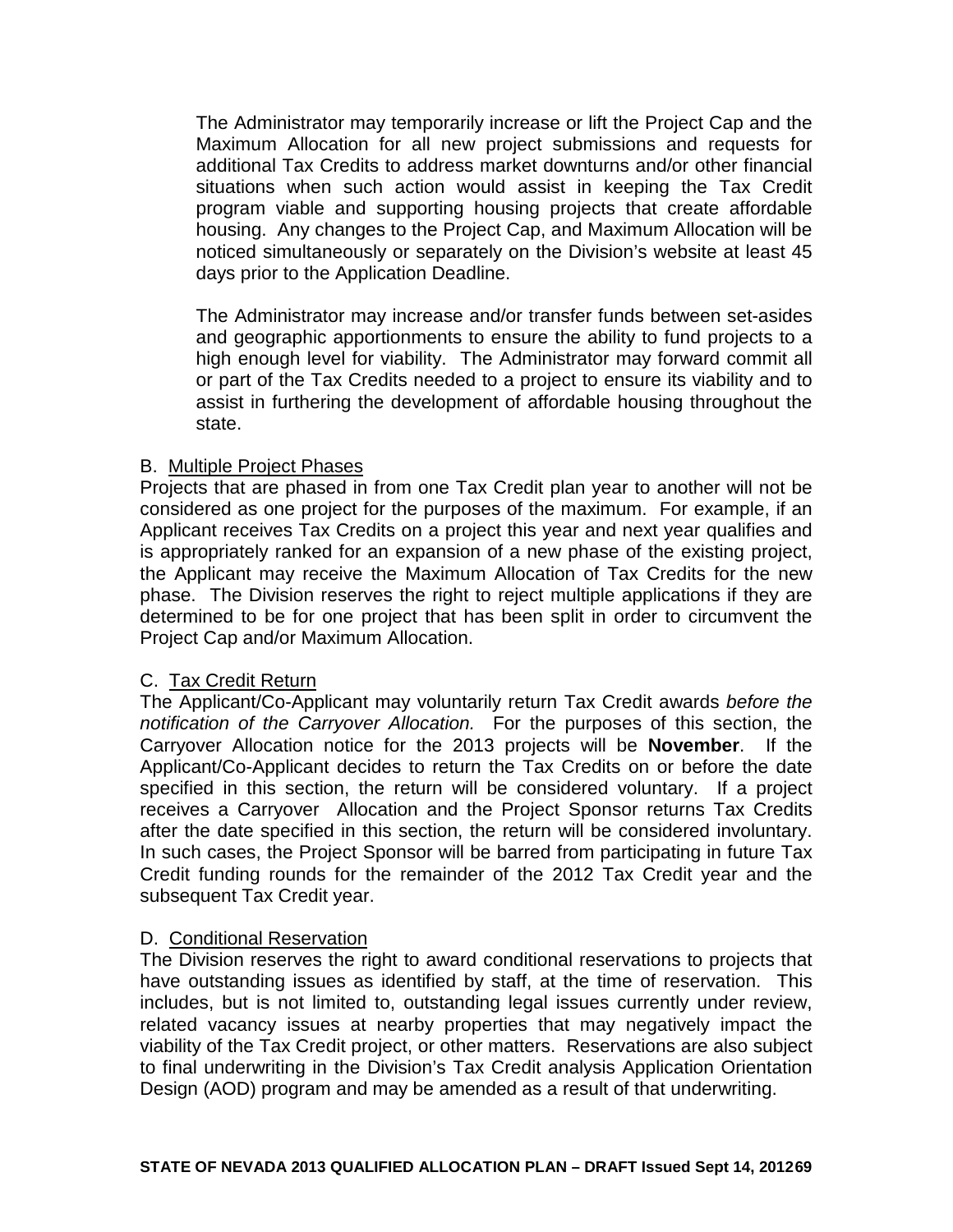The Administrator may temporarily increase or lift the Project Cap and the Maximum Allocation for all new project submissions and requests for additional Tax Credits to address market downturns and/or other financial situations when such action would assist in keeping the Tax Credit program viable and supporting housing projects that create affordable housing. Any changes to the Project Cap, and Maximum Allocation will be noticed simultaneously or separately on the Division's website at least 45 days prior to the Application Deadline.

The Administrator may increase and/or transfer funds between set-asides and geographic apportionments to ensure the ability to fund projects to a high enough level for viability. The Administrator may forward commit all or part of the Tax Credits needed to a project to ensure its viability and to assist in furthering the development of affordable housing throughout the state.

B. Multiple Project Phases

Projects that are phased in from one Tax Credit plan year to another will not be considered as one project for the purposes of the maximum. For example, if an Applicant receives Tax Credits on a project this year and next year qualifies and is appropriately ranked for an expansion of a new phase of the existing project, the Applicant may receive the Maximum Allocation of Tax Credits for the new phase. The Division reserves the right to reject multiple applications if they are determined to be for one project that has been split in order to circumvent the Project Cap and/or Maximum Allocation.

C. Tax Credit Return

The Applicant/Co-Applicant may voluntarily return Tax Credit awards *before the notification of the Carryover Allocation.* For the purposes of this section, the Carryover Allocation notice for the 2013 projects will be **November**. If the Applicant/Co-Applicant decides to return the Tax Credits on or before the date specified in this section, the return will be considered voluntary. If a project receives a Carryover Allocation and the Project Sponsor returns Tax Credits after the date specified in this section, the return will be considered involuntary. In such cases, the Project Sponsor will be barred from participating in future Tax Credit funding rounds for the remainder of the 2012 Tax Credit year and the subsequent Tax Credit year.

D. Conditional Reservation

The Division reserves the right to award conditional reservations to projects that have outstanding issues as identified by staff, at the time of reservation. This includes, but is not limited to, outstanding legal issues currently under review, related vacancy issues at nearby properties that may negatively impact the viability of the Tax Credit project, or other matters. Reservations are also subject to final underwriting in the Division's Tax Credit analysis Application Orientation Design (AOD) program and may be amended as a result of that underwriting.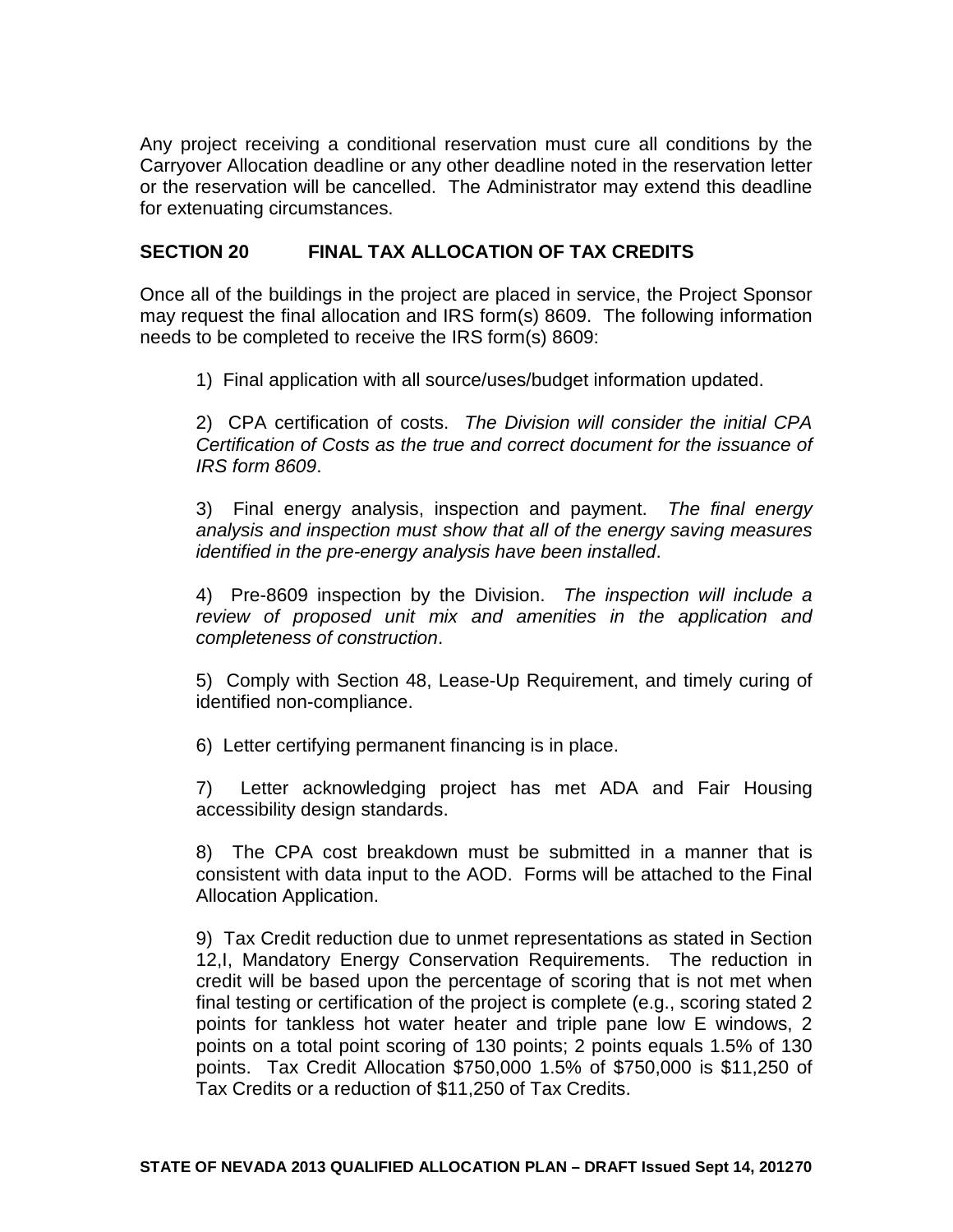Any project receiving a conditional reservation must cure all conditions by the Carryover Allocation deadline or any other deadline noted in the reservation letter or the reservation will be cancelled. The Administrator may extend this deadline for extenuating circumstances.

## SECTION 20 FINAL TAX ALLOCATION OF TAX CREDITS

Once all of the buildings in the project are placed in service, the Project Sponsor may request the final allocation and IRS form(s) 8609. The following information needs to be completed to receive the IRS form(s) 8609:

1) Final application with all source/uses/budget information updated.

2) CPA certification of costs. *The Division will consider the initial CPA Certification of Costs as the true and correct document for the issuance of IRS form 8609*.

3) Final energy analysis, inspection and payment. *The final energy analysis and inspection must show that all of the energy saving measures identified in the pre-energy analysis have been installed*.

4) Pre-8609 inspection by the Division. *The inspection will include a review of proposed unit mix and amenities in the application and completeness of construction*.

5) Comply with Section 48, Lease-Up Requirement, and timely curing of identified non-compliance.

6) Letter certifying permanent financing is in place.

7) Letter acknowledging project has met ADA and Fair Housing accessibility design standards.

8) The CPA cost breakdown must be submitted in a manner that is consistent with data input to the AOD. Forms will be attached to the Final Allocation Application.

9) Tax Credit reduction due to unmet representations as stated in Section 12,I, Mandatory Energy Conservation Requirements. The reduction in credit will be based upon the percentage of scoring that is not met when final testing or certification of the project is complete (e.g., scoring stated 2 points for tankless hot water heater and triple pane low E windows, 2 points on a total point scoring of 130 points; 2 points equals 1.5% of 130 points. Tax Credit Allocation $750,000 1.5% of $750,000 is $11,250 of Tax Credits or a reduction of $11,250 of Tax Credits.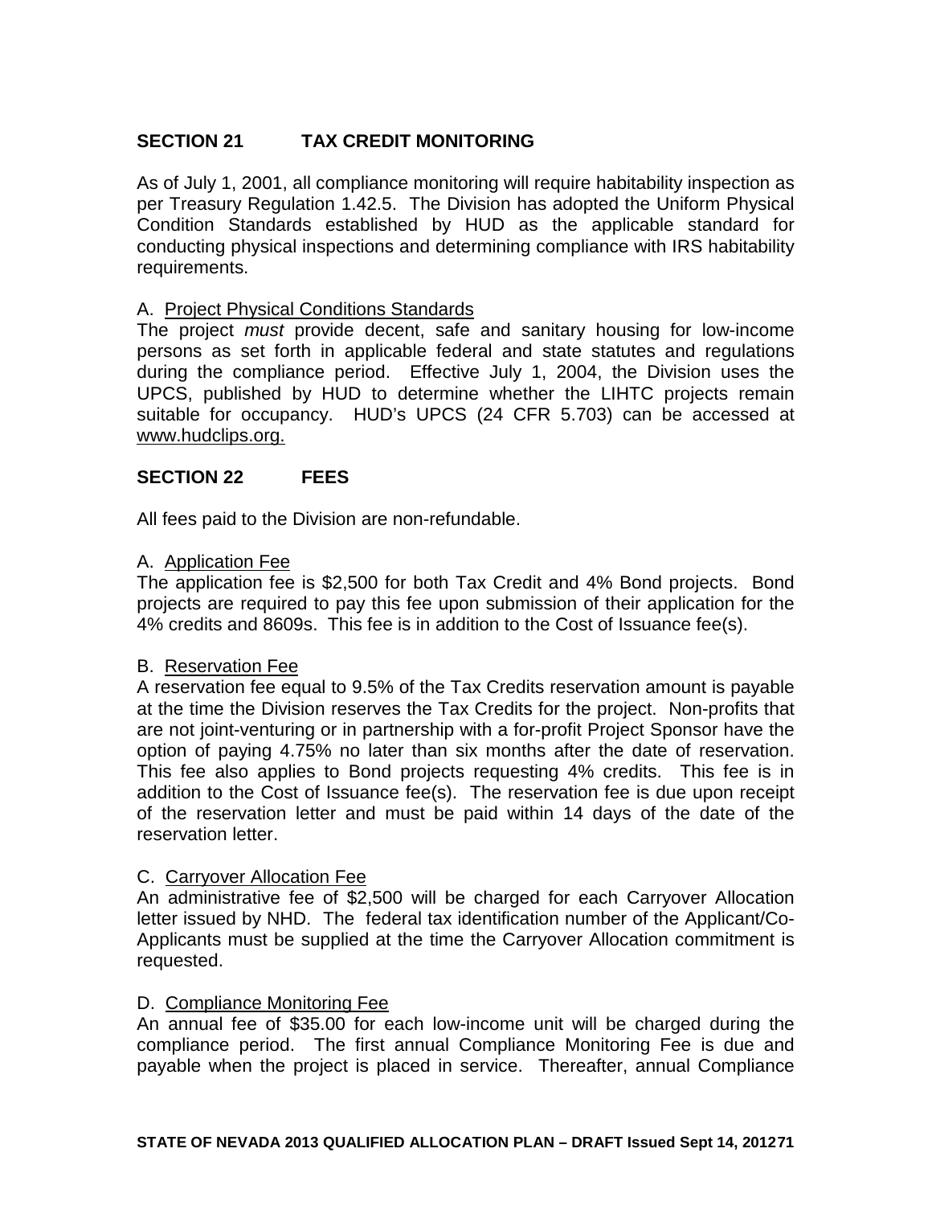## SECTION 21 TAX CREDIT MONITORING

As of July 1, 2001, all compliance monitoring will require habitability inspection as per Treasury Regulation 1.42.5. The Division has adopted the Uniform Physical Condition Standards established by HUD as the applicable standard for conducting physical inspections and determining compliance with IRS habitability requirements.

A. Project Physical Conditions Standards

The project *must* provide decent, safe and sanitary housing for low-income persons as set forth in applicable federal and state statutes and regulations during the compliance period. Effective July 1, 2004, the Division uses the UPCS, published by HUD to determine whether the LIHTC projects remain suitable for occupancy. HUD's UPCS (24 CFR 5.703) can be accessed at www.hudclips.org.

## SECTION 22 FEES

All fees paid to the Division are non-refundable.

A. Application Fee

The application fee is $2,500 for both Tax Credit and 4% Bond projects. Bond projects are required to pay this fee upon submission of their application for the 4% credits and 8609s. This fee is in addition to the Cost of Issuance fee(s).

B. Reservation Fee

A reservation fee equal to 9.5% of the Tax Credits reservation amount is payable at the time the Division reserves the Tax Credits for the project. Non-profits that are not joint-venturing or in partnership with a for-profit Project Sponsor have the option of paying 4.75% no later than six months after the date of reservation. This fee also applies to Bond projects requesting 4% credits. This fee is in addition to the Cost of Issuance fee(s). The reservation fee is due upon receipt of the reservation letter and must be paid within 14 days of the date of the reservation letter.

C. Carryover Allocation Fee

An administrative fee of $2,500 will be charged for each Carryover Allocation letter issued by NHD. The federal tax identification number of the Applicant/Co-Applicants must be supplied at the time the Carryover Allocation commitment is requested.

D. Compliance Monitoring Fee

An annual fee of $35.00 for each low-income unit will be charged during the compliance period. The first annual Compliance Monitoring Fee is due and payable when the project is placed in service. Thereafter, annual Compliance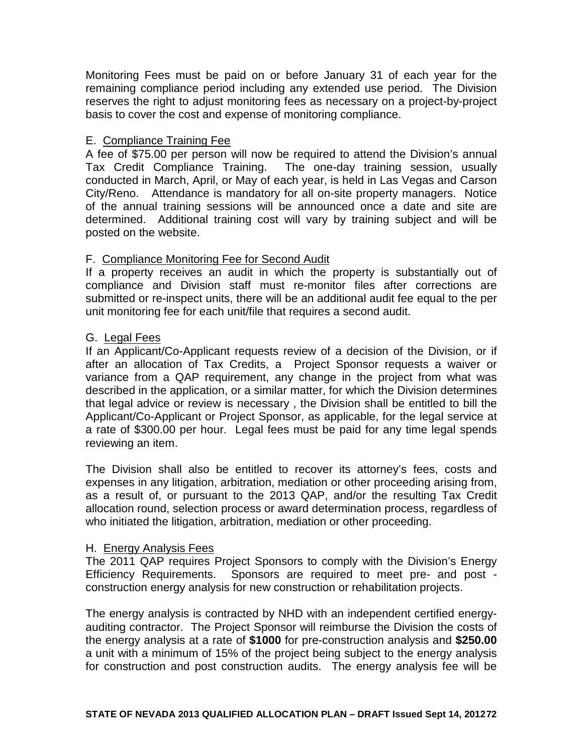Monitoring Fees must be paid on or before January 31 of each year for the remaining compliance period including any extended use period. The Division reserves the right to adjust monitoring fees as necessary on a project-by-project basis to cover the cost and expense of monitoring compliance.

E. Compliance Training Fee

A fee of $75.00 per person will now be required to attend the Division's annual Tax Credit Compliance Training. The one-day training session, usually conducted in March, April, or May of each year, is held in Las Vegas and Carson City/Reno. Attendance is mandatory for all on-site property managers. Notice of the annual training sessions will be announced once a date and site are determined. Additional training cost will vary by training subject and will be posted on the website.

F. Compliance Monitoring Fee for Second Audit

If a property receives an audit in which the property is substantially out of compliance and Division staff must re-monitor files after corrections are submitted or re-inspect units, there will be an additional audit fee equal to the per unit monitoring fee for each unit/file that requires a second audit.

G. Legal Fees

If an Applicant/Co-Applicant requests review of a decision of the Division, or if after an allocation of Tax Credits, a Project Sponsor requests a waiver or variance from a QAP requirement, any change in the project from what was described in the application, or a similar matter, for which the Division determines that legal advice or review is necessary , the Division shall be entitled to bill the Applicant/Co-Applicant or Project Sponsor, as applicable, for the legal service at a rate of $300.00 per hour. Legal fees must be paid for any time legal spends reviewing an item.

The Division shall also be entitled to recover its attorney's fees, costs and expenses in any litigation, arbitration, mediation or other proceeding arising from, as a result of, or pursuant to the 2013 QAP, and/or the resulting Tax Credit allocation round, selection process or award determination process, regardless of who initiated the litigation, arbitration, mediation or other proceeding.

H. Energy Analysis Fees

The 2011 QAP requires Project Sponsors to comply with the Division's Energy Efficiency Requirements. Sponsors are required to meet pre- and post - construction energy analysis for new construction or rehabilitation projects.

The energy analysis is contracted by NHD with an independent certified energy-auditing contractor. The Project Sponsor will reimburse the Division the costs of the energy analysis at a rate of **$1000** for pre-construction analysis and **$250.00** a unit with a minimum of 15% of the project being subject to the energy analysis for construction and post construction audits. The energy analysis fee will be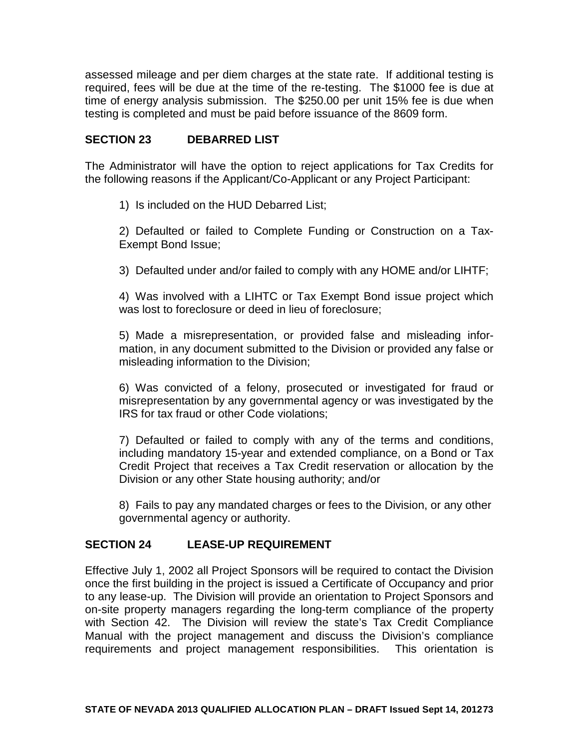assessed mileage and per diem charges at the state rate. If additional testing is required, fees will be due at the time of the re-testing. The $1000 fee is due at time of energy analysis submission. The $250.00 per unit 15% fee is due when testing is completed and must be paid before issuance of the 8609 form.

## SECTION 23 DEBARRED LIST

The Administrator will have the option to reject applications for Tax Credits for the following reasons if the Applicant/Co-Applicant or any Project Participant:

1) Is included on the HUD Debarred List;

2) Defaulted or failed to Complete Funding or Construction on a Tax-Exempt Bond Issue;

3) Defaulted under and/or failed to comply with any HOME and/or LIHTF;

4) Was involved with a LIHTC or Tax Exempt Bond issue project which was lost to foreclosure or deed in lieu of foreclosure;

5) Made a misrepresentation, or provided false and misleading information, in any document submitted to the Division or provided any false or misleading information to the Division;

6) Was convicted of a felony, prosecuted or investigated for fraud or misrepresentation by any governmental agency or was investigated by the IRS for tax fraud or other Code violations;

7) Defaulted or failed to comply with any of the terms and conditions, including mandatory 15-year and extended compliance, on a Bond or Tax Credit Project that receives a Tax Credit reservation or allocation by the Division or any other State housing authority; and/or

8) Fails to pay any mandated charges or fees to the Division, or any other governmental agency or authority.

## SECTION 24 LEASE-UP REQUIREMENT

Effective July 1, 2002 all Project Sponsors will be required to contact the Division once the first building in the project is issued a Certificate of Occupancy and prior to any lease-up. The Division will provide an orientation to Project Sponsors and on-site property managers regarding the long-term compliance of the property with Section 42. The Division will review the state's Tax Credit Compliance Manual with the project management and discuss the Division's compliance requirements and project management responsibilities. This orientation is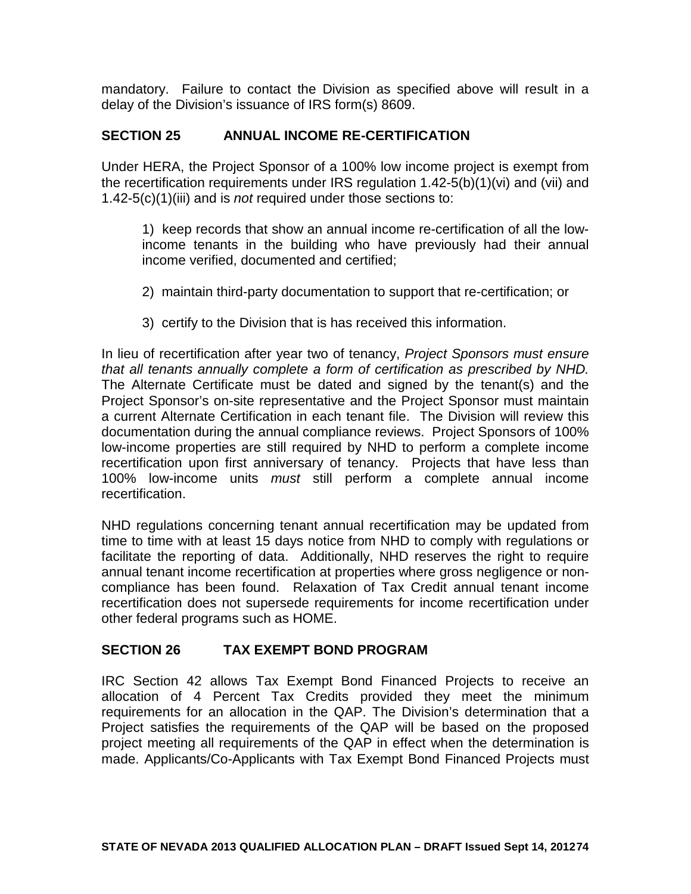mandatory. Failure to contact the Division as specified above will result in a delay of the Division's issuance of IRS form(s) 8609.

## SECTION 25 ANNUAL INCOME RE-CERTIFICATION

Under HERA, the Project Sponsor of a 100% low income project is exempt from the recertification requirements under IRS regulation 1.42-5(b)(1)(vi) and (vii) and 1.42-5(c)(1)(iii) and is *not* required under those sections to:

1) keep records that show an annual income re-certification of all the low-income tenants in the building who have previously had their annual income verified, documented and certified;

2) maintain third-party documentation to support that re-certification; or

3) certify to the Division that is has received this information.

In lieu of recertification after year two of tenancy, *Project Sponsors must ensure that all tenants annually complete a form of certification as prescribed by NHD.* The Alternate Certificate must be dated and signed by the tenant(s) and the Project Sponsor's on-site representative and the Project Sponsor must maintain a current Alternate Certification in each tenant file. The Division will review this documentation during the annual compliance reviews. Project Sponsors of 100% low-income properties are still required by NHD to perform a complete income recertification upon first anniversary of tenancy. Projects that have less than 100% low-income units *must* still perform a complete annual income recertification.

NHD regulations concerning tenant annual recertification may be updated from time to time with at least 15 days notice from NHD to comply with regulations or facilitate the reporting of data. Additionally, NHD reserves the right to require annual tenant income recertification at properties where gross negligence or non-compliance has been found. Relaxation of Tax Credit annual tenant income recertification does not supersede requirements for income recertification under other federal programs such as HOME.

## SECTION 26 TAX EXEMPT BOND PROGRAM

IRC Section 42 allows Tax Exempt Bond Financed Projects to receive an allocation of 4 Percent Tax Credits provided they meet the minimum requirements for an allocation in the QAP. The Division's determination that a Project satisfies the requirements of the QAP will be based on the proposed project meeting all requirements of the QAP in effect when the determination is made. Applicants/Co-Applicants with Tax Exempt Bond Financed Projects must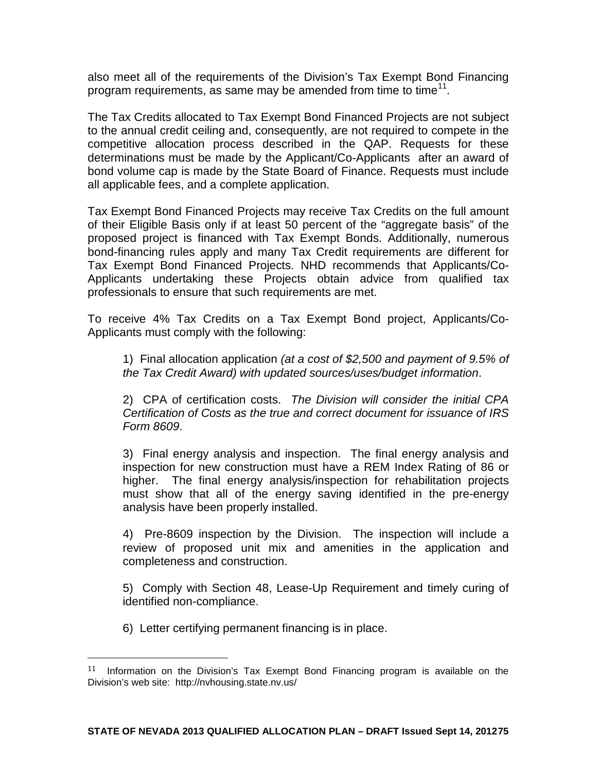also meet all of the requirements of the Division's Tax Exempt Bond Financing program requirements, as same may be amended from time to time[11].

The Tax Credits allocated to Tax Exempt Bond Financed Projects are not subject to the annual credit ceiling and, consequently, are not required to compete in the competitive allocation process described in the QAP. Requests for these determinations must be made by the Applicant/Co-Applicants after an award of bond volume cap is made by the State Board of Finance. Requests must include all applicable fees, and a complete application.

Tax Exempt Bond Financed Projects may receive Tax Credits on the full amount of their Eligible Basis only if at least 50 percent of the "aggregate basis" of the proposed project is financed with Tax Exempt Bonds. Additionally, numerous bond-financing rules apply and many Tax Credit requirements are different for Tax Exempt Bond Financed Projects. NHD recommends that Applicants/Co-Applicants undertaking these Projects obtain advice from qualified tax professionals to ensure that such requirements are met.

To receive 4% Tax Credits on a Tax Exempt Bond project, Applicants/Co-Applicants must comply with the following:

1) Final allocation application *(at a cost of $2,500 and payment of 9.5% of the Tax Credit Award) with updated sources/uses/budget information*.

2) CPA of certification costs. *The Division will consider the initial CPA Certification of Costs as the true and correct document for issuance of IRS Form 8609*.

3) Final energy analysis and inspection. The final energy analysis and inspection for new construction must have a REM Index Rating of 86 or higher. The final energy analysis/inspection for rehabilitation projects must show that all of the energy saving identified in the pre-energy analysis have been properly installed.

4) Pre-8609 inspection by the Division. The inspection will include a review of proposed unit mix and amenities in the application and completeness and construction.

5) Comply with Section 48, Lease-Up Requirement and timely curing of identified non-compliance.

6) Letter certifying permanent financing is in place.

[11] Information on the Division's Tax Exempt Bond Financing program is available on the Division's web site: http://nvhousing.state.nv.us/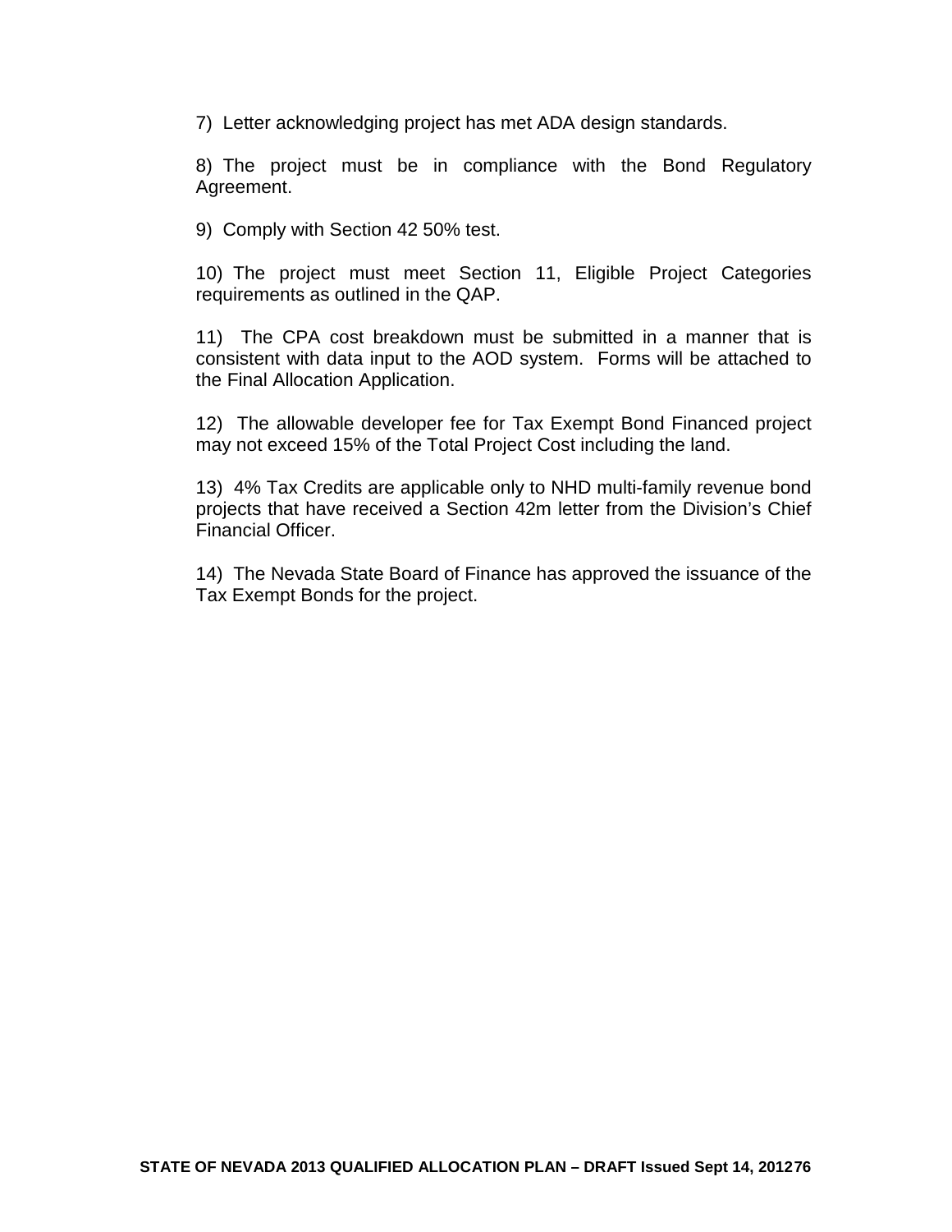7) Letter acknowledging project has met ADA design standards.

8) The project must be in compliance with the Bond Regulatory Agreement.

9) Comply with Section 42 50% test.

10) The project must meet Section 11, Eligible Project Categories requirements as outlined in the QAP.

11) The CPA cost breakdown must be submitted in a manner that is consistent with data input to the AOD system. Forms will be attached to the Final Allocation Application.

12) The allowable developer fee for Tax Exempt Bond Financed project may not exceed 15% of the Total Project Cost including the land.

13) 4% Tax Credits are applicable only to NHD multi-family revenue bond projects that have received a Section 42m letter from the Division's Chief Financial Officer.

14) The Nevada State Board of Finance has approved the issuance of the Tax Exempt Bonds for the project.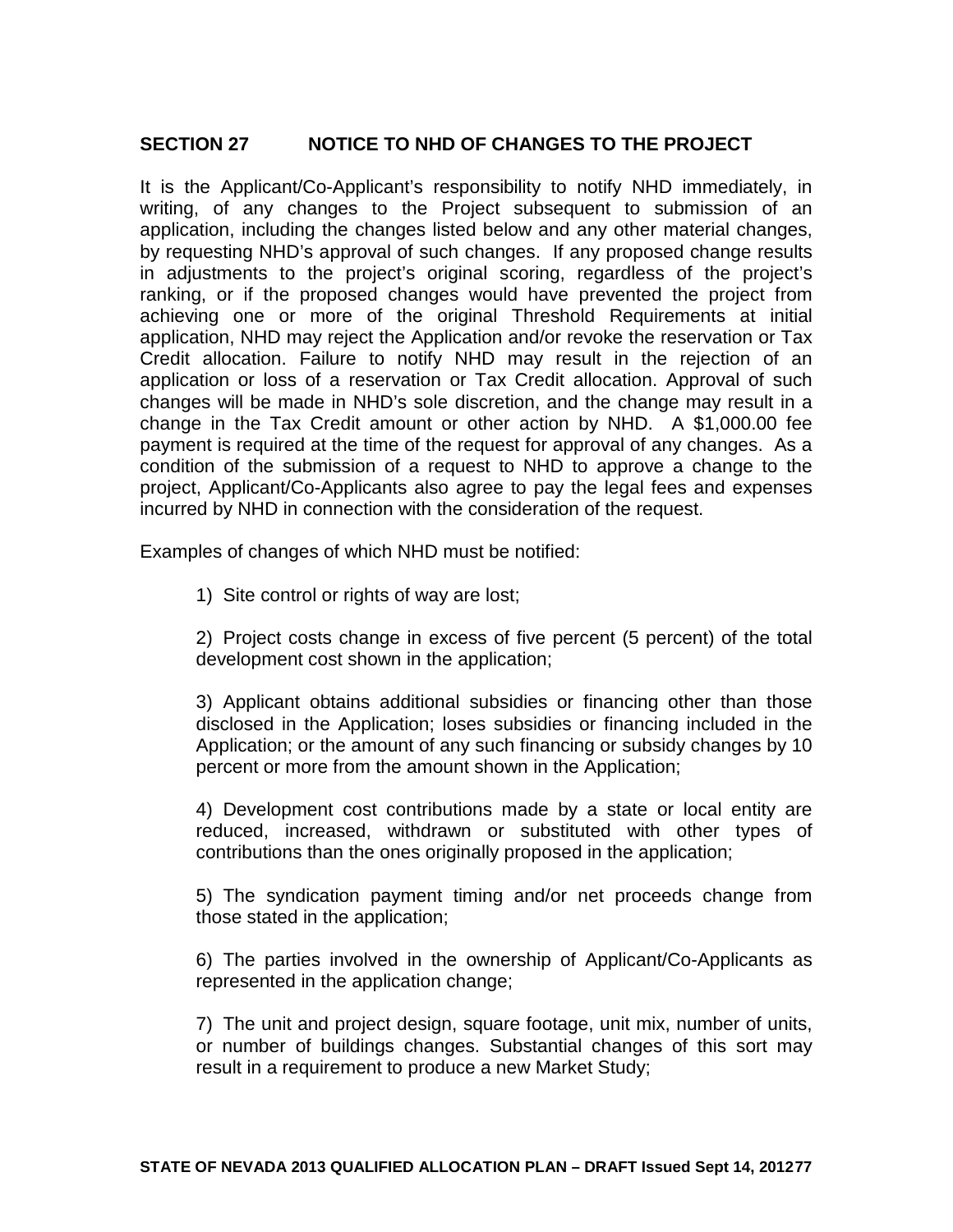## SECTION 27 NOTICE TO NHD OF CHANGES TO THE PROJECT

It is the Applicant/Co-Applicant's responsibility to notify NHD immediately, in writing, of any changes to the Project subsequent to submission of an application, including the changes listed below and any other material changes, by requesting NHD's approval of such changes. If any proposed change results in adjustments to the project's original scoring, regardless of the project's ranking, or if the proposed changes would have prevented the project from achieving one or more of the original Threshold Requirements at initial application, NHD may reject the Application and/or revoke the reservation or Tax Credit allocation. Failure to notify NHD may result in the rejection of an application or loss of a reservation or Tax Credit allocation. Approval of such changes will be made in NHD's sole discretion, and the change may result in a change in the Tax Credit amount or other action by NHD. A $1,000.00 fee payment is required at the time of the request for approval of any changes. As a condition of the submission of a request to NHD to approve a change to the project, Applicant/Co-Applicants also agree to pay the legal fees and expenses incurred by NHD in connection with the consideration of the request.

Examples of changes of which NHD must be notified:

1) Site control or rights of way are lost;

2) Project costs change in excess of five percent (5 percent) of the total development cost shown in the application;

3) Applicant obtains additional subsidies or financing other than those disclosed in the Application; loses subsidies or financing included in the Application; or the amount of any such financing or subsidy changes by 10 percent or more from the amount shown in the Application;

4) Development cost contributions made by a state or local entity are reduced, increased, withdrawn or substituted with other types of contributions than the ones originally proposed in the application;

5) The syndication payment timing and/or net proceeds change from those stated in the application;

6) The parties involved in the ownership of Applicant/Co-Applicants as represented in the application change;

7) The unit and project design, square footage, unit mix, number of units, or number of buildings changes. Substantial changes of this sort may result in a requirement to produce a new Market Study;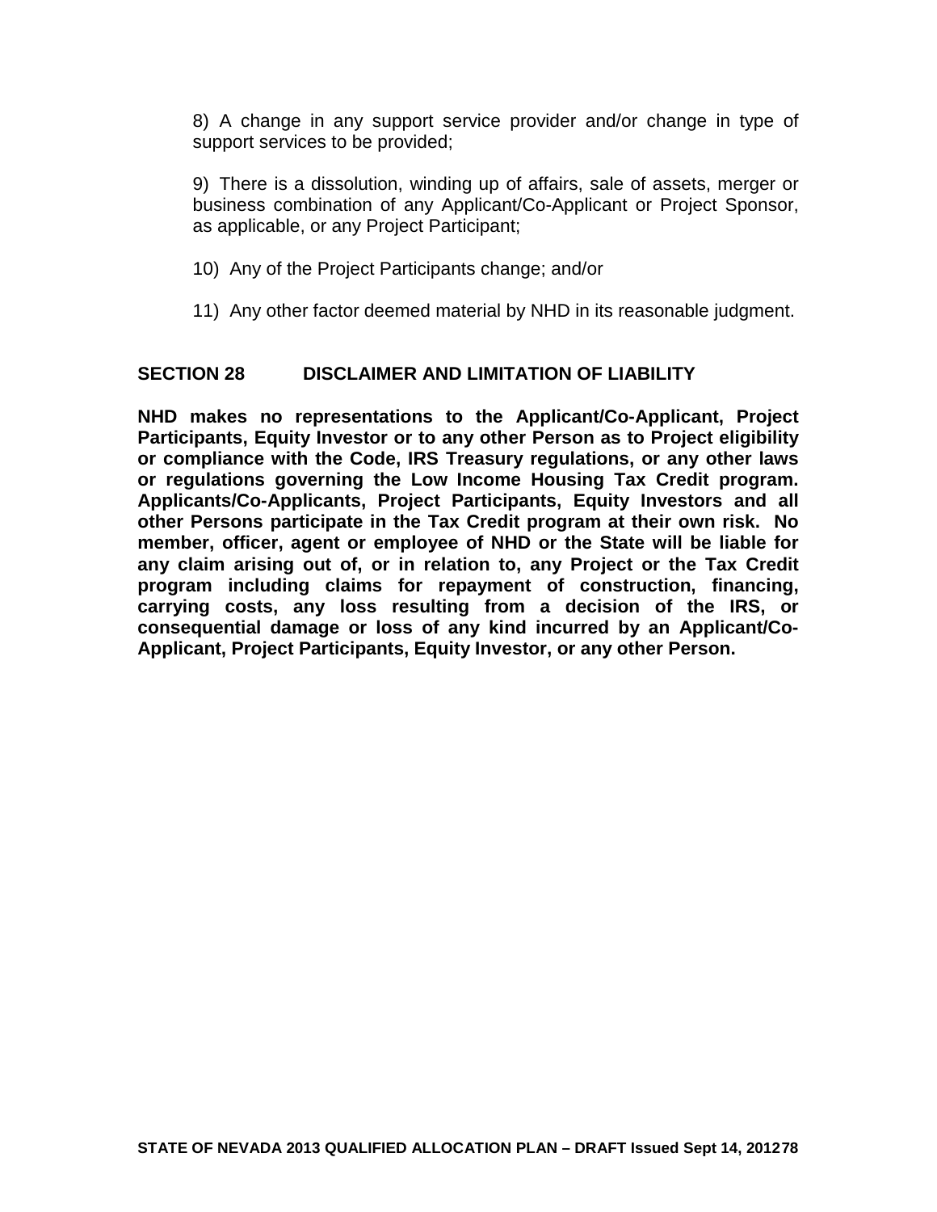8) A change in any support service provider and/or change in type of support services to be provided;

9) There is a dissolution, winding up of affairs, sale of assets, merger or business combination of any Applicant/Co-Applicant or Project Sponsor, as applicable, or any Project Participant;

10) Any of the Project Participants change; and/or

11) Any other factor deemed material by NHD in its reasonable judgment.

## SECTION 28 DISCLAIMER AND LIMITATION OF LIABILITY

**NHD makes no representations to the Applicant/Co-Applicant, Project Participants, Equity Investor or to any other Person as to Project eligibility or compliance with the Code, IRS Treasury regulations, or any other laws or regulations governing the Low Income Housing Tax Credit program. Applicants/Co-Applicants, Project Participants, Equity Investors and all other Persons participate in the Tax Credit program at their own risk. No member, officer, agent or employee of NHD or the State will be liable for any claim arising out of, or in relation to, any Project or the Tax Credit program including claims for repayment of construction, financing, carrying costs, any loss resulting from a decision of the IRS, or consequential damage or loss of any kind incurred by an Applicant/Co-Applicant, Project Participants, Equity Investor, or any other Person.**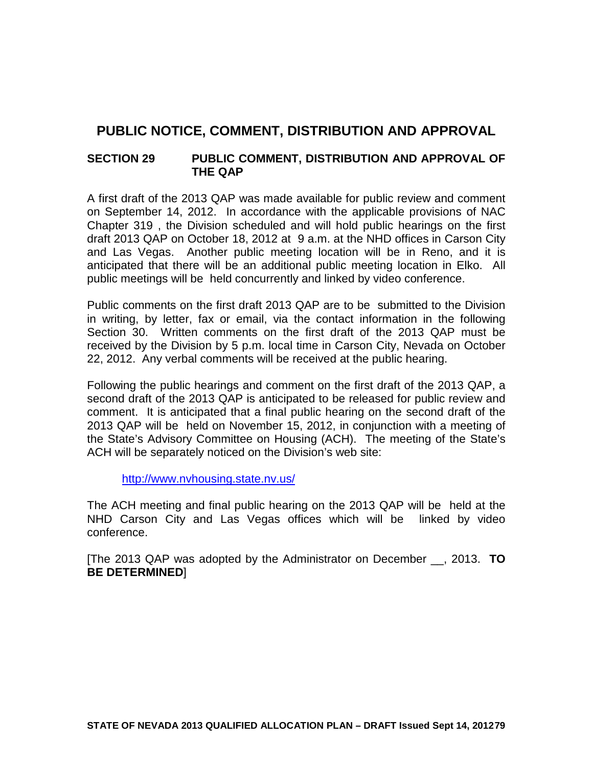# PUBLIC NOTICE, COMMENT, DISTRIBUTION AND APPROVAL

## SECTION 29 PUBLIC COMMENT, DISTRIBUTION AND APPROVAL OF THE QAP

A first draft of the 2013 QAP was made available for public review and comment on September 14, 2012. In accordance with the applicable provisions of NAC Chapter 319 , the Division scheduled and will hold public hearings on the first draft 2013 QAP on October 18, 2012 at 9 a.m. at the NHD offices in Carson City and Las Vegas. Another public meeting location will be in Reno, and it is anticipated that there will be an additional public meeting location in Elko. All public meetings will be held concurrently and linked by video conference.

Public comments on the first draft 2013 QAP are to be submitted to the Division in writing, by letter, fax or email, via the contact information in the following Section 30. Written comments on the first draft of the 2013 QAP must be received by the Division by 5 p.m. local time in Carson City, Nevada on October 22, 2012. Any verbal comments will be received at the public hearing.

Following the public hearings and comment on the first draft of the 2013 QAP, a second draft of the 2013 QAP is anticipated to be released for public review and comment. It is anticipated that a final public hearing on the second draft of the 2013 QAP will be held on November 15, 2012, in conjunction with a meeting of the State's Advisory Committee on Housing (ACH). The meeting of the State's ACH will be separately noticed on the Division's web site:

http://www.nvhousing.state.nv.us/

The ACH meeting and final public hearing on the 2013 QAP will be held at the NHD Carson City and Las Vegas offices which will be linked by video conference.

[The 2013 QAP was adopted by the Administrator on December __, 2013. **TO BE DETERMINED**]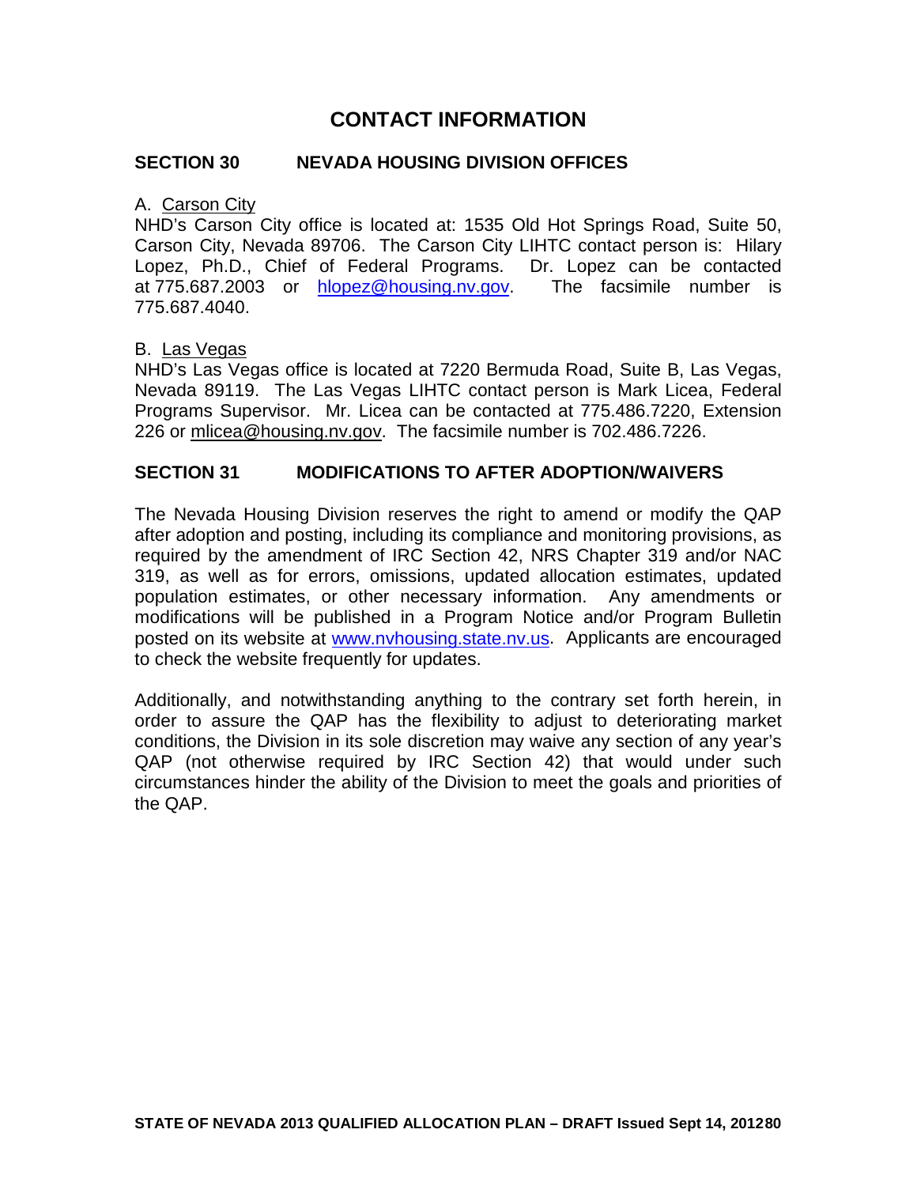# CONTACT INFORMATION

## SECTION 30 NEVADA HOUSING DIVISION OFFICES

A. Carson City

NHD's Carson City office is located at: 1535 Old Hot Springs Road, Suite 50, Carson City, Nevada 89706. The Carson City LIHTC contact person is: Hilary Lopez, Ph.D., Chief of Federal Programs. Dr. Lopez can be contacted at 775.687.2003 or hlopez@housing.nv.gov. The facsimile number is 775.687.4040.

B. Las Vegas

NHD's Las Vegas office is located at 7220 Bermuda Road, Suite B, Las Vegas, Nevada 89119. The Las Vegas LIHTC contact person is Mark Licea, Federal Programs Supervisor. Mr. Licea can be contacted at 775.486.7220, Extension 226 or mlicea@housing.nv.gov. The facsimile number is 702.486.7226.

## SECTION 31 MODIFICATIONS TO AFTER ADOPTION/WAIVERS

The Nevada Housing Division reserves the right to amend or modify the QAP after adoption and posting, including its compliance and monitoring provisions, as required by the amendment of IRC Section 42, NRS Chapter 319 and/or NAC 319, as well as for errors, omissions, updated allocation estimates, updated population estimates, or other necessary information. Any amendments or modifications will be published in a Program Notice and/or Program Bulletin posted on its website at www.nvhousing.state.nv.us. Applicants are encouraged to check the website frequently for updates.

Additionally, and notwithstanding anything to the contrary set forth herein, in order to assure the QAP has the flexibility to adjust to deteriorating market conditions, the Division in its sole discretion may waive any section of any year's QAP (not otherwise required by IRC Section 42) that would under such circumstances hinder the ability of the Division to meet the goals and priorities of the QAP.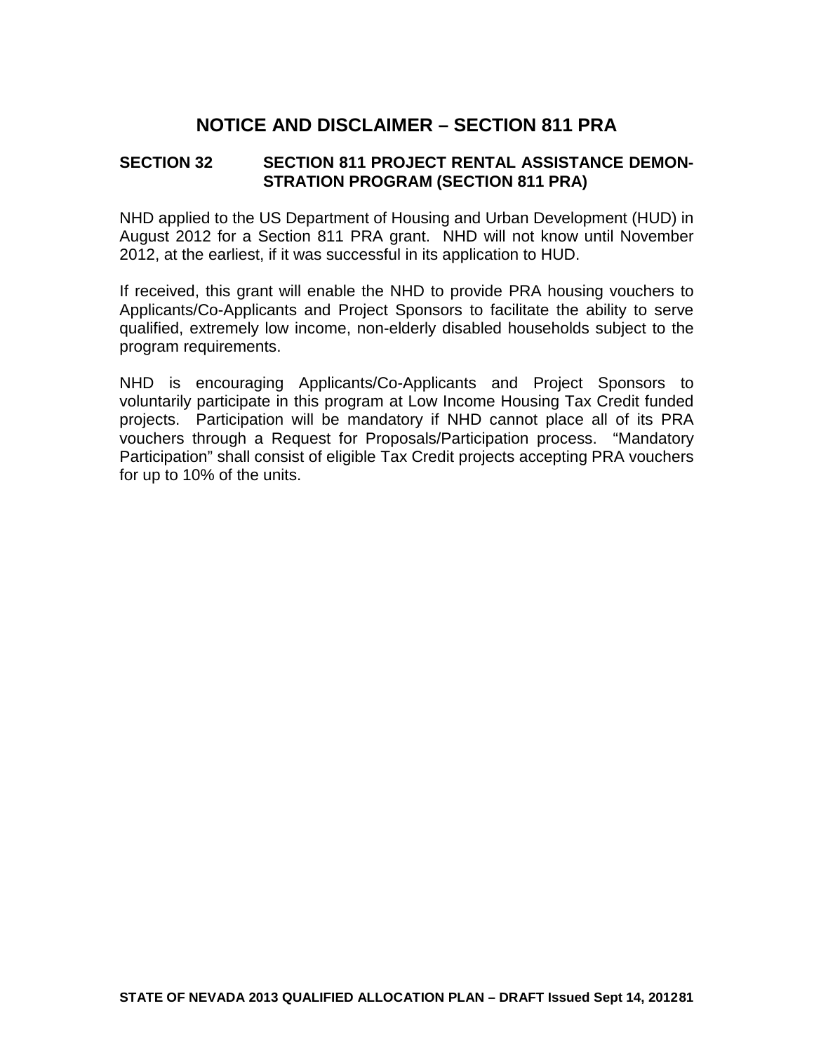# NOTICE AND DISCLAIMER – SECTION 811 PRA

## SECTION 32 SECTION 811 PROJECT RENTAL ASSISTANCE DEMONSTRATION PROGRAM (SECTION 811 PRA)

NHD applied to the US Department of Housing and Urban Development (HUD) in August 2012 for a Section 811 PRA grant. NHD will not know until November 2012, at the earliest, if it was successful in its application to HUD.

If received, this grant will enable the NHD to provide PRA housing vouchers to Applicants/Co-Applicants and Project Sponsors to facilitate the ability to serve qualified, extremely low income, non-elderly disabled households subject to the program requirements.

NHD is encouraging Applicants/Co-Applicants and Project Sponsors to voluntarily participate in this program at Low Income Housing Tax Credit funded projects. Participation will be mandatory if NHD cannot place all of its PRA vouchers through a Request for Proposals/Participation process. "Mandatory Participation" shall consist of eligible Tax Credit projects accepting PRA vouchers for up to 10% of the units.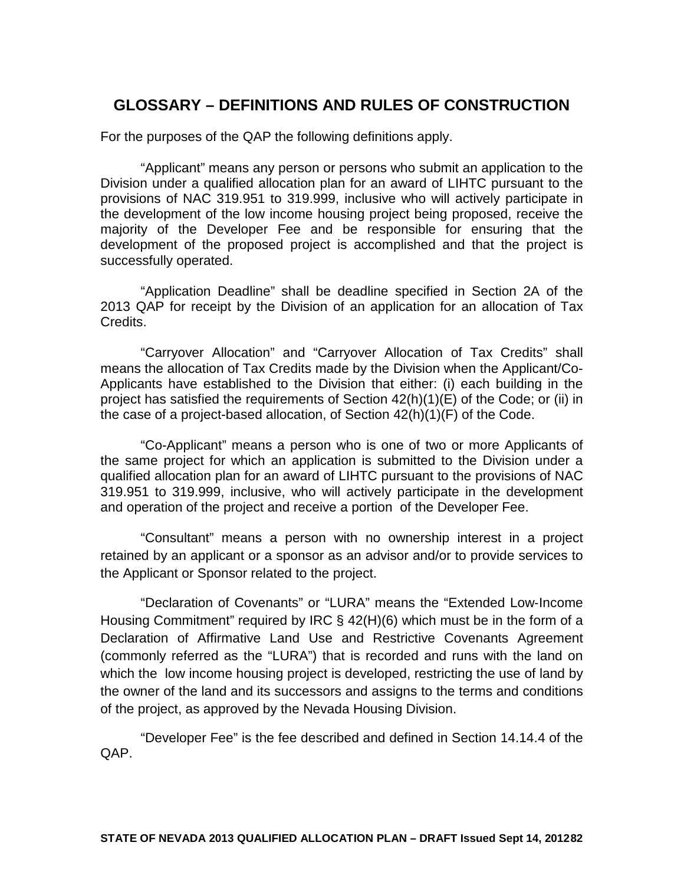## GLOSSARY – DEFINITIONS AND RULES OF CONSTRUCTION

For the purposes of the QAP the following definitions apply.

"Applicant" means any person or persons who submit an application to the Division under a qualified allocation plan for an award of LIHTC pursuant to the provisions of NAC 319.951 to 319.999, inclusive who will actively participate in the development of the low income housing project being proposed, receive the majority of the Developer Fee and be responsible for ensuring that the development of the proposed project is accomplished and that the project is successfully operated.

"Application Deadline" shall be deadline specified in Section 2A of the 2013 QAP for receipt by the Division of an application for an allocation of Tax Credits.

"Carryover Allocation" and "Carryover Allocation of Tax Credits" shall means the allocation of Tax Credits made by the Division when the Applicant/Co-Applicants have established to the Division that either: (i) each building in the project has satisfied the requirements of Section 42(h)(1)(E) of the Code; or (ii) in the case of a project-based allocation, of Section 42(h)(1)(F) of the Code.

"Co-Applicant" means a person who is one of two or more Applicants of the same project for which an application is submitted to the Division under a qualified allocation plan for an award of LIHTC pursuant to the provisions of NAC 319.951 to 319.999, inclusive, who will actively participate in the development and operation of the project and receive a portion of the Developer Fee.

"Consultant" means a person with no ownership interest in a project retained by an applicant or a sponsor as an advisor and/or to provide services to the Applicant or Sponsor related to the project.

"Declaration of Covenants" or "LURA" means the "Extended Low-Income Housing Commitment" required by IRC § 42(H)(6) which must be in the form of a Declaration of Affirmative Land Use and Restrictive Covenants Agreement (commonly referred as the "LURA") that is recorded and runs with the land on which the low income housing project is developed, restricting the use of land by the owner of the land and its successors and assigns to the terms and conditions of the project, as approved by the Nevada Housing Division.

"Developer Fee" is the fee described and defined in Section 14.14.4 of the QAP.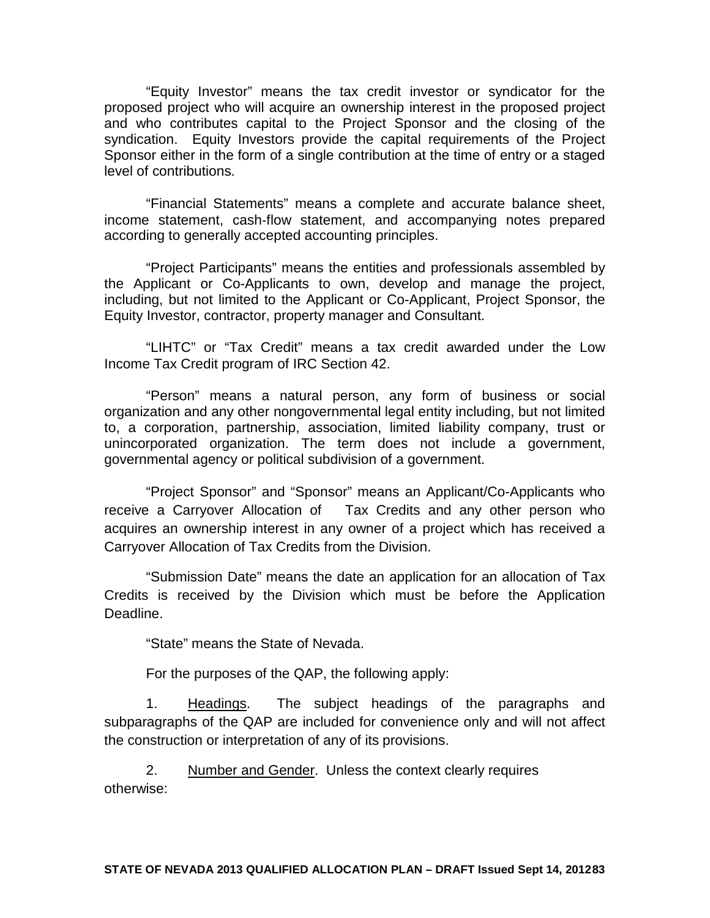"Equity Investor" means the tax credit investor or syndicator for the proposed project who will acquire an ownership interest in the proposed project and who contributes capital to the Project Sponsor and the closing of the syndication. Equity Investors provide the capital requirements of the Project Sponsor either in the form of a single contribution at the time of entry or a staged level of contributions.

"Financial Statements" means a complete and accurate balance sheet, income statement, cash-flow statement, and accompanying notes prepared according to generally accepted accounting principles.

"Project Participants" means the entities and professionals assembled by the Applicant or Co-Applicants to own, develop and manage the project, including, but not limited to the Applicant or Co-Applicant, Project Sponsor, the Equity Investor, contractor, property manager and Consultant.

"LIHTC" or "Tax Credit" means a tax credit awarded under the Low Income Tax Credit program of IRC Section 42.

"Person" means a natural person, any form of business or social organization and any other nongovernmental legal entity including, but not limited to, a corporation, partnership, association, limited liability company, trust or unincorporated organization. The term does not include a government, governmental agency or political subdivision of a government.

"Project Sponsor" and "Sponsor" means an Applicant/Co-Applicants who receive a Carryover Allocation of Tax Credits and any other person who acquires an ownership interest in any owner of a project which has received a Carryover Allocation of Tax Credits from the Division.

"Submission Date" means the date an application for an allocation of Tax Credits is received by the Division which must be before the Application Deadline.

"State" means the State of Nevada.

For the purposes of the QAP, the following apply:

1. Headings. The subject headings of the paragraphs and subparagraphs of the QAP are included for convenience only and will not affect the construction or interpretation of any of its provisions.

2. Number and Gender. Unless the context clearly requires otherwise: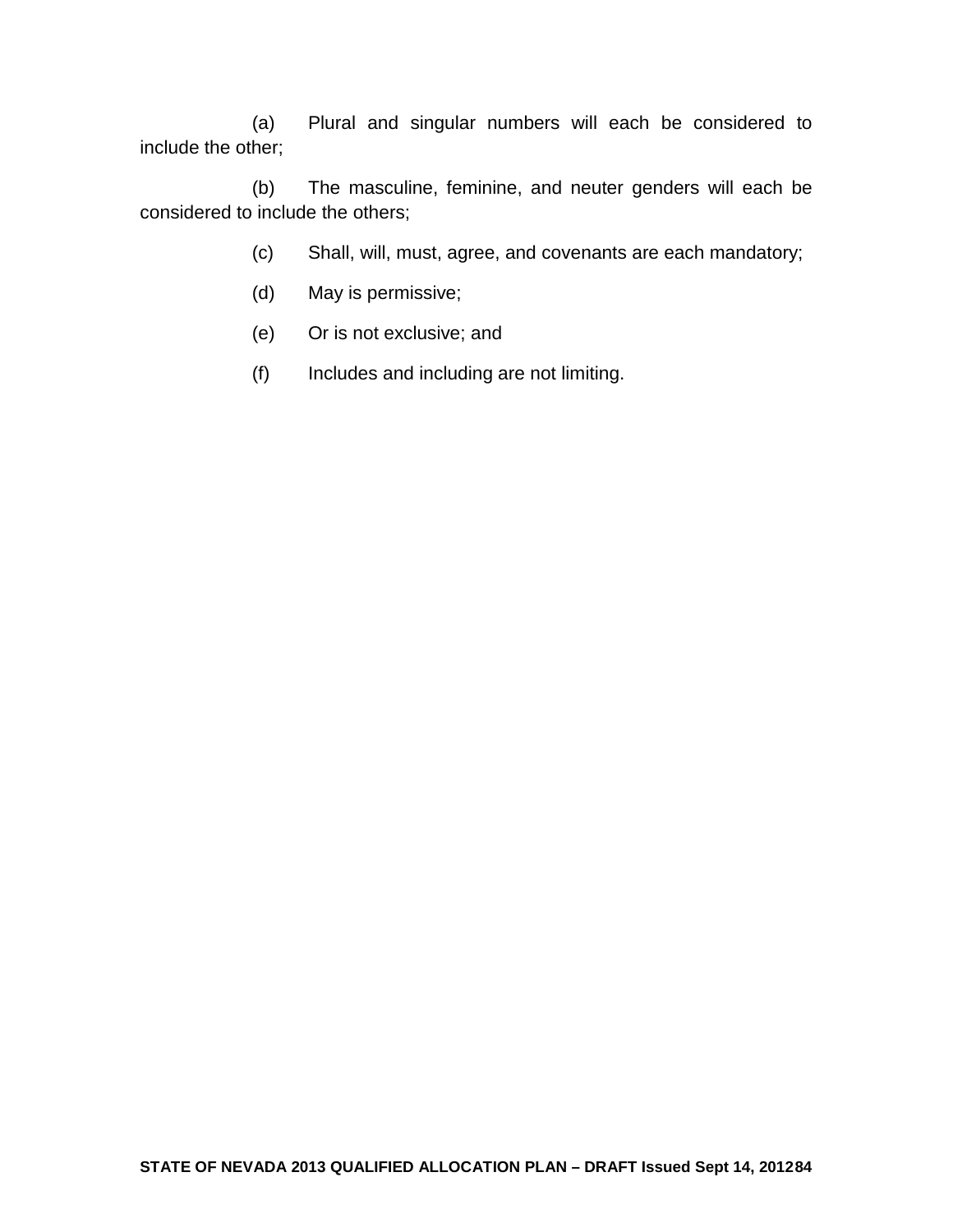(a) Plural and singular numbers will each be considered to include the other;

(b) The masculine, feminine, and neuter genders will each be considered to include the others;

(c) Shall, will, must, agree, and covenants are each mandatory;

(d) May is permissive;

(e) Or is not exclusive; and

(f) Includes and including are not limiting.